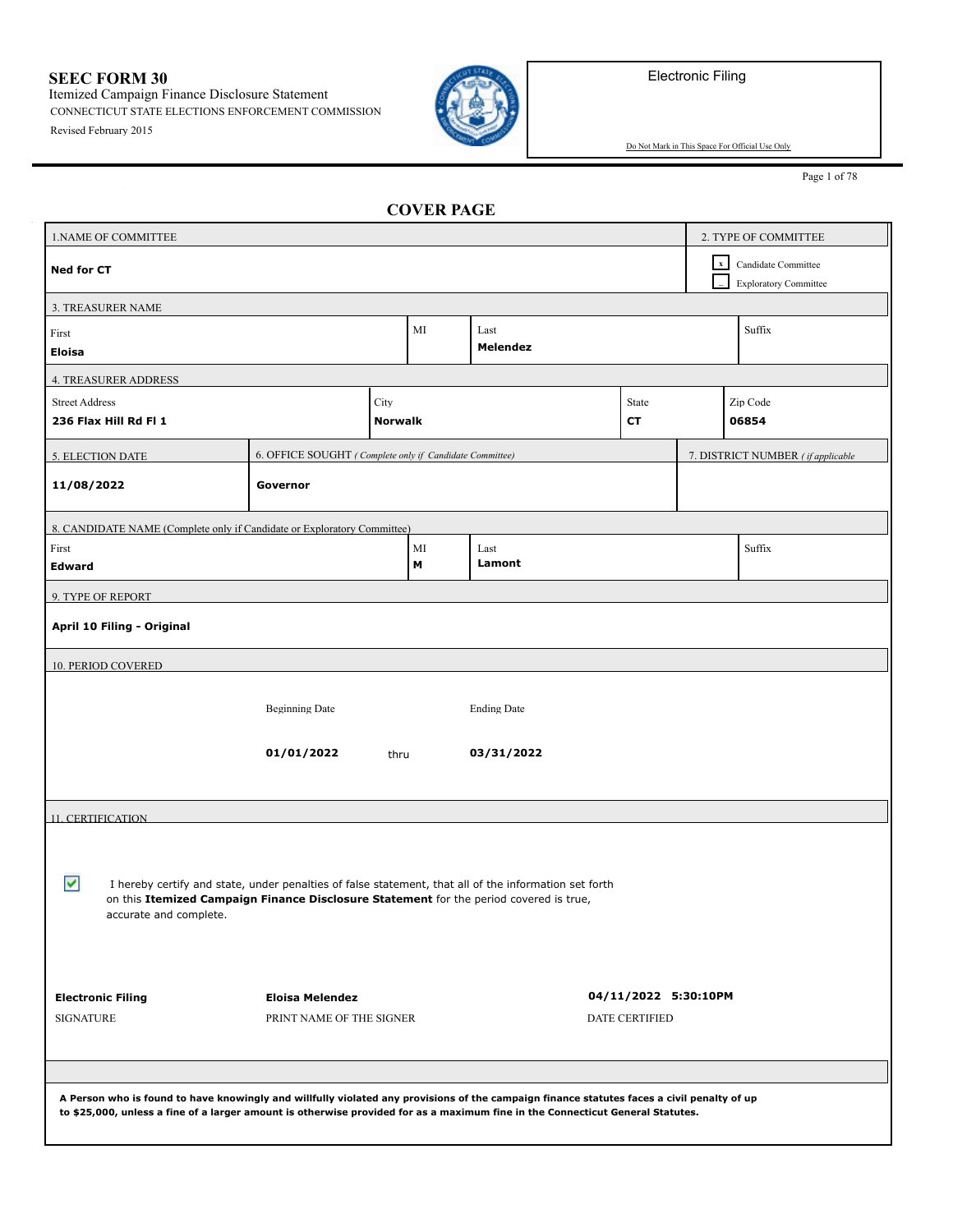**SEEC FORM 30**
Itemized Campaign Finance Disclosure Statement
CONNECTICUT STATE ELECTIONS ENFORCEMENT COMMISSION
Revised February 2015

Electronic Filing

Do Not Mark in This Space For Official Use Only

## COVER PAGE

| 1.NAME OF COMMITTEE | 2. TYPE OF COMMITTEE |
|---|---|
| **Ned for CT** | [x] Candidate Committee<br>[ ] Exploratory Committee |

**3. TREASURER NAME**

| First | MI | Last | Suffix |
|---|---|---|---|
| **Eloisa** | | **Melendez** | |

**4. TREASURER ADDRESS**

| Street Address | City | State | Zip Code |
|---|---|---|---|
| **236 Flax Hill Rd Fl 1** | **Norwalk** | **CT** | **06854** |

| 5. ELECTION DATE | 6. OFFICE SOUGHT *( Complete only if Candidate Committee)* | 7. DISTRICT NUMBER *( if applicable* |
|---|---|---|
| **11/08/2022** | **Governor** | |

**8. CANDIDATE NAME (Complete only if Candidate or Exploratory Committee)**

| First | MI | Last | Suffix |
|---|---|---|---|
| **Edward** | **M** | **Lamont** | |

**9. TYPE OF REPORT**

**April 10 Filing - Original**

**10. PERIOD COVERED**

| Beginning Date | | Ending Date |
|---|---|---|
| **01/01/2022** | thru | **03/31/2022** |

**11. CERTIFICATION**

[x] I hereby certify and state, under penalties of false statement, that all of the information set forth on this **Itemized Campaign Finance Disclosure Statement** for the period covered is true, accurate and complete.

| SIGNATURE | PRINT NAME OF THE SIGNER | DATE CERTIFIED |
|---|---|---|
| **Electronic Filing** | **Eloisa Melendez** | **04/11/2022 5:30:10PM** |

**A Person who is found to have knowingly and willfully violated any provisions of the campaign finance statutes faces a civil penalty of up to $25,000, unless a fine of a larger amount is otherwise provided for as a maximum fine in the Connecticut General Statutes.**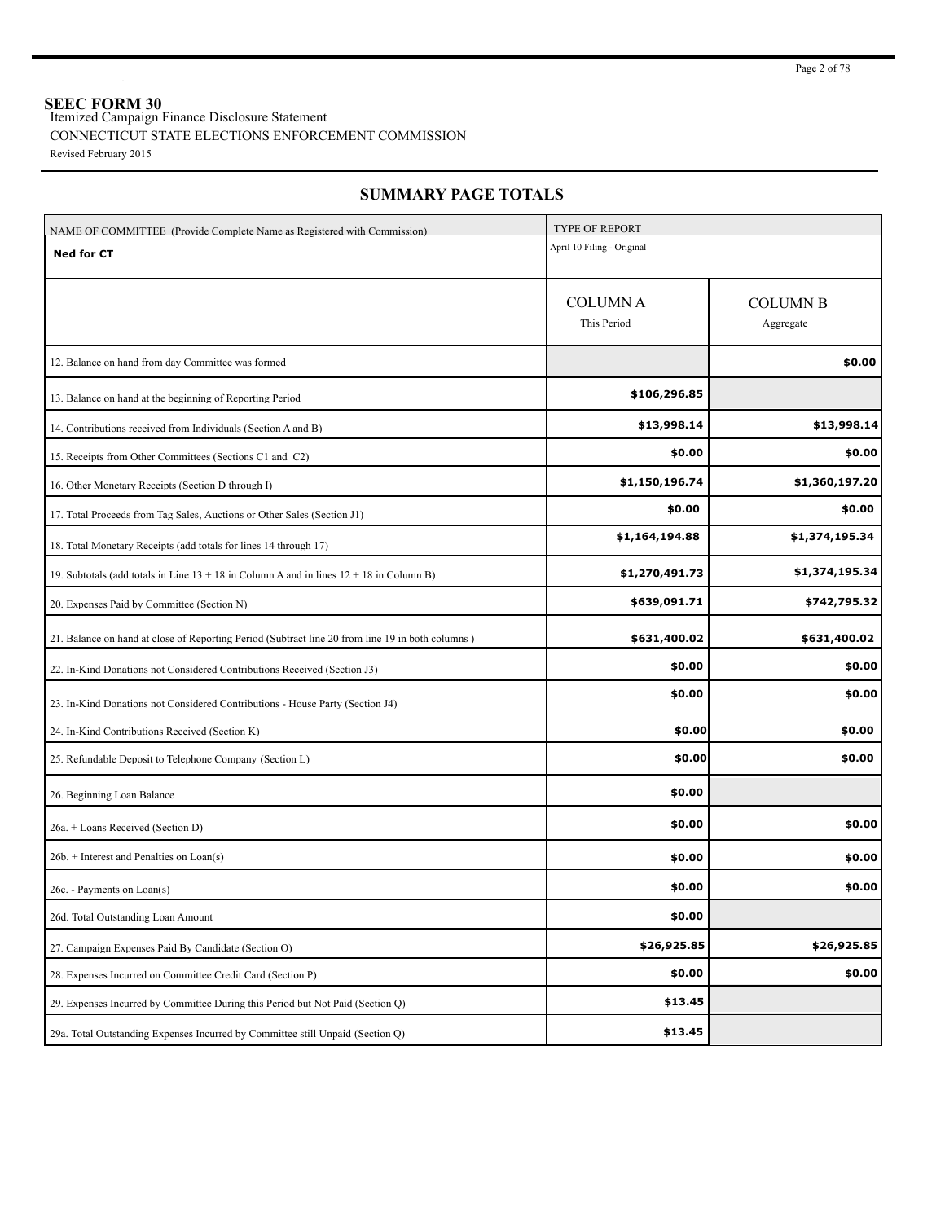# SEEC FORM 30

Itemized Campaign Finance Disclosure Statement

CONNECTICUT STATE ELECTIONS ENFORCEMENT COMMISSION

Revised February 2015

## SUMMARY PAGE TOTALS

| NAME OF COMMITTEE (Provide Complete Name as Registered with Commission) | TYPE OF REPORT | |
|---|---|---|
| **Ned for CT** | April 10 Filing - Original | |
| | COLUMN A<br>This Period | COLUMN B<br>Aggregate |
| 12. Balance on hand from day Committee was formed | | **$0.00** |
| 13. Balance on hand at the beginning of Reporting Period | **$106,296.85** | |
| 14. Contributions received from Individuals (Section A and B) | **$13,998.14** | **$13,998.14** |
| 15. Receipts from Other Committees (Sections C1 and C2) | **$0.00** | **$0.00** |
| 16. Other Monetary Receipts (Section D through I) | **$1,150,196.74** | **$1,360,197.20** |
| 17. Total Proceeds from Tag Sales, Auctions or Other Sales (Section J1) | **$0.00** | **$0.00** |
| 18. Total Monetary Receipts (add totals for lines 14 through 17) | **$1,164,194.88** | **$1,374,195.34** |
| 19. Subtotals (add totals in Line 13 + 18 in Column A and in lines 12 + 18 in Column B) | **$1,270,491.73** | **$1,374,195.34** |
| 20. Expenses Paid by Committee (Section N) | **$639,091.71** | **$742,795.32** |
| 21. Balance on hand at close of Reporting Period (Subtract line 20 from line 19 in both columns ) | **$631,400.02** | **$631,400.02** |
| 22. In-Kind Donations not Considered Contributions Received (Section J3) | **$0.00** | **$0.00** |
| 23. In-Kind Donations not Considered Contributions - House Party (Section J4) | **$0.00** | **$0.00** |
| 24. In-Kind Contributions Received (Section K) | **$0.00** | **$0.00** |
| 25. Refundable Deposit to Telephone Company (Section L) | **$0.00** | **$0.00** |
| 26. Beginning Loan Balance | **$0.00** | |
| 26a. + Loans Received (Section D) | **$0.00** | **$0.00** |
| 26b. + Interest and Penalties on Loan(s) | **$0.00** | **$0.00** |
| 26c. - Payments on Loan(s) | **$0.00** | **$0.00** |
| 26d. Total Outstanding Loan Amount | **$0.00** | |
| 27. Campaign Expenses Paid By Candidate (Section O) | **$26,925.85** | **$26,925.85** |
| 28. Expenses Incurred on Committee Credit Card (Section P) | **$0.00** | **$0.00** |
| 29. Expenses Incurred by Committee During this Period but Not Paid (Section Q) | **$13.45** | |
| 29a. Total Outstanding Expenses Incurred by Committee still Unpaid (Section Q) | **$13.45** | |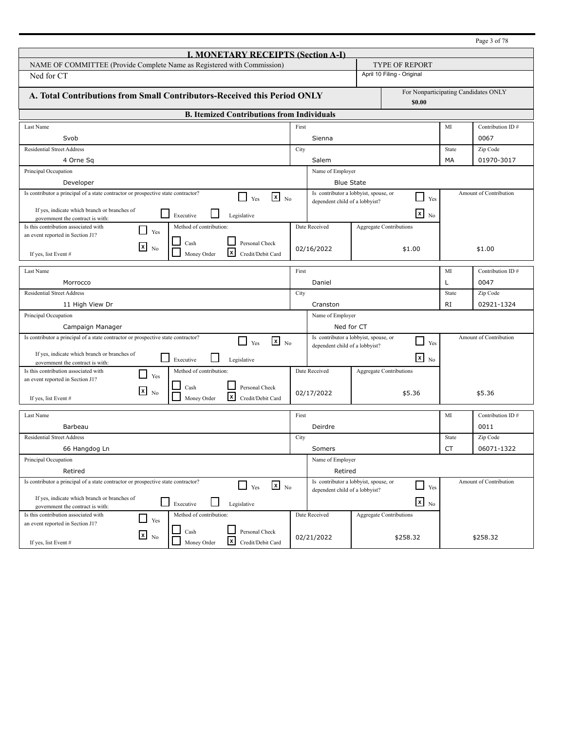## I. MONETARY RECEIPTS (Section A-I)

| NAME OF COMMITTEE (Provide Complete Name as Registered with Commission) | TYPE OF REPORT |
|---|---|
| Ned for CT | April 10 Filing - Original |

### A. Total Contributions from Small Contributors-Received this Period ONLY

For Nonparticipating Candidates ONLY: **$0.00**

### B. Itemized Contributions from Individuals

| Field | Value |
|---|---|
| Last Name | Svob |
| First | Sienna |
| MI | |
| Contribution ID # | 0067 |
| Residential Street Address | 4 Orne Sq |
| City | Salem |
| State | MA |
| Zip Code | 01970-3017 |
| Principal Occupation | Developer |
| Name of Employer | Blue State |
| Is contributor a principal of a state contractor or prospective state contractor? | No |
| If yes, indicate which branch or branches of government the contract is with | |
| Is contributor a lobbyist, spouse, or dependent child of a lobbyist? | No |
| Is this contribution associated with an event reported in Section J1? | No |
| If yes, list Event # | |
| Method of contribution | Credit/Debit Card |
| Date Received | 02/16/2022 |
| Aggregate Contributions | $1.00 |
| Amount of Contribution | $1.00 |

| Field | Value |
|---|---|
| Last Name | Morrocco |
| First | Daniel |
| MI | L |
| Contribution ID # | 0047 |
| Residential Street Address | 11 High View Dr |
| City | Cranston |
| State | RI |
| Zip Code | 02921-1324 |
| Principal Occupation | Campaign Manager |
| Name of Employer | Ned for CT |
| Is contributor a principal of a state contractor or prospective state contractor? | No |
| If yes, indicate which branch or branches of government the contract is with | |
| Is contributor a lobbyist, spouse, or dependent child of a lobbyist? | No |
| Is this contribution associated with an event reported in Section J1? | No |
| If yes, list Event # | |
| Method of contribution | Credit/Debit Card |
| Date Received | 02/17/2022 |
| Aggregate Contributions | $5.36 |
| Amount of Contribution | $5.36 |

| Field | Value |
|---|---|
| Last Name | Barbeau |
| First | Deirdre |
| MI | |
| Contribution ID # | 0011 |
| Residential Street Address | 66 Hangdog Ln |
| City | Somers |
| State | CT |
| Zip Code | 06071-1322 |
| Principal Occupation | Retired |
| Name of Employer | Retired |
| Is contributor a principal of a state contractor or prospective state contractor? | No |
| If yes, indicate which branch or branches of government the contract is with | |
| Is contributor a lobbyist, spouse, or dependent child of a lobbyist? | No |
| Is this contribution associated with an event reported in Section J1? | No |
| If yes, list Event # | |
| Method of contribution | Credit/Debit Card |
| Date Received | 02/21/2022 |
| Aggregate Contributions | $258.32 |
| Amount of Contribution | $258.32 |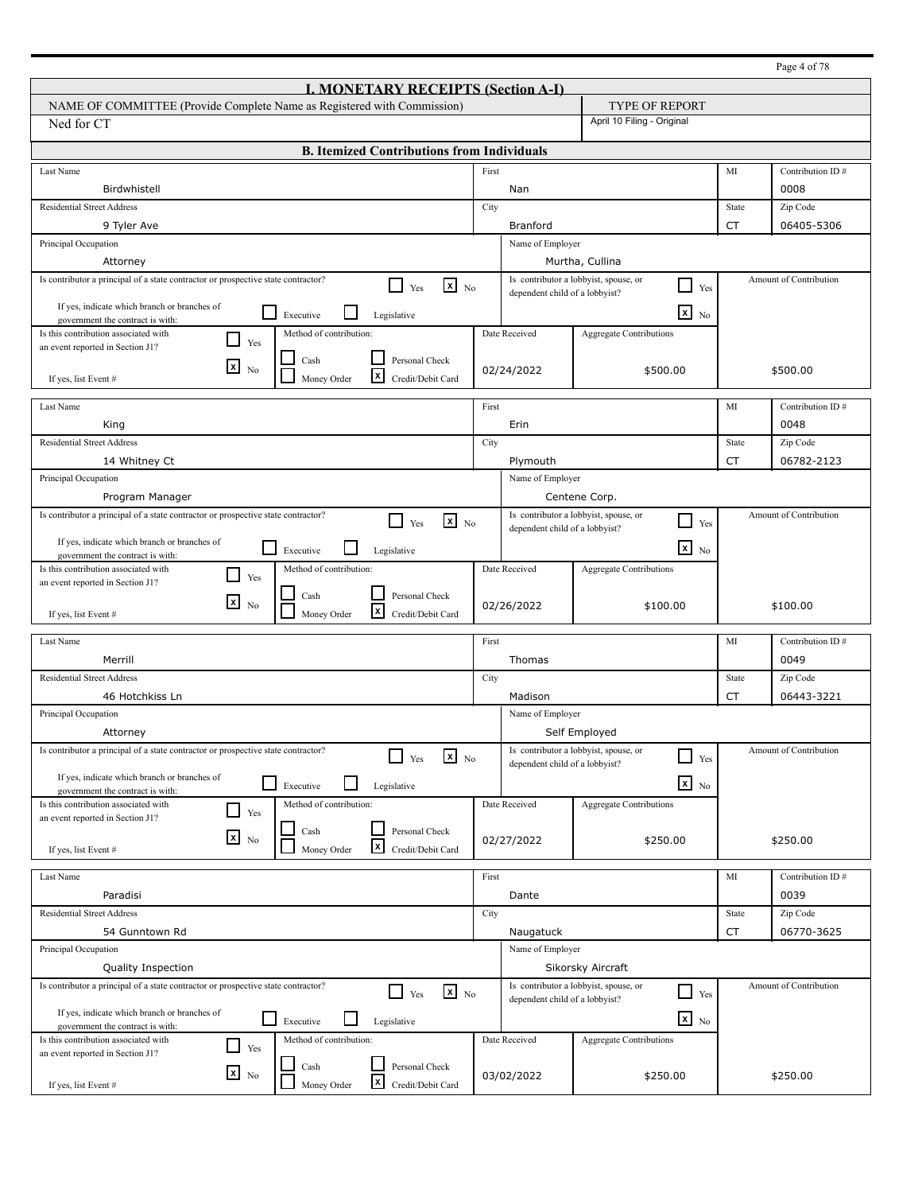# I. MONETARY RECEIPTS (Section A-I)

| NAME OF COMMITTEE (Provide Complete Name as Registered with Commission) | TYPE OF REPORT |
|---|---|
| Ned for CT | April 10 Filing - Original |

## B. Itemized Contributions from Individuals

| Last Name | First | MI | Contribution ID # |
|---|---|---|---|
| Birdwhistell | Nan | | 0008 |
| **Residential Street Address** | **City** | **State** | **Zip Code** |
| 9 Tyler Ave | Branford | CT | 06405-5306 |
| **Principal Occupation** | **Name of Employer** | | |
| Attorney | Murtha, Cullina | | |
| Is contributor a principal of a state contractor or prospective state contractor? [ ] Yes [x] No | Is contributor a lobbyist, spouse, or dependent child of a lobbyist? [ ] Yes [x] No | | Amount of Contribution |
| If yes, indicate which branch or branches of government the contract is with: [ ] Executive [ ] Legislative | | | |
| Is this contribution associated with an event reported in Section J1? [ ] Yes [x] No; If yes, list Event # | Method of contribution: [ ] Cash [ ] Personal Check [ ] Money Order [x] Credit/Debit Card | | |
| **Date Received** | **Aggregate Contributions** | | |
| 02/24/2022 | $500.00 | | $500.00 |

| Last Name | First | MI | Contribution ID # |
|---|---|---|---|
| King | Erin | | 0048 |
| **Residential Street Address** | **City** | **State** | **Zip Code** |
| 14 Whitney Ct | Plymouth | CT | 06782-2123 |
| **Principal Occupation** | **Name of Employer** | | |
| Program Manager | Centene Corp. | | |
| Is contributor a principal of a state contractor or prospective state contractor? [ ] Yes [x] No | Is contributor a lobbyist, spouse, or dependent child of a lobbyist? [ ] Yes [x] No | | Amount of Contribution |
| If yes, indicate which branch or branches of government the contract is with: [ ] Executive [ ] Legislative | | | |
| Is this contribution associated with an event reported in Section J1? [ ] Yes [x] No; If yes, list Event # | Method of contribution: [ ] Cash [ ] Personal Check [ ] Money Order [x] Credit/Debit Card | | |
| **Date Received** | **Aggregate Contributions** | | |
| 02/26/2022 | $100.00 | | $100.00 |

| Last Name | First | MI | Contribution ID # |
|---|---|---|---|
| Merrill | Thomas | | 0049 |
| **Residential Street Address** | **City** | **State** | **Zip Code** |
| 46 Hotchkiss Ln | Madison | CT | 06443-3221 |
| **Principal Occupation** | **Name of Employer** | | |
| Attorney | Self Employed | | |
| Is contributor a principal of a state contractor or prospective state contractor? [ ] Yes [x] No | Is contributor a lobbyist, spouse, or dependent child of a lobbyist? [ ] Yes [x] No | | Amount of Contribution |
| If yes, indicate which branch or branches of government the contract is with: [ ] Executive [ ] Legislative | | | |
| Is this contribution associated with an event reported in Section J1? [ ] Yes [x] No; If yes, list Event # | Method of contribution: [ ] Cash [ ] Personal Check [ ] Money Order [x] Credit/Debit Card | | |
| **Date Received** | **Aggregate Contributions** | | |
| 02/27/2022 | $250.00 | | $250.00 |

| Last Name | First | MI | Contribution ID # |
|---|---|---|---|
| Paradisi | Dante | | 0039 |
| **Residential Street Address** | **City** | **State** | **Zip Code** |
| 54 Gunntown Rd | Naugatuck | CT | 06770-3625 |
| **Principal Occupation** | **Name of Employer** | | |
| Quality Inspection | Sikorsky Aircraft | | |
| Is contributor a principal of a state contractor or prospective state contractor? [ ] Yes [x] No | Is contributor a lobbyist, spouse, or dependent child of a lobbyist? [ ] Yes [x] No | | Amount of Contribution |
| If yes, indicate which branch or branches of government the contract is with: [ ] Executive [ ] Legislative | | | |
| Is this contribution associated with an event reported in Section J1? [ ] Yes [x] No; If yes, list Event # | Method of contribution: [ ] Cash [ ] Personal Check [ ] Money Order [x] Credit/Debit Card | | |
| **Date Received** | **Aggregate Contributions** | | |
| 03/02/2022 | $250.00 | | $250.00 |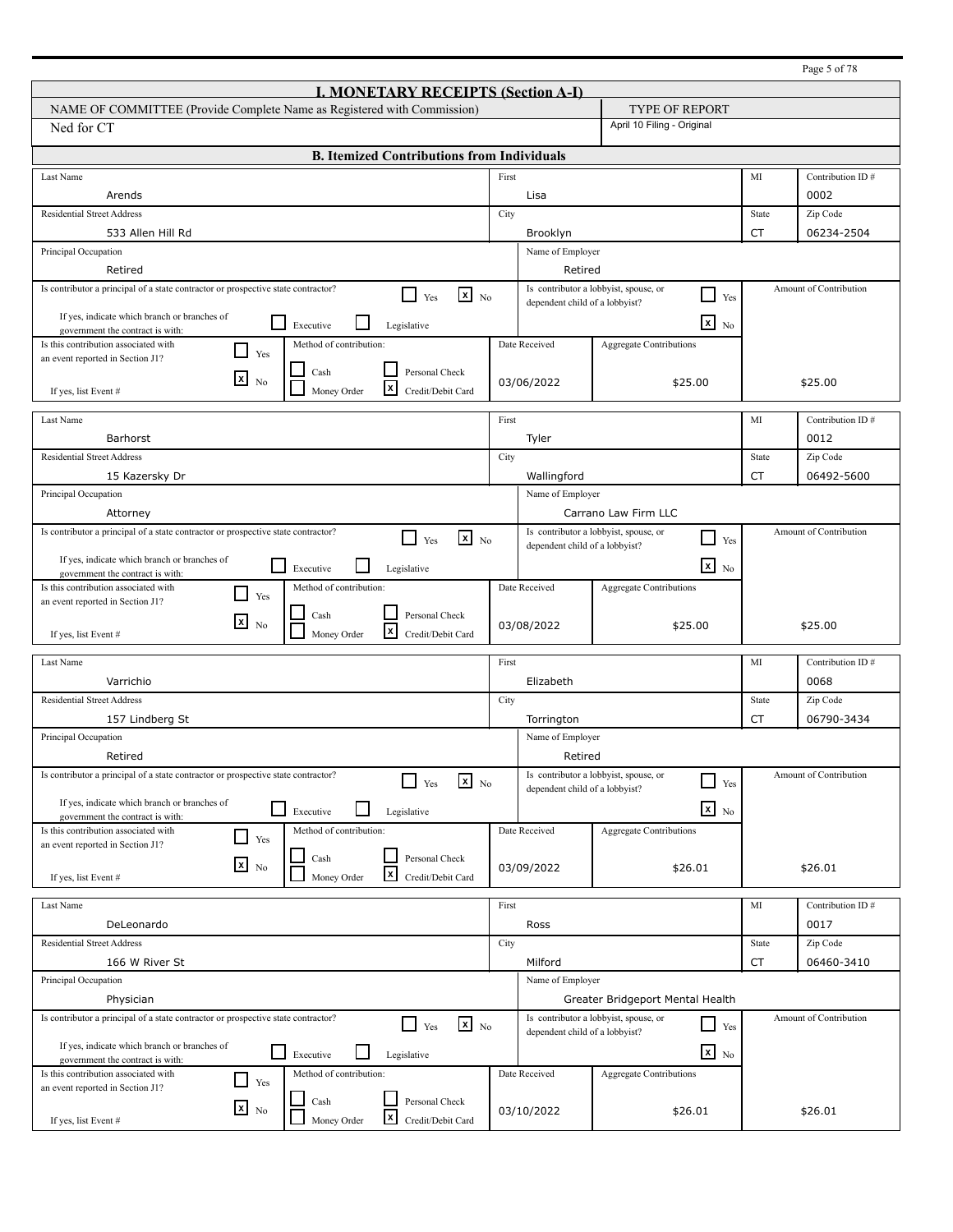## I. MONETARY RECEIPTS (Section A-I)

| NAME OF COMMITTEE (Provide Complete Name as Registered with Commission) | TYPE OF REPORT |
|---|---|
| Ned for CT | April 10 Filing - Original |

### B. Itemized Contributions from Individuals

| Last Name | First | MI | Contribution ID # |
|---|---|---|---|
| Arends | Lisa | | 0002 |
| **Residential Street Address** | **City** | **State** | **Zip Code** |
| 533 Allen Hill Rd | Brooklyn | CT | 06234-2504 |
| **Principal Occupation** | **Name of Employer** | | |
| Retired | Retired | | |
| Is contributor a principal of a state contractor or prospective state contractor? [ ] Yes [x] No | Is contributor a lobbyist, spouse, or dependent child of a lobbyist? [ ] Yes [x] No | | **Amount of Contribution** |
| If yes, indicate which branch or branches of government the contract is with: [ ] Executive [ ] Legislative | | | |
| Is this contribution associated with an event reported in Section J1? [ ] Yes [x] No; If yes, list Event # | Method of contribution: [ ] Cash [ ] Personal Check [ ] Money Order [x] Credit/Debit Card | Date Received: 03/06/2022; Aggregate Contributions: $25.00 | $25.00 |

| Last Name | First | MI | Contribution ID # |
|---|---|---|---|
| Barhorst | Tyler | | 0012 |
| **Residential Street Address** | **City** | **State** | **Zip Code** |
| 15 Kazersky Dr | Wallingford | CT | 06492-5600 |
| **Principal Occupation** | **Name of Employer** | | |
| Attorney | Carrano Law Firm LLC | | |
| Is contributor a principal of a state contractor or prospective state contractor? [ ] Yes [x] No | Is contributor a lobbyist, spouse, or dependent child of a lobbyist? [ ] Yes [x] No | | **Amount of Contribution** |
| If yes, indicate which branch or branches of government the contract is with: [ ] Executive [ ] Legislative | | | |
| Is this contribution associated with an event reported in Section J1? [ ] Yes [x] No; If yes, list Event # | Method of contribution: [ ] Cash [ ] Personal Check [ ] Money Order [x] Credit/Debit Card | Date Received: 03/08/2022; Aggregate Contributions: $25.00 | $25.00 |

| Last Name | First | MI | Contribution ID # |
|---|---|---|---|
| Varrichio | Elizabeth | | 0068 |
| **Residential Street Address** | **City** | **State** | **Zip Code** |
| 157 Lindberg St | Torrington | CT | 06790-3434 |
| **Principal Occupation** | **Name of Employer** | | |
| Retired | Retired | | |
| Is contributor a principal of a state contractor or prospective state contractor? [ ] Yes [x] No | Is contributor a lobbyist, spouse, or dependent child of a lobbyist? [ ] Yes [x] No | | **Amount of Contribution** |
| If yes, indicate which branch or branches of government the contract is with: [ ] Executive [ ] Legislative | | | |
| Is this contribution associated with an event reported in Section J1? [ ] Yes [x] No; If yes, list Event # | Method of contribution: [ ] Cash [ ] Personal Check [ ] Money Order [x] Credit/Debit Card | Date Received: 03/09/2022; Aggregate Contributions: $26.01 | $26.01 |

| Last Name | First | MI | Contribution ID # |
|---|---|---|---|
| DeLeonardo | Ross | | 0017 |
| **Residential Street Address** | **City** | **State** | **Zip Code** |
| 166 W River St | Milford | CT | 06460-3410 |
| **Principal Occupation** | **Name of Employer** | | |
| Physician | Greater Bridgeport Mental Health | | |
| Is contributor a principal of a state contractor or prospective state contractor? [ ] Yes [x] No | Is contributor a lobbyist, spouse, or dependent child of a lobbyist? [ ] Yes [x] No | | **Amount of Contribution** |
| If yes, indicate which branch or branches of government the contract is with: [ ] Executive [ ] Legislative | | | |
| Is this contribution associated with an event reported in Section J1? [ ] Yes [x] No; If yes, list Event # | Method of contribution: [ ] Cash [ ] Personal Check [ ] Money Order [x] Credit/Debit Card | Date Received: 03/10/2022; Aggregate Contributions: $26.01 | $26.01 |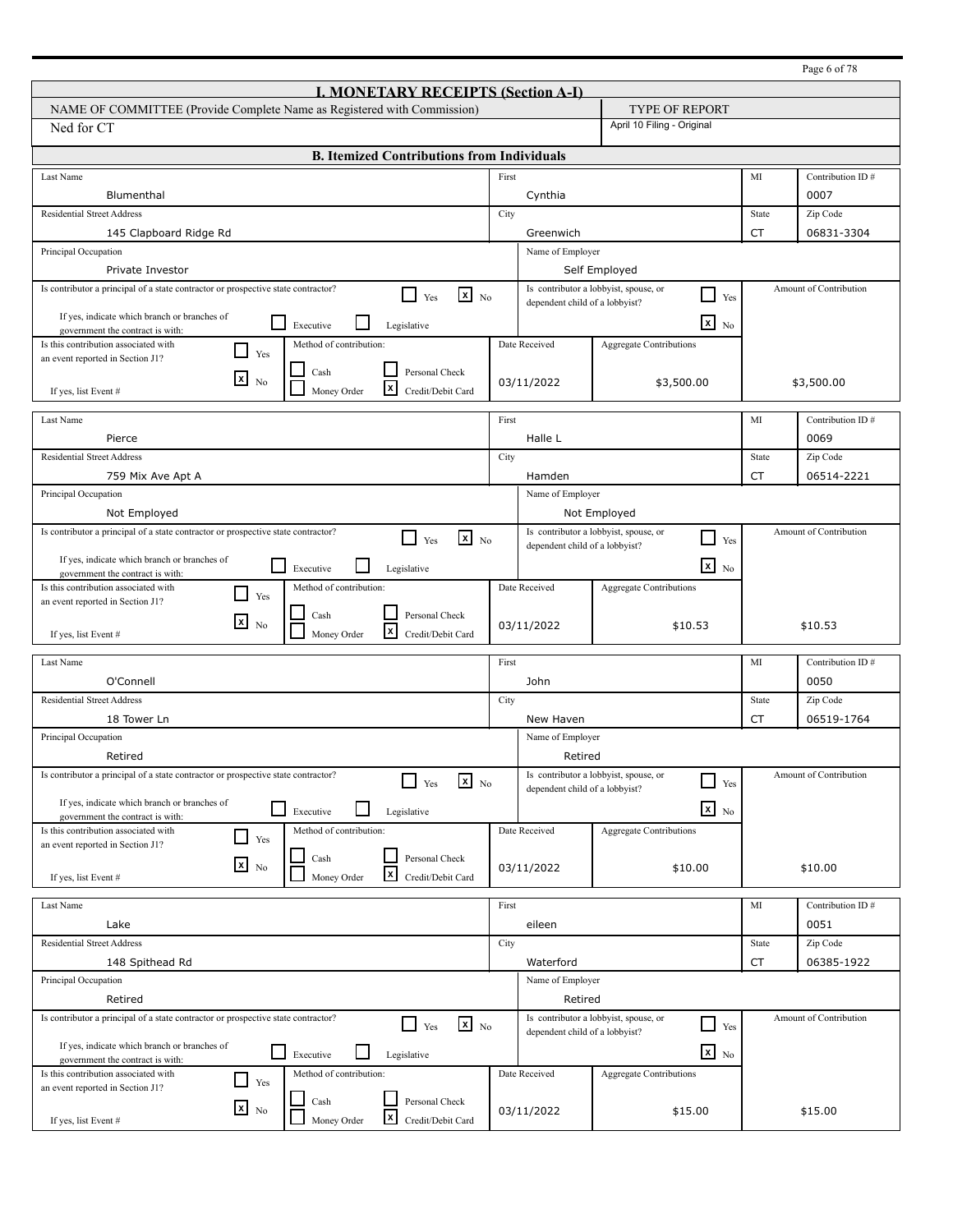## I. MONETARY RECEIPTS (Section A-I)

| NAME OF COMMITTEE (Provide Complete Name as Registered with Commission) | TYPE OF REPORT |
|---|---|
| Ned for CT | April 10 Filing - Original |

### B. Itemized Contributions from Individuals

| Field | Value |
|---|---|
| Last Name | Blumenthal |
| First | Cynthia |
| MI | |
| Contribution ID # | 0007 |
| Residential Street Address | 145 Clapboard Ridge Rd |
| City | Greenwich |
| State | CT |
| Zip Code | 06831-3304 |
| Principal Occupation | Private Investor |
| Name of Employer | Self Employed |
| Is contributor a principal of a state contractor or prospective state contractor? | [ ] Yes [x] No |
| If yes, indicate which branch or branches of government the contract is with: | [ ] Executive [ ] Legislative |
| Is contributor a lobbyist, spouse, or dependent child of a lobbyist? | [ ] Yes [x] No |
| Is this contribution associated with an event reported in Section J1? | [ ] Yes [x] No |
| If yes, list Event # | |
| Method of contribution: | [ ] Cash [ ] Personal Check [ ] Money Order [x] Credit/Debit Card |
| Date Received | 03/11/2022 |
| Aggregate Contributions | $3,500.00 |
| Amount of Contribution | $3,500.00 |

| Field | Value |
|---|---|
| Last Name | Pierce |
| First | Halle L |
| MI | |
| Contribution ID # | 0069 |
| Residential Street Address | 759 Mix Ave Apt A |
| City | Hamden |
| State | CT |
| Zip Code | 06514-2221 |
| Principal Occupation | Not Employed |
| Name of Employer | Not Employed |
| Is contributor a principal of a state contractor or prospective state contractor? | [ ] Yes [x] No |
| If yes, indicate which branch or branches of government the contract is with: | [ ] Executive [ ] Legislative |
| Is contributor a lobbyist, spouse, or dependent child of a lobbyist? | [ ] Yes [x] No |
| Is this contribution associated with an event reported in Section J1? | [ ] Yes [x] No |
| If yes, list Event # | |
| Method of contribution: | [ ] Cash [ ] Personal Check [ ] Money Order [x] Credit/Debit Card |
| Date Received | 03/11/2022 |
| Aggregate Contributions | $10.53 |
| Amount of Contribution | $10.53 |

| Field | Value |
|---|---|
| Last Name | O'Connell |
| First | John |
| MI | |
| Contribution ID # | 0050 |
| Residential Street Address | 18 Tower Ln |
| City | New Haven |
| State | CT |
| Zip Code | 06519-1764 |
| Principal Occupation | Retired |
| Name of Employer | Retired |
| Is contributor a principal of a state contractor or prospective state contractor? | [ ] Yes [x] No |
| If yes, indicate which branch or branches of government the contract is with: | [ ] Executive [ ] Legislative |
| Is contributor a lobbyist, spouse, or dependent child of a lobbyist? | [ ] Yes [x] No |
| Is this contribution associated with an event reported in Section J1? | [ ] Yes [x] No |
| If yes, list Event # | |
| Method of contribution: | [ ] Cash [ ] Personal Check [ ] Money Order [x] Credit/Debit Card |
| Date Received | 03/11/2022 |
| Aggregate Contributions | $10.00 |
| Amount of Contribution | $10.00 |

| Field | Value |
|---|---|
| Last Name | Lake |
| First | eileen |
| MI | |
| Contribution ID # | 0051 |
| Residential Street Address | 148 Spithead Rd |
| City | Waterford |
| State | CT |
| Zip Code | 06385-1922 |
| Principal Occupation | Retired |
| Name of Employer | Retired |
| Is contributor a principal of a state contractor or prospective state contractor? | [ ] Yes [x] No |
| If yes, indicate which branch or branches of government the contract is with: | [ ] Executive [ ] Legislative |
| Is contributor a lobbyist, spouse, or dependent child of a lobbyist? | [ ] Yes [x] No |
| Is this contribution associated with an event reported in Section J1? | [ ] Yes [x] No |
| If yes, list Event # | |
| Method of contribution: | [ ] Cash [ ] Personal Check [ ] Money Order [x] Credit/Debit Card |
| Date Received | 03/11/2022 |
| Aggregate Contributions | $15.00 |
| Amount of Contribution | $15.00 |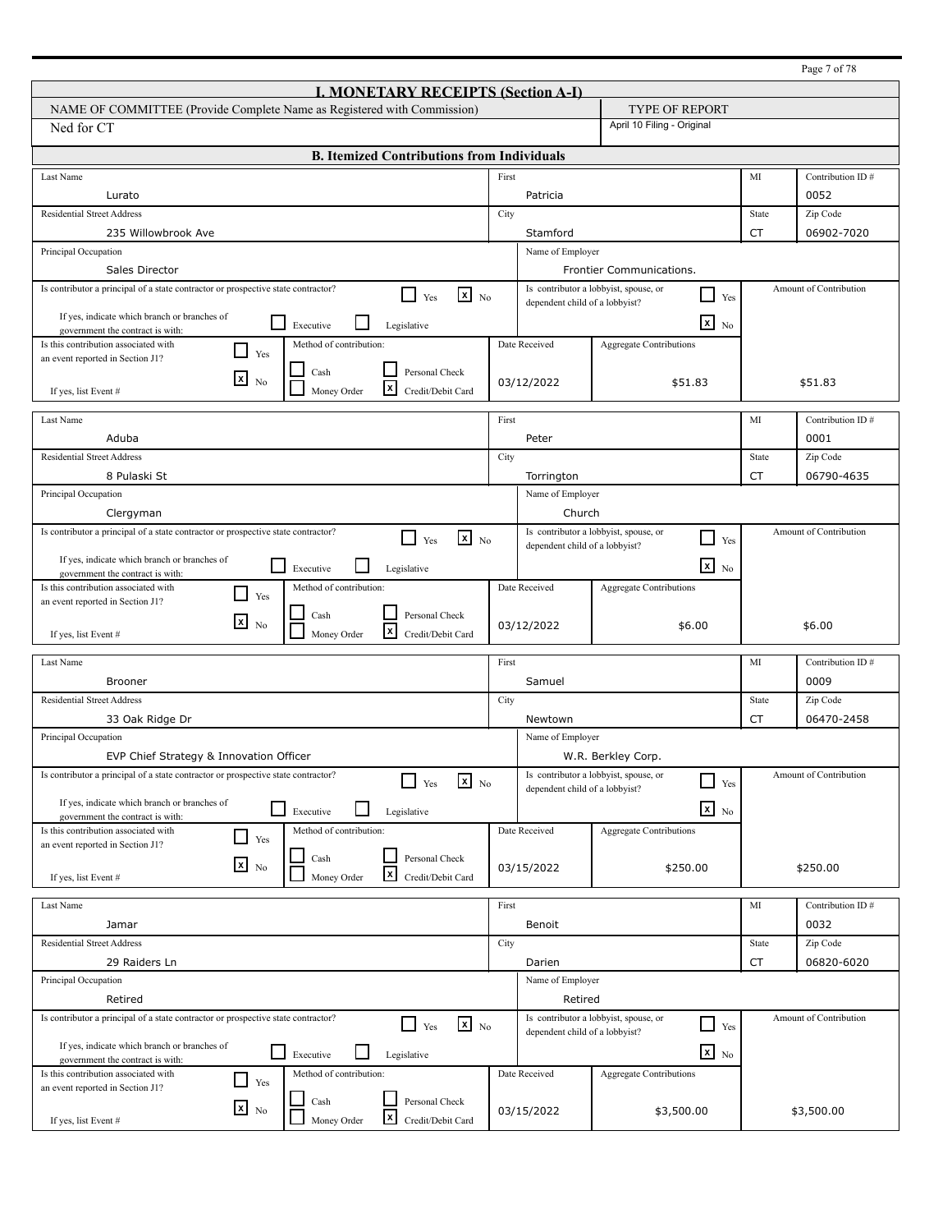## I. MONETARY RECEIPTS (Section A-I)

| NAME OF COMMITTEE (Provide Complete Name as Registered with Commission) | TYPE OF REPORT |
|---|---|
| Ned for CT | April 10 Filing - Original |

### B. Itemized Contributions from Individuals

| Last Name | First | MI | Contribution ID # |
|---|---|---|---|
| Lurato | Patricia | | 0052 |

| Residential Street Address | City | State | Zip Code |
|---|---|---|---|
| 235 Willowbrook Ave | Stamford | CT | 06902-7020 |

| Principal Occupation | Name of Employer |
|---|---|
| Sales Director | Frontier Communications. |

- Is contributor a principal of a state contractor or prospective state contractor? [ ] Yes [x] No
- If yes, indicate which branch or branches of government the contract is with: [ ] Executive [ ] Legislative
- Is contributor a lobbyist, spouse, or dependent child of a lobbyist? [ ] Yes [x] No
- Is this contribution associated with an event reported in Section J1? [ ] Yes [x] No — If yes, list Event #
- Method of contribution: [ ] Cash [ ] Personal Check [ ] Money Order [x] Credit/Debit Card

| Date Received | Aggregate Contributions | Amount of Contribution |
|---|---|---|
| 03/12/2022 | $51.83 | $51.83 |

| Last Name | First | MI | Contribution ID # |
|---|---|---|---|
| Aduba | Peter | | 0001 |

| Residential Street Address | City | State | Zip Code |
|---|---|---|---|
| 8 Pulaski St | Torrington | CT | 06790-4635 |

| Principal Occupation | Name of Employer |
|---|---|
| Clergyman | Church |

- Is contributor a principal of a state contractor or prospective state contractor? [ ] Yes [x] No
- If yes, indicate which branch or branches of government the contract is with: [ ] Executive [ ] Legislative
- Is contributor a lobbyist, spouse, or dependent child of a lobbyist? [ ] Yes [x] No
- Is this contribution associated with an event reported in Section J1? [ ] Yes [x] No — If yes, list Event #
- Method of contribution: [ ] Cash [ ] Personal Check [ ] Money Order [x] Credit/Debit Card

| Date Received | Aggregate Contributions | Amount of Contribution |
|---|---|---|
| 03/12/2022 | $6.00 | $6.00 |

| Last Name | First | MI | Contribution ID # |
|---|---|---|---|
| Brooner | Samuel | | 0009 |

| Residential Street Address | City | State | Zip Code |
|---|---|---|---|
| 33 Oak Ridge Dr | Newtown | CT | 06470-2458 |

| Principal Occupation | Name of Employer |
|---|---|
| EVP Chief Strategy & Innovation Officer | W.R. Berkley Corp. |

- Is contributor a principal of a state contractor or prospective state contractor? [ ] Yes [x] No
- If yes, indicate which branch or branches of government the contract is with: [ ] Executive [ ] Legislative
- Is contributor a lobbyist, spouse, or dependent child of a lobbyist? [ ] Yes [x] No
- Is this contribution associated with an event reported in Section J1? [ ] Yes [x] No — If yes, list Event #
- Method of contribution: [ ] Cash [ ] Personal Check [ ] Money Order [x] Credit/Debit Card

| Date Received | Aggregate Contributions | Amount of Contribution |
|---|---|---|
| 03/15/2022 | $250.00 | $250.00 |

| Last Name | First | MI | Contribution ID # |
|---|---|---|---|
| Jamar | Benoit | | 0032 |

| Residential Street Address | City | State | Zip Code |
|---|---|---|---|
| 29 Raiders Ln | Darien | CT | 06820-6020 |

| Principal Occupation | Name of Employer |
|---|---|
| Retired | Retired |

- Is contributor a principal of a state contractor or prospective state contractor? [ ] Yes [x] No
- If yes, indicate which branch or branches of government the contract is with: [ ] Executive [ ] Legislative
- Is contributor a lobbyist, spouse, or dependent child of a lobbyist? [ ] Yes [x] No
- Is this contribution associated with an event reported in Section J1? [ ] Yes [x] No — If yes, list Event #
- Method of contribution: [ ] Cash [ ] Personal Check [ ] Money Order [x] Credit/Debit Card

| Date Received | Aggregate Contributions | Amount of Contribution |
|---|---|---|
| 03/15/2022 | $3,500.00 | $3,500.00 |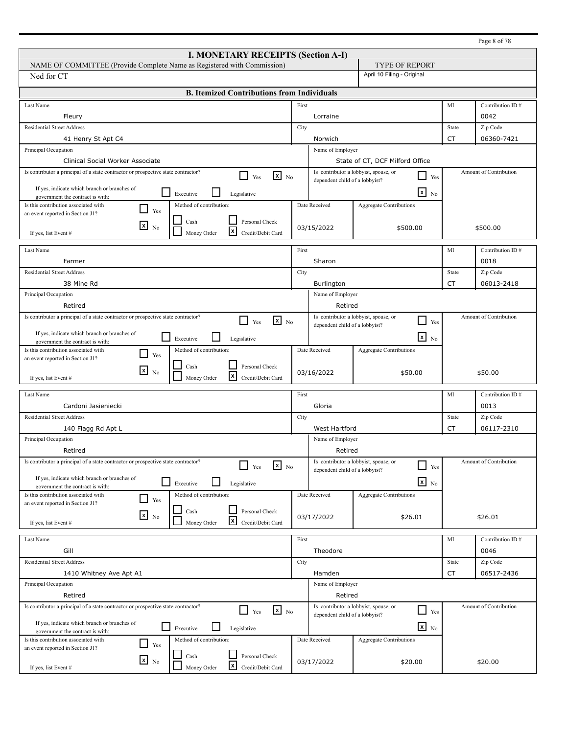## I. MONETARY RECEIPTS (Section A-I)

| NAME OF COMMITTEE (Provide Complete Name as Registered with Commission) | TYPE OF REPORT |
|---|---|
| Ned for CT | April 10 Filing - Original |

### B. Itemized Contributions from Individuals

| Field | Value |
|---|---|
| Last Name | Fleury |
| First | Lorraine |
| MI | |
| Contribution ID # | 0042 |
| Residential Street Address | 41 Henry St Apt C4 |
| City | Norwich |
| State | CT |
| Zip Code | 06360-7421 |
| Principal Occupation | Clinical Social Worker Associate |
| Name of Employer | State of CT, DCF Milford Office |
| Is contributor a principal of a state contractor or prospective state contractor? | [x] No |
| If yes, indicate which branch or branches of government the contract is with: | [ ] Executive [ ] Legislative |
| Is contributor a lobbyist, spouse, or dependent child of a lobbyist? | [x] No |
| Is this contribution associated with an event reported in Section J1? | [x] No |
| If yes, list Event # | |
| Method of contribution | [x] Credit/Debit Card |
| Date Received | 03/15/2022 |
| Aggregate Contributions | $500.00 |
| Amount of Contribution | $500.00 |

| Field | Value |
|---|---|
| Last Name | Farmer |
| First | Sharon |
| MI | |
| Contribution ID # | 0018 |
| Residential Street Address | 38 Mine Rd |
| City | Burlington |
| State | CT |
| Zip Code | 06013-2418 |
| Principal Occupation | Retired |
| Name of Employer | Retired |
| Is contributor a principal of a state contractor or prospective state contractor? | [x] No |
| If yes, indicate which branch or branches of government the contract is with: | [ ] Executive [ ] Legislative |
| Is contributor a lobbyist, spouse, or dependent child of a lobbyist? | [x] No |
| Is this contribution associated with an event reported in Section J1? | [x] No |
| If yes, list Event # | |
| Method of contribution | [x] Credit/Debit Card |
| Date Received | 03/16/2022 |
| Aggregate Contributions | $50.00 |
| Amount of Contribution | $50.00 |

| Field | Value |
|---|---|
| Last Name | Cardoni Jasieniecki |
| First | Gloria |
| MI | |
| Contribution ID # | 0013 |
| Residential Street Address | 140 Flagg Rd Apt L |
| City | West Hartford |
| State | CT |
| Zip Code | 06117-2310 |
| Principal Occupation | Retired |
| Name of Employer | Retired |
| Is contributor a principal of a state contractor or prospective state contractor? | [x] No |
| If yes, indicate which branch or branches of government the contract is with: | [ ] Executive [ ] Legislative |
| Is contributor a lobbyist, spouse, or dependent child of a lobbyist? | [x] No |
| Is this contribution associated with an event reported in Section J1? | [x] No |
| If yes, list Event # | |
| Method of contribution | [x] Credit/Debit Card |
| Date Received | 03/17/2022 |
| Aggregate Contributions | $26.01 |
| Amount of Contribution | $26.01 |

| Field | Value |
|---|---|
| Last Name | Gill |
| First | Theodore |
| MI | |
| Contribution ID # | 0046 |
| Residential Street Address | 1410 Whitney Ave Apt A1 |
| City | Hamden |
| State | CT |
| Zip Code | 06517-2436 |
| Principal Occupation | Retired |
| Name of Employer | Retired |
| Is contributor a principal of a state contractor or prospective state contractor? | [x] No |
| If yes, indicate which branch or branches of government the contract is with: | [ ] Executive [ ] Legislative |
| Is contributor a lobbyist, spouse, or dependent child of a lobbyist? | [x] No |
| Is this contribution associated with an event reported in Section J1? | [x] No |
| If yes, list Event # | |
| Method of contribution | [x] Credit/Debit Card |
| Date Received | 03/17/2022 |
| Aggregate Contributions | $20.00 |
| Amount of Contribution | $20.00 |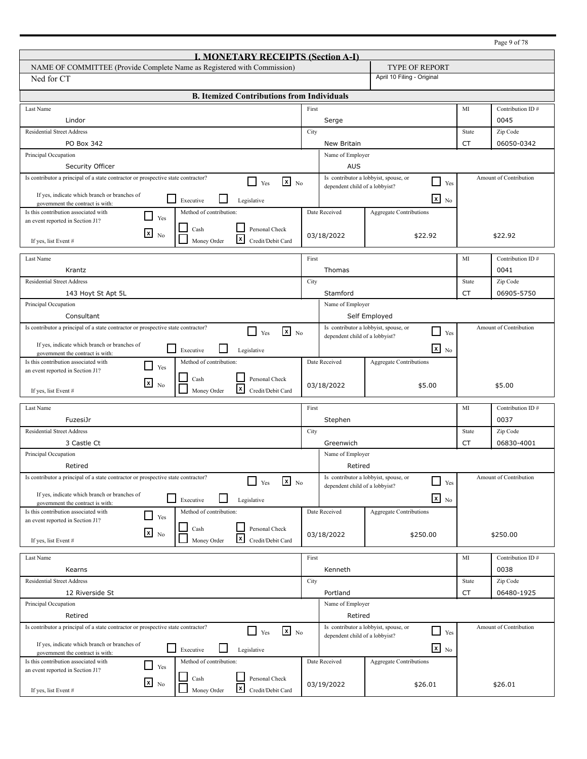## I. MONETARY RECEIPTS (Section A-I)

| NAME OF COMMITTEE (Provide Complete Name as Registered with Commission) | TYPE OF REPORT |
|---|---|
| Ned for CT | April 10 Filing - Original |

### B. Itemized Contributions from Individuals

| Field | Value |
|---|---|
| Last Name | Lindor |
| First | Serge |
| MI | |
| Contribution ID # | 0045 |
| Residential Street Address | PO Box 342 |
| City | New Britain |
| State | CT |
| Zip Code | 06050-0342 |
| Principal Occupation | Security Officer |
| Name of Employer | AUS |
| Is contributor a principal of a state contractor or prospective state contractor? | No |
| If yes, indicate which branch or branches of government the contract is with | |
| Is contributor a lobbyist, spouse, or dependent child of a lobbyist? | No |
| Is this contribution associated with an event reported in Section J1? | No |
| If yes, list Event # | |
| Method of contribution | Credit/Debit Card |
| Date Received | 03/18/2022 |
| Aggregate Contributions | $22.92 |
| Amount of Contribution | $22.92 |

| Field | Value |
|---|---|
| Last Name | Krantz |
| First | Thomas |
| MI | |
| Contribution ID # | 0041 |
| Residential Street Address | 143 Hoyt St Apt 5L |
| City | Stamford |
| State | CT |
| Zip Code | 06905-5750 |
| Principal Occupation | Consultant |
| Name of Employer | Self Employed |
| Is contributor a principal of a state contractor or prospective state contractor? | No |
| If yes, indicate which branch or branches of government the contract is with | |
| Is contributor a lobbyist, spouse, or dependent child of a lobbyist? | No |
| Is this contribution associated with an event reported in Section J1? | No |
| If yes, list Event # | |
| Method of contribution | Credit/Debit Card |
| Date Received | 03/18/2022 |
| Aggregate Contributions | $5.00 |
| Amount of Contribution | $5.00 |

| Field | Value |
|---|---|
| Last Name | FuzesiJr |
| First | Stephen |
| MI | |
| Contribution ID # | 0037 |
| Residential Street Address | 3 Castle Ct |
| City | Greenwich |
| State | CT |
| Zip Code | 06830-4001 |
| Principal Occupation | Retired |
| Name of Employer | Retired |
| Is contributor a principal of a state contractor or prospective state contractor? | No |
| If yes, indicate which branch or branches of government the contract is with | |
| Is contributor a lobbyist, spouse, or dependent child of a lobbyist? | No |
| Is this contribution associated with an event reported in Section J1? | No |
| If yes, list Event # | |
| Method of contribution | Credit/Debit Card |
| Date Received | 03/18/2022 |
| Aggregate Contributions | $250.00 |
| Amount of Contribution | $250.00 |

| Field | Value |
|---|---|
| Last Name | Kearns |
| First | Kenneth |
| MI | |
| Contribution ID # | 0038 |
| Residential Street Address | 12 Riverside St |
| City | Portland |
| State | CT |
| Zip Code | 06480-1925 |
| Principal Occupation | Retired |
| Name of Employer | Retired |
| Is contributor a principal of a state contractor or prospective state contractor? | No |
| If yes, indicate which branch or branches of government the contract is with | |
| Is contributor a lobbyist, spouse, or dependent child of a lobbyist? | No |
| Is this contribution associated with an event reported in Section J1? | No |
| If yes, list Event # | |
| Method of contribution | Credit/Debit Card |
| Date Received | 03/19/2022 |
| Aggregate Contributions | $26.01 |
| Amount of Contribution | $26.01 |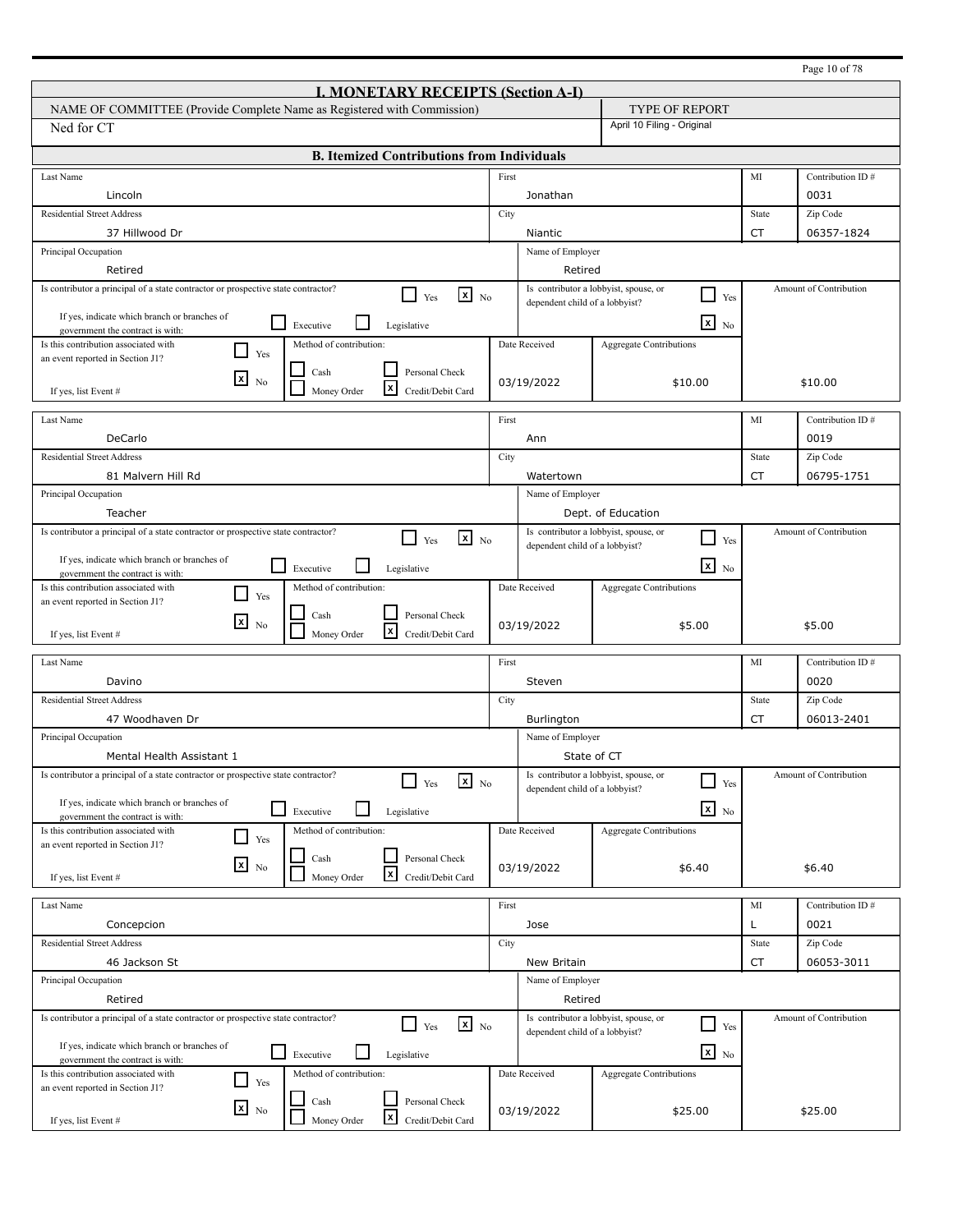## I. MONETARY RECEIPTS (Section A-I)

| NAME OF COMMITTEE (Provide Complete Name as Registered with Commission) | TYPE OF REPORT |
|---|---|
| Ned for CT | April 10 Filing - Original |

### B. Itemized Contributions from Individuals

| Field | Value |
|---|---|
| Last Name | Lincoln |
| First | Jonathan |
| MI | |
| Contribution ID # | 0031 |
| Residential Street Address | 37 Hillwood Dr |
| City | Niantic |
| State | CT |
| Zip Code | 06357-1824 |
| Principal Occupation | Retired |
| Name of Employer | Retired |
| Is contributor a principal of a state contractor or prospective state contractor? | [ ] Yes [x] No |
| If yes, indicate which branch or branches of government the contract is with: | [ ] Executive [ ] Legislative |
| Is contributor a lobbyist, spouse, or dependent child of a lobbyist? | [ ] Yes [x] No |
| Is this contribution associated with an event reported in Section J1? | [ ] Yes [x] No |
| If yes, list Event # | |
| Method of contribution | [ ] Cash [ ] Personal Check [ ] Money Order [x] Credit/Debit Card |
| Date Received | 03/19/2022 |
| Aggregate Contributions | $10.00 |
| Amount of Contribution | $10.00 |

| Field | Value |
|---|---|
| Last Name | DeCarlo |
| First | Ann |
| MI | |
| Contribution ID # | 0019 |
| Residential Street Address | 81 Malvern Hill Rd |
| City | Watertown |
| State | CT |
| Zip Code | 06795-1751 |
| Principal Occupation | Teacher |
| Name of Employer | Dept. of Education |
| Is contributor a principal of a state contractor or prospective state contractor? | [ ] Yes [x] No |
| If yes, indicate which branch or branches of government the contract is with: | [ ] Executive [ ] Legislative |
| Is contributor a lobbyist, spouse, or dependent child of a lobbyist? | [ ] Yes [x] No |
| Is this contribution associated with an event reported in Section J1? | [ ] Yes [x] No |
| If yes, list Event # | |
| Method of contribution | [ ] Cash [ ] Personal Check [ ] Money Order [x] Credit/Debit Card |
| Date Received | 03/19/2022 |
| Aggregate Contributions | $5.00 |
| Amount of Contribution | $5.00 |

| Field | Value |
|---|---|
| Last Name | Davino |
| First | Steven |
| MI | |
| Contribution ID # | 0020 |
| Residential Street Address | 47 Woodhaven Dr |
| City | Burlington |
| State | CT |
| Zip Code | 06013-2401 |
| Principal Occupation | Mental Health Assistant 1 |
| Name of Employer | State of CT |
| Is contributor a principal of a state contractor or prospective state contractor? | [ ] Yes [x] No |
| If yes, indicate which branch or branches of government the contract is with: | [ ] Executive [ ] Legislative |
| Is contributor a lobbyist, spouse, or dependent child of a lobbyist? | [ ] Yes [x] No |
| Is this contribution associated with an event reported in Section J1? | [ ] Yes [x] No |
| If yes, list Event # | |
| Method of contribution | [ ] Cash [ ] Personal Check [ ] Money Order [x] Credit/Debit Card |
| Date Received | 03/19/2022 |
| Aggregate Contributions | $6.40 |
| Amount of Contribution | $6.40 |

| Field | Value |
|---|---|
| Last Name | Concepcion |
| First | Jose |
| MI | L |
| Contribution ID # | 0021 |
| Residential Street Address | 46 Jackson St |
| City | New Britain |
| State | CT |
| Zip Code | 06053-3011 |
| Principal Occupation | Retired |
| Name of Employer | Retired |
| Is contributor a principal of a state contractor or prospective state contractor? | [ ] Yes [x] No |
| If yes, indicate which branch or branches of government the contract is with: | [ ] Executive [ ] Legislative |
| Is contributor a lobbyist, spouse, or dependent child of a lobbyist? | [ ] Yes [x] No |
| Is this contribution associated with an event reported in Section J1? | [ ] Yes [x] No |
| If yes, list Event # | |
| Method of contribution | [ ] Cash [ ] Personal Check [ ] Money Order [x] Credit/Debit Card |
| Date Received | 03/19/2022 |
| Aggregate Contributions | $25.00 |
| Amount of Contribution | $25.00 |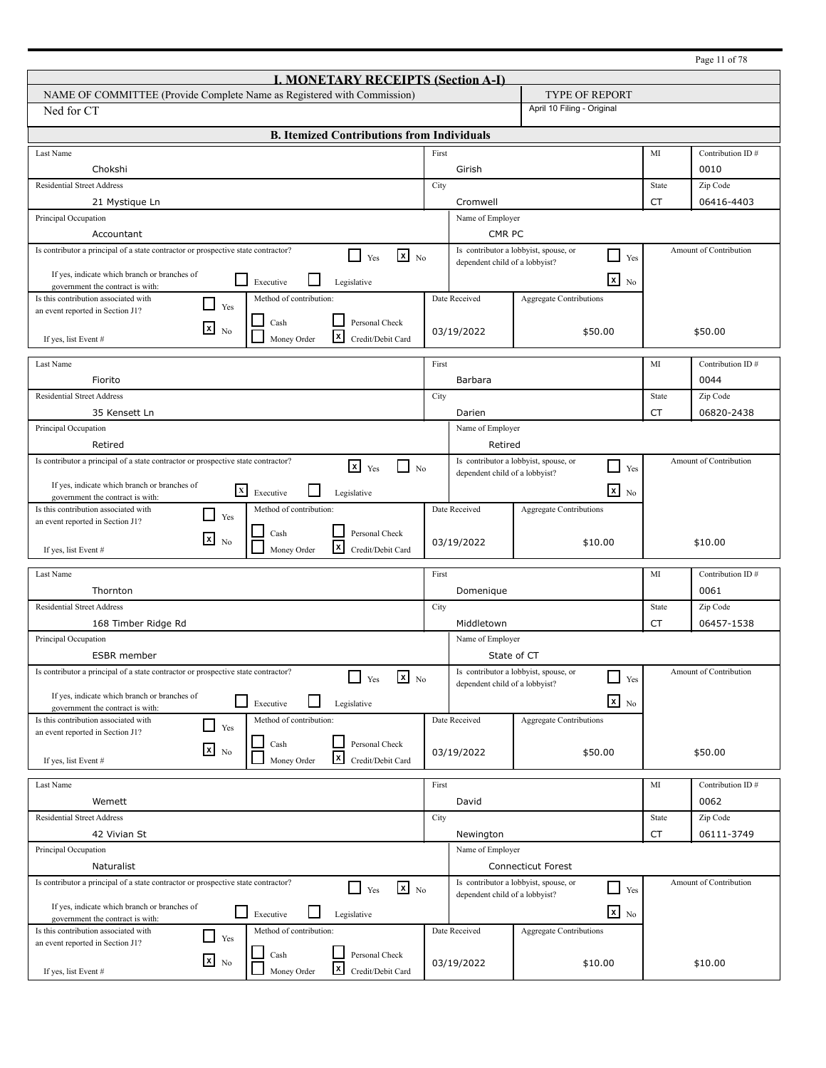# I. MONETARY RECEIPTS (Section A-I)

| NAME OF COMMITTEE (Provide Complete Name as Registered with Commission) | TYPE OF REPORT |
|---|---|
| Ned for CT | April 10 Filing - Original |

## B. Itemized Contributions from Individuals

| Field | Value |
|---|---|
| Last Name | Chokshi |
| First | Girish |
| MI | |
| Contribution ID # | 0010 |
| Residential Street Address | 21 Mystique Ln |
| City | Cromwell |
| State | CT |
| Zip Code | 06416-4403 |
| Principal Occupation | Accountant |
| Name of Employer | CMR PC |
| Is contributor a principal of a state contractor or prospective state contractor? | No |
| If yes, indicate which branch or branches of government the contract is with | |
| Is contributor a lobbyist, spouse, or dependent child of a lobbyist? | No |
| Is this contribution associated with an event reported in Section J1? | No |
| If yes, list Event # | |
| Method of contribution | Credit/Debit Card |
| Date Received | 03/19/2022 |
| Aggregate Contributions | $50.00 |
| Amount of Contribution | $50.00 |

| Field | Value |
|---|---|
| Last Name | Fiorito |
| First | Barbara |
| MI | |
| Contribution ID # | 0044 |
| Residential Street Address | 35 Kensett Ln |
| City | Darien |
| State | CT |
| Zip Code | 06820-2438 |
| Principal Occupation | Retired |
| Name of Employer | Retired |
| Is contributor a principal of a state contractor or prospective state contractor? | Yes |
| If yes, indicate which branch or branches of government the contract is with | Executive |
| Is contributor a lobbyist, spouse, or dependent child of a lobbyist? | No |
| Is this contribution associated with an event reported in Section J1? | No |
| If yes, list Event # | |
| Method of contribution | Credit/Debit Card |
| Date Received | 03/19/2022 |
| Aggregate Contributions | $10.00 |
| Amount of Contribution | $10.00 |

| Field | Value |
|---|---|
| Last Name | Thornton |
| First | Domenique |
| MI | |
| Contribution ID # | 0061 |
| Residential Street Address | 168 Timber Ridge Rd |
| City | Middletown |
| State | CT |
| Zip Code | 06457-1538 |
| Principal Occupation | ESBR member |
| Name of Employer | State of CT |
| Is contributor a principal of a state contractor or prospective state contractor? | No |
| If yes, indicate which branch or branches of government the contract is with | |
| Is contributor a lobbyist, spouse, or dependent child of a lobbyist? | No |
| Is this contribution associated with an event reported in Section J1? | No |
| If yes, list Event # | |
| Method of contribution | Credit/Debit Card |
| Date Received | 03/19/2022 |
| Aggregate Contributions | $50.00 |
| Amount of Contribution | $50.00 |

| Field | Value |
|---|---|
| Last Name | Wemett |
| First | David |
| MI | |
| Contribution ID # | 0062 |
| Residential Street Address | 42 Vivian St |
| City | Newington |
| State | CT |
| Zip Code | 06111-3749 |
| Principal Occupation | Naturalist |
| Name of Employer | Connecticut Forest |
| Is contributor a principal of a state contractor or prospective state contractor? | No |
| If yes, indicate which branch or branches of government the contract is with | |
| Is contributor a lobbyist, spouse, or dependent child of a lobbyist? | No |
| Is this contribution associated with an event reported in Section J1? | No |
| If yes, list Event # | |
| Method of contribution | Credit/Debit Card |
| Date Received | 03/19/2022 |
| Aggregate Contributions | $10.00 |
| Amount of Contribution | $10.00 |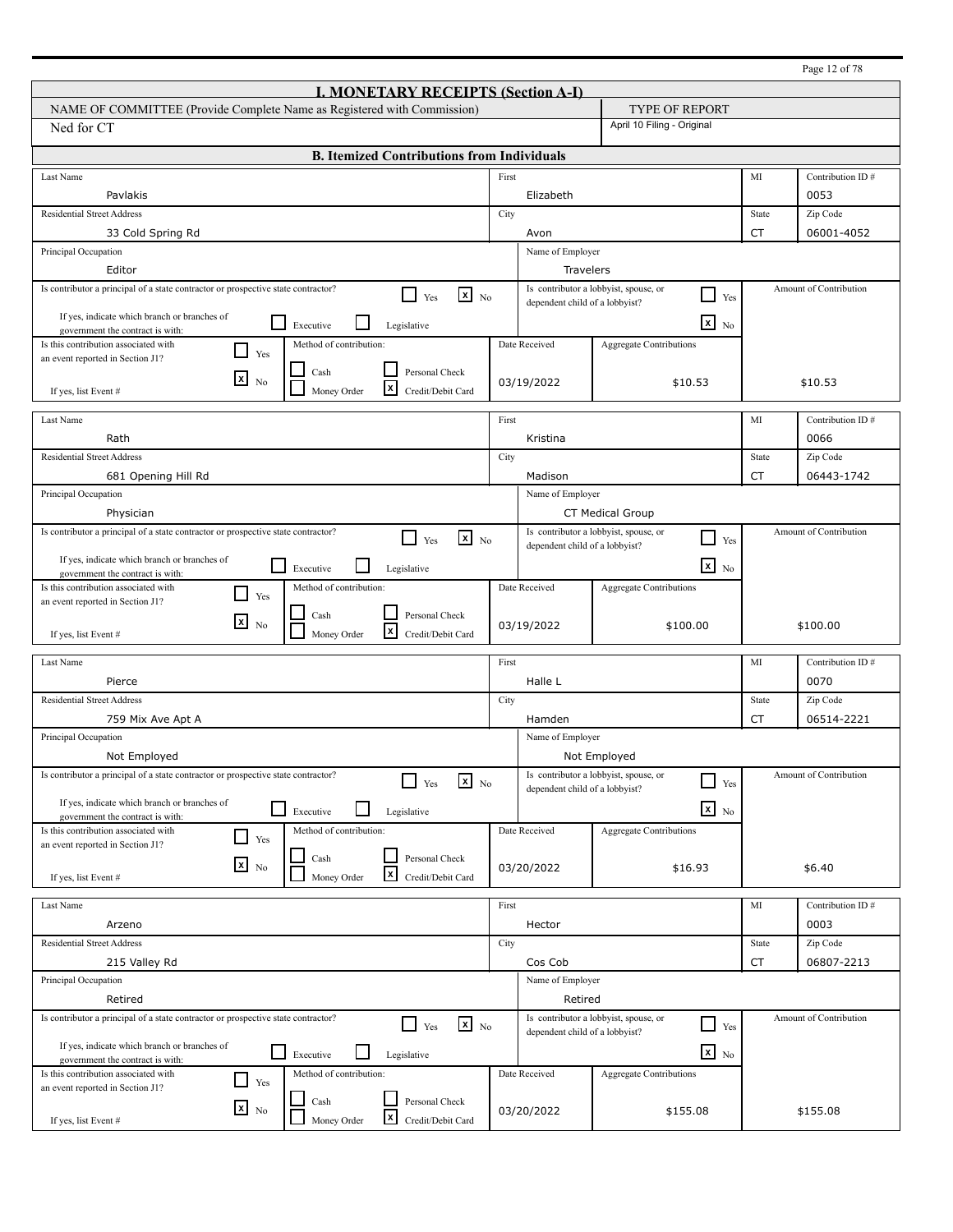# I. MONETARY RECEIPTS (Section A-I)

| NAME OF COMMITTEE (Provide Complete Name as Registered with Commission) | TYPE OF REPORT |
|---|---|
| Ned for CT | April 10 Filing - Original |

## B. Itemized Contributions from Individuals

| Field | Value |
|---|---|
| Last Name | Pavlakis |
| First | Elizabeth |
| MI | |
| Contribution ID # | 0053 |
| Residential Street Address | 33 Cold Spring Rd |
| City | Avon |
| State | CT |
| Zip Code | 06001-4052 |
| Principal Occupation | Editor |
| Name of Employer | Travelers |
| Is contributor a principal of a state contractor or prospective state contractor? | [ ] Yes [x] No |
| If yes, indicate which branch or branches of government the contract is with: | [ ] Executive [ ] Legislative |
| Is contributor a lobbyist, spouse, or dependent child of a lobbyist? | [ ] Yes [x] No |
| Is this contribution associated with an event reported in Section J1? | [ ] Yes [x] No |
| If yes, list Event # | |
| Method of contribution: | [ ] Cash [ ] Personal Check [ ] Money Order [x] Credit/Debit Card |
| Date Received | 03/19/2022 |
| Aggregate Contributions | $10.53 |
| Amount of Contribution | $10.53 |

| Field | Value |
|---|---|
| Last Name | Rath |
| First | Kristina |
| MI | |
| Contribution ID # | 0066 |
| Residential Street Address | 681 Opening Hill Rd |
| City | Madison |
| State | CT |
| Zip Code | 06443-1742 |
| Principal Occupation | Physician |
| Name of Employer | CT Medical Group |
| Is contributor a principal of a state contractor or prospective state contractor? | [ ] Yes [x] No |
| If yes, indicate which branch or branches of government the contract is with: | [ ] Executive [ ] Legislative |
| Is contributor a lobbyist, spouse, or dependent child of a lobbyist? | [ ] Yes [x] No |
| Is this contribution associated with an event reported in Section J1? | [ ] Yes [x] No |
| If yes, list Event # | |
| Method of contribution: | [ ] Cash [ ] Personal Check [ ] Money Order [x] Credit/Debit Card |
| Date Received | 03/19/2022 |
| Aggregate Contributions | $100.00 |
| Amount of Contribution | $100.00 |

| Field | Value |
|---|---|
| Last Name | Pierce |
| First | Halle L |
| MI | |
| Contribution ID # | 0070 |
| Residential Street Address | 759 Mix Ave Apt A |
| City | Hamden |
| State | CT |
| Zip Code | 06514-2221 |
| Principal Occupation | Not Employed |
| Name of Employer | Not Employed |
| Is contributor a principal of a state contractor or prospective state contractor? | [ ] Yes [x] No |
| If yes, indicate which branch or branches of government the contract is with: | [ ] Executive [ ] Legislative |
| Is contributor a lobbyist, spouse, or dependent child of a lobbyist? | [ ] Yes [x] No |
| Is this contribution associated with an event reported in Section J1? | [ ] Yes [x] No |
| If yes, list Event # | |
| Method of contribution: | [ ] Cash [ ] Personal Check [ ] Money Order [x] Credit/Debit Card |
| Date Received | 03/20/2022 |
| Aggregate Contributions | $16.93 |
| Amount of Contribution | $6.40 |

| Field | Value |
|---|---|
| Last Name | Arzeno |
| First | Hector |
| MI | |
| Contribution ID # | 0003 |
| Residential Street Address | 215 Valley Rd |
| City | Cos Cob |
| State | CT |
| Zip Code | 06807-2213 |
| Principal Occupation | Retired |
| Name of Employer | Retired |
| Is contributor a principal of a state contractor or prospective state contractor? | [ ] Yes [x] No |
| If yes, indicate which branch or branches of government the contract is with: | [ ] Executive [ ] Legislative |
| Is contributor a lobbyist, spouse, or dependent child of a lobbyist? | [ ] Yes [x] No |
| Is this contribution associated with an event reported in Section J1? | [ ] Yes [x] No |
| If yes, list Event # | |
| Method of contribution: | [ ] Cash [ ] Personal Check [ ] Money Order [x] Credit/Debit Card |
| Date Received | 03/20/2022 |
| Aggregate Contributions | $155.08 |
| Amount of Contribution | $155.08 |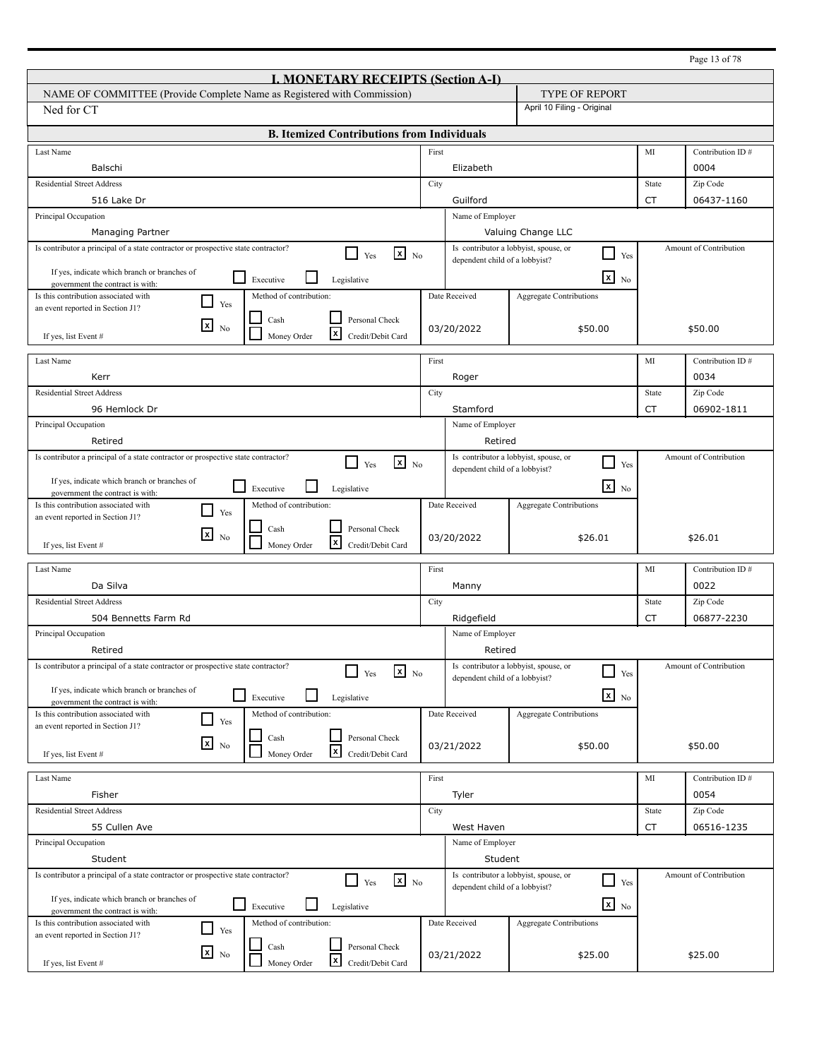# I. MONETARY RECEIPTS (Section A-I)

| NAME OF COMMITTEE (Provide Complete Name as Registered with Commission) | TYPE OF REPORT |
|---|---|
| Ned for CT | April 10 Filing - Original |

## B. Itemized Contributions from Individuals

| Field | Value |
|---|---|
| Last Name | Balschi |
| First | Elizabeth |
| MI | |
| Contribution ID # | 0004 |
| Residential Street Address | 516 Lake Dr |
| City | Guilford |
| State | CT |
| Zip Code | 06437-1160 |
| Principal Occupation | Managing Partner |
| Name of Employer | Valuing Change LLC |
| Is contributor a principal of a state contractor or prospective state contractor? | [ ] Yes [x] No |
| If yes, indicate which branch or branches of government the contract is with: | [ ] Executive [ ] Legislative |
| Is contributor a lobbyist, spouse, or dependent child of a lobbyist? | [ ] Yes [x] No |
| Is this contribution associated with an event reported in Section J1? | [ ] Yes [x] No |
| If yes, list Event # | |
| Method of contribution: | [ ] Cash [ ] Personal Check [ ] Money Order [x] Credit/Debit Card |
| Date Received | 03/20/2022 |
| Aggregate Contributions | $50.00 |
| Amount of Contribution | $50.00 |

| Field | Value |
|---|---|
| Last Name | Kerr |
| First | Roger |
| MI | |
| Contribution ID # | 0034 |
| Residential Street Address | 96 Hemlock Dr |
| City | Stamford |
| State | CT |
| Zip Code | 06902-1811 |
| Principal Occupation | Retired |
| Name of Employer | Retired |
| Is contributor a principal of a state contractor or prospective state contractor? | [ ] Yes [x] No |
| If yes, indicate which branch or branches of government the contract is with: | [ ] Executive [ ] Legislative |
| Is contributor a lobbyist, spouse, or dependent child of a lobbyist? | [ ] Yes [x] No |
| Is this contribution associated with an event reported in Section J1? | [ ] Yes [x] No |
| If yes, list Event # | |
| Method of contribution: | [ ] Cash [ ] Personal Check [ ] Money Order [x] Credit/Debit Card |
| Date Received | 03/20/2022 |
| Aggregate Contributions | $26.01 |
| Amount of Contribution | $26.01 |

| Field | Value |
|---|---|
| Last Name | Da Silva |
| First | Manny |
| MI | |
| Contribution ID # | 0022 |
| Residential Street Address | 504 Bennetts Farm Rd |
| City | Ridgefield |
| State | CT |
| Zip Code | 06877-2230 |
| Principal Occupation | Retired |
| Name of Employer | Retired |
| Is contributor a principal of a state contractor or prospective state contractor? | [ ] Yes [x] No |
| If yes, indicate which branch or branches of government the contract is with: | [ ] Executive [ ] Legislative |
| Is contributor a lobbyist, spouse, or dependent child of a lobbyist? | [ ] Yes [x] No |
| Is this contribution associated with an event reported in Section J1? | [ ] Yes [x] No |
| If yes, list Event # | |
| Method of contribution: | [ ] Cash [ ] Personal Check [ ] Money Order [x] Credit/Debit Card |
| Date Received | 03/21/2022 |
| Aggregate Contributions | $50.00 |
| Amount of Contribution | $50.00 |

| Field | Value |
|---|---|
| Last Name | Fisher |
| First | Tyler |
| MI | |
| Contribution ID # | 0054 |
| Residential Street Address | 55 Cullen Ave |
| City | West Haven |
| State | CT |
| Zip Code | 06516-1235 |
| Principal Occupation | Student |
| Name of Employer | Student |
| Is contributor a principal of a state contractor or prospective state contractor? | [ ] Yes [x] No |
| If yes, indicate which branch or branches of government the contract is with: | [ ] Executive [ ] Legislative |
| Is contributor a lobbyist, spouse, or dependent child of a lobbyist? | [ ] Yes [x] No |
| Is this contribution associated with an event reported in Section J1? | [ ] Yes [x] No |
| If yes, list Event # | |
| Method of contribution: | [ ] Cash [ ] Personal Check [ ] Money Order [x] Credit/Debit Card |
| Date Received | 03/21/2022 |
| Aggregate Contributions | $25.00 |
| Amount of Contribution | $25.00 |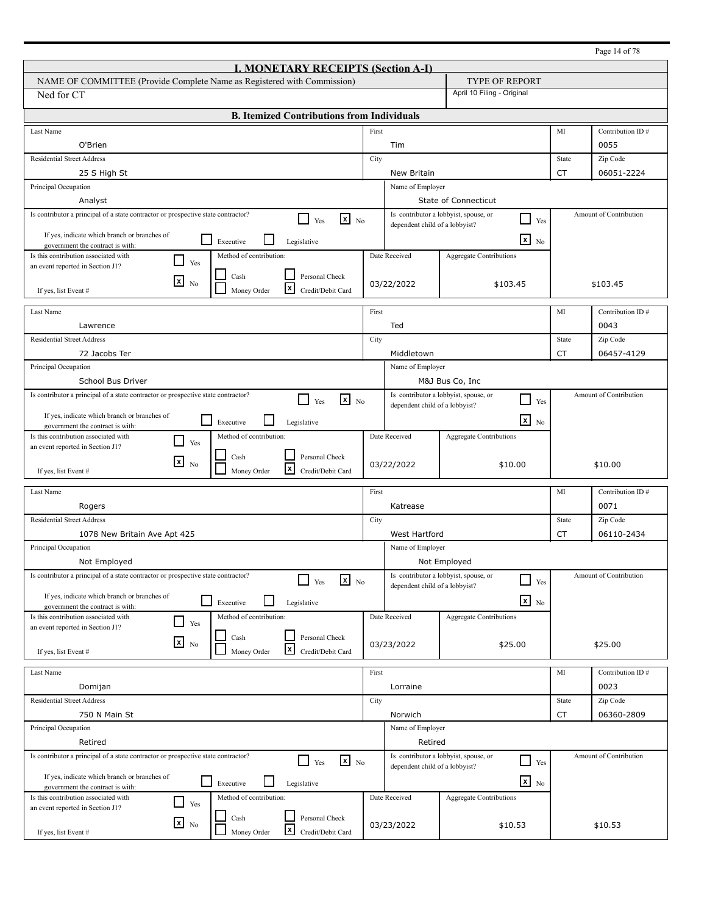## I. MONETARY RECEIPTS (Section A-I)

| NAME OF COMMITTEE (Provide Complete Name as Registered with Commission) | TYPE OF REPORT |
|---|---|
| Ned for CT | April 10 Filing - Original |

### B. Itemized Contributions from Individuals

| Last Name | First | MI | Contribution ID # |
|---|---|---|---|
| O'Brien | Tim | | 0055 |

| Residential Street Address | City | State | Zip Code |
|---|---|---|---|
| 25 S High St | New Britain | CT | 06051-2224 |

| Principal Occupation | Name of Employer |
|---|---|
| Analyst | State of Connecticut |

- Is contributor a principal of a state contractor or prospective state contractor? [ ] Yes [x] No
- If yes, indicate which branch or branches of government the contract is with: [ ] Executive [ ] Legislative
- Is contributor a lobbyist, spouse, or dependent child of a lobbyist? [ ] Yes [x] No
- Is this contribution associated with an event reported in Section J1? [ ] Yes [x] No
- If yes, list Event #:
- Method of contribution: [ ] Cash [ ] Personal Check [ ] Money Order [x] Credit/Debit Card

| Date Received | Aggregate Contributions | Amount of Contribution |
|---|---|---|
| 03/22/2022 | $103.45 | $103.45 |

---

| Last Name | First | MI | Contribution ID # |
|---|---|---|---|
| Lawrence | Ted | | 0043 |

| Residential Street Address | City | State | Zip Code |
|---|---|---|---|
| 72 Jacobs Ter | Middletown | CT | 06457-4129 |

| Principal Occupation | Name of Employer |
|---|---|
| School Bus Driver | M&J Bus Co, Inc |

- Is contributor a principal of a state contractor or prospective state contractor? [ ] Yes [x] No
- If yes, indicate which branch or branches of government the contract is with: [ ] Executive [ ] Legislative
- Is contributor a lobbyist, spouse, or dependent child of a lobbyist? [ ] Yes [x] No
- Is this contribution associated with an event reported in Section J1? [ ] Yes [x] No
- If yes, list Event #:
- Method of contribution: [ ] Cash [ ] Personal Check [ ] Money Order [x] Credit/Debit Card

| Date Received | Aggregate Contributions | Amount of Contribution |
|---|---|---|
| 03/22/2022 | $10.00 | $10.00 |

---

| Last Name | First | MI | Contribution ID # |
|---|---|---|---|
| Rogers | Katrease | | 0071 |

| Residential Street Address | City | State | Zip Code |
|---|---|---|---|
| 1078 New Britain Ave Apt 425 | West Hartford | CT | 06110-2434 |

| Principal Occupation | Name of Employer |
|---|---|
| Not Employed | Not Employed |

- Is contributor a principal of a state contractor or prospective state contractor? [ ] Yes [x] No
- If yes, indicate which branch or branches of government the contract is with: [ ] Executive [ ] Legislative
- Is contributor a lobbyist, spouse, or dependent child of a lobbyist? [ ] Yes [x] No
- Is this contribution associated with an event reported in Section J1? [ ] Yes [x] No
- If yes, list Event #:
- Method of contribution: [ ] Cash [ ] Personal Check [ ] Money Order [x] Credit/Debit Card

| Date Received | Aggregate Contributions | Amount of Contribution |
|---|---|---|
| 03/23/2022 | $25.00 | $25.00 |

---

| Last Name | First | MI | Contribution ID # |
|---|---|---|---|
| Domijan | Lorraine | | 0023 |

| Residential Street Address | City | State | Zip Code |
|---|---|---|---|
| 750 N Main St | Norwich | CT | 06360-2809 |

| Principal Occupation | Name of Employer |
|---|---|
| Retired | Retired |

- Is contributor a principal of a state contractor or prospective state contractor? [ ] Yes [x] No
- If yes, indicate which branch or branches of government the contract is with: [ ] Executive [ ] Legislative
- Is contributor a lobbyist, spouse, or dependent child of a lobbyist? [ ] Yes [x] No
- Is this contribution associated with an event reported in Section J1? [ ] Yes [x] No
- If yes, list Event #:
- Method of contribution: [ ] Cash [ ] Personal Check [ ] Money Order [x] Credit/Debit Card

| Date Received | Aggregate Contributions | Amount of Contribution |
|---|---|---|
| 03/23/2022 | $10.53 | $10.53 |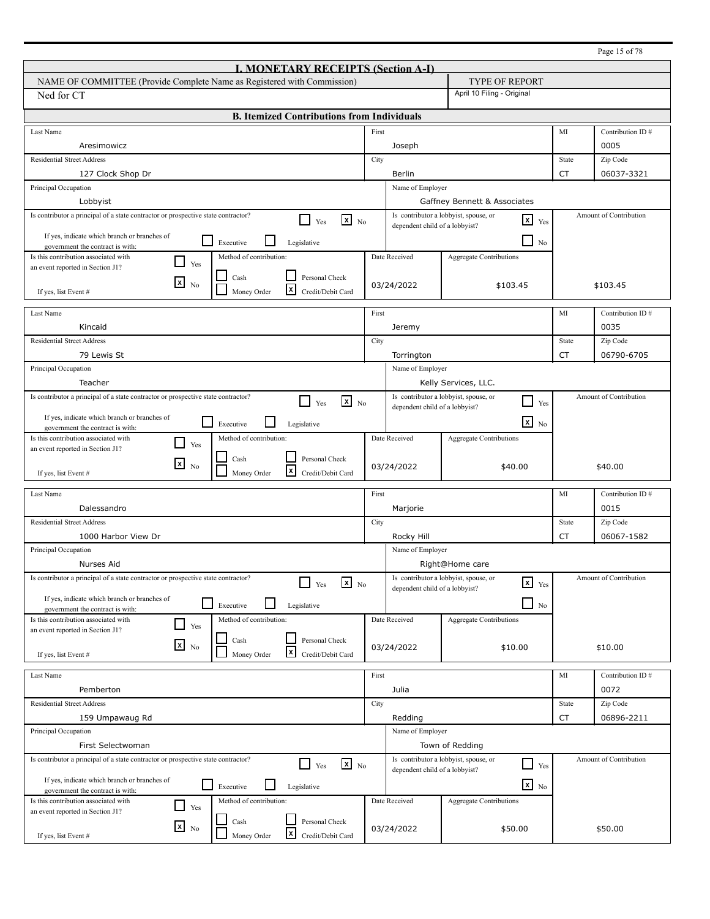# I. MONETARY RECEIPTS (Section A-I)

| NAME OF COMMITTEE (Provide Complete Name as Registered with Commission) | TYPE OF REPORT |
|---|---|
| Ned for CT | April 10 Filing - Original |

## B. Itemized Contributions from Individuals

| Field | Value |
|---|---|
| Last Name | Aresimowicz |
| First | Joseph |
| MI | |
| Contribution ID # | 0005 |
| Residential Street Address | 127 Clock Shop Dr |
| City | Berlin |
| State | CT |
| Zip Code | 06037-3321 |
| Principal Occupation | Lobbyist |
| Name of Employer | Gaffney Bennett & Associates |
| Is contributor a principal of a state contractor or prospective state contractor? | [x] No |
| If yes, indicate which branch or branches of government the contract is with: | [ ] Executive [ ] Legislative |
| Is contributor a lobbyist, spouse, or dependent child of a lobbyist? | [x] Yes |
| Is this contribution associated with an event reported in Section J1? | [x] No |
| If yes, list Event # | |
| Method of contribution | [x] Credit/Debit Card |
| Date Received | 03/24/2022 |
| Aggregate Contributions | $103.45 |
| Amount of Contribution | $103.45 |

| Field | Value |
|---|---|
| Last Name | Kincaid |
| First | Jeremy |
| MI | |
| Contribution ID # | 0035 |
| Residential Street Address | 79 Lewis St |
| City | Torrington |
| State | CT |
| Zip Code | 06790-6705 |
| Principal Occupation | Teacher |
| Name of Employer | Kelly Services, LLC. |
| Is contributor a principal of a state contractor or prospective state contractor? | [x] No |
| If yes, indicate which branch or branches of government the contract is with: | [ ] Executive [ ] Legislative |
| Is contributor a lobbyist, spouse, or dependent child of a lobbyist? | [x] No |
| Is this contribution associated with an event reported in Section J1? | [x] No |
| If yes, list Event # | |
| Method of contribution | [x] Credit/Debit Card |
| Date Received | 03/24/2022 |
| Aggregate Contributions | $40.00 |
| Amount of Contribution | $40.00 |

| Field | Value |
|---|---|
| Last Name | Dalessandro |
| First | Marjorie |
| MI | |
| Contribution ID # | 0015 |
| Residential Street Address | 1000 Harbor View Dr |
| City | Rocky Hill |
| State | CT |
| Zip Code | 06067-1582 |
| Principal Occupation | Nurses Aid |
| Name of Employer | Right@Home care |
| Is contributor a principal of a state contractor or prospective state contractor? | [x] No |
| If yes, indicate which branch or branches of government the contract is with: | [ ] Executive [ ] Legislative |
| Is contributor a lobbyist, spouse, or dependent child of a lobbyist? | [x] Yes |
| Is this contribution associated with an event reported in Section J1? | [x] No |
| If yes, list Event # | |
| Method of contribution | [x] Credit/Debit Card |
| Date Received | 03/24/2022 |
| Aggregate Contributions | $10.00 |
| Amount of Contribution | $10.00 |

| Field | Value |
|---|---|
| Last Name | Pemberton |
| First | Julia |
| MI | |
| Contribution ID # | 0072 |
| Residential Street Address | 159 Umpawaug Rd |
| City | Redding |
| State | CT |
| Zip Code | 06896-2211 |
| Principal Occupation | First Selectwoman |
| Name of Employer | Town of Redding |
| Is contributor a principal of a state contractor or prospective state contractor? | [x] No |
| If yes, indicate which branch or branches of government the contract is with: | [ ] Executive [ ] Legislative |
| Is contributor a lobbyist, spouse, or dependent child of a lobbyist? | [x] No |
| Is this contribution associated with an event reported in Section J1? | [x] No |
| If yes, list Event # | |
| Method of contribution | [x] Credit/Debit Card |
| Date Received | 03/24/2022 |
| Aggregate Contributions | $50.00 |
| Amount of Contribution | $50.00 |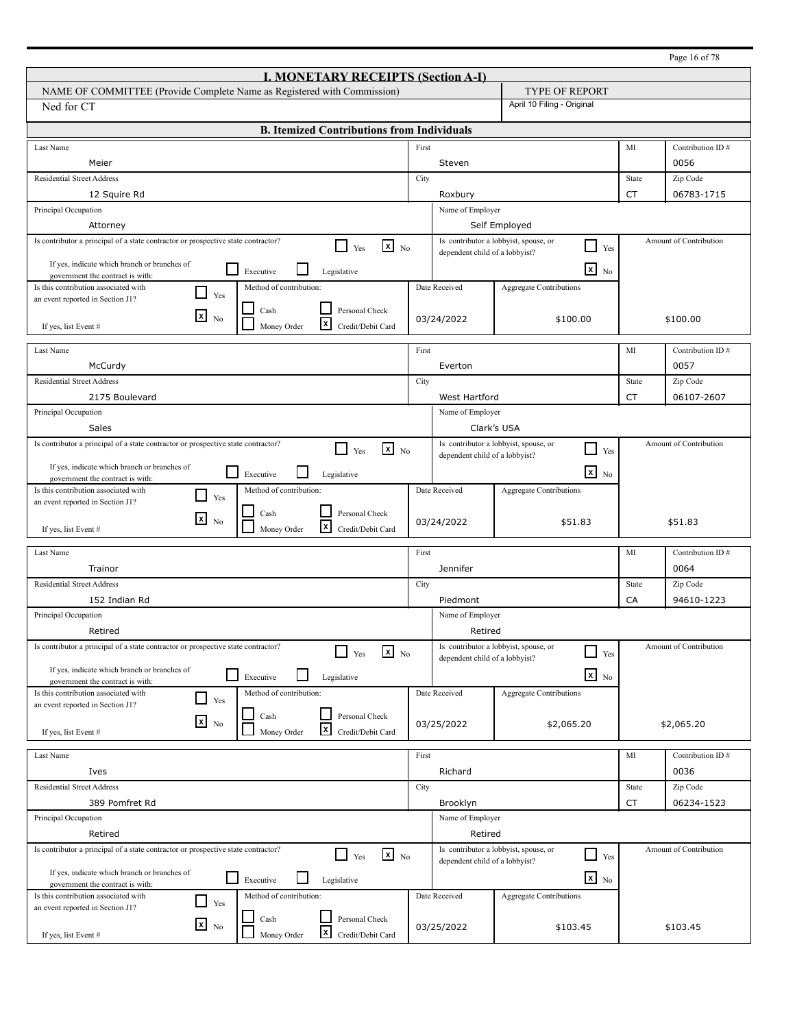## I. MONETARY RECEIPTS (Section A-I)

| NAME OF COMMITTEE (Provide Complete Name as Registered with Commission) | TYPE OF REPORT |
|---|---|
| Ned for CT | April 10 Filing - Original |

### B. Itemized Contributions from Individuals

| Last Name | First | MI | Contribution ID # |
|---|---|---|---|
| Meier | Steven | | 0056 |

| Residential Street Address | City | State | Zip Code |
|---|---|---|---|
| 12 Squire Rd | Roxbury | CT | 06783-1715 |

| Principal Occupation | Name of Employer |
|---|---|
| Attorney | Self Employed |

- Is contributor a principal of a state contractor or prospective state contractor? [ ] Yes [x] No
- If yes, indicate which branch or branches of government the contract is with: [ ] Executive [ ] Legislative
- Is contributor a lobbyist, spouse, or dependent child of a lobbyist? [ ] Yes [x] No
- Is this contribution associated with an event reported in Section J1? [ ] Yes [x] No — If yes, list Event #
- Method of contribution: [ ] Cash [ ] Personal Check [ ] Money Order [x] Credit/Debit Card

| Date Received | Aggregate Contributions | Amount of Contribution |
|---|---|---|
| 03/24/2022 | $100.00 | $100.00 |

---

| Last Name | First | MI | Contribution ID # |
|---|---|---|---|
| McCurdy | Everton | | 0057 |

| Residential Street Address | City | State | Zip Code |
|---|---|---|---|
| 2175 Boulevard | West Hartford | CT | 06107-2607 |

| Principal Occupation | Name of Employer |
|---|---|
| Sales | Clark's USA |

- Is contributor a principal of a state contractor or prospective state contractor? [ ] Yes [x] No
- If yes, indicate which branch or branches of government the contract is with: [ ] Executive [ ] Legislative
- Is contributor a lobbyist, spouse, or dependent child of a lobbyist? [ ] Yes [x] No
- Is this contribution associated with an event reported in Section J1? [ ] Yes [x] No — If yes, list Event #
- Method of contribution: [ ] Cash [ ] Personal Check [ ] Money Order [x] Credit/Debit Card

| Date Received | Aggregate Contributions | Amount of Contribution |
|---|---|---|
| 03/24/2022 | $51.83 | $51.83 |

---

| Last Name | First | MI | Contribution ID # |
|---|---|---|---|
| Trainor | Jennifer | | 0064 |

| Residential Street Address | City | State | Zip Code |
|---|---|---|---|
| 152 Indian Rd | Piedmont | CA | 94610-1223 |

| Principal Occupation | Name of Employer |
|---|---|
| Retired | Retired |

- Is contributor a principal of a state contractor or prospective state contractor? [ ] Yes [x] No
- If yes, indicate which branch or branches of government the contract is with: [ ] Executive [ ] Legislative
- Is contributor a lobbyist, spouse, or dependent child of a lobbyist? [ ] Yes [x] No
- Is this contribution associated with an event reported in Section J1? [ ] Yes [x] No — If yes, list Event #
- Method of contribution: [ ] Cash [ ] Personal Check [ ] Money Order [x] Credit/Debit Card

| Date Received | Aggregate Contributions | Amount of Contribution |
|---|---|---|
| 03/25/2022 | $2,065.20 | $2,065.20 |

---

| Last Name | First | MI | Contribution ID # |
|---|---|---|---|
| Ives | Richard | | 0036 |

| Residential Street Address | City | State | Zip Code |
|---|---|---|---|
| 389 Pomfret Rd | Brooklyn | CT | 06234-1523 |

| Principal Occupation | Name of Employer |
|---|---|
| Retired | Retired |

- Is contributor a principal of a state contractor or prospective state contractor? [ ] Yes [x] No
- If yes, indicate which branch or branches of government the contract is with: [ ] Executive [ ] Legislative
- Is contributor a lobbyist, spouse, or dependent child of a lobbyist? [ ] Yes [x] No
- Is this contribution associated with an event reported in Section J1? [ ] Yes [x] No — If yes, list Event #
- Method of contribution: [ ] Cash [ ] Personal Check [ ] Money Order [x] Credit/Debit Card

| Date Received | Aggregate Contributions | Amount of Contribution |
|---|---|---|
| 03/25/2022 | $103.45 | $103.45 |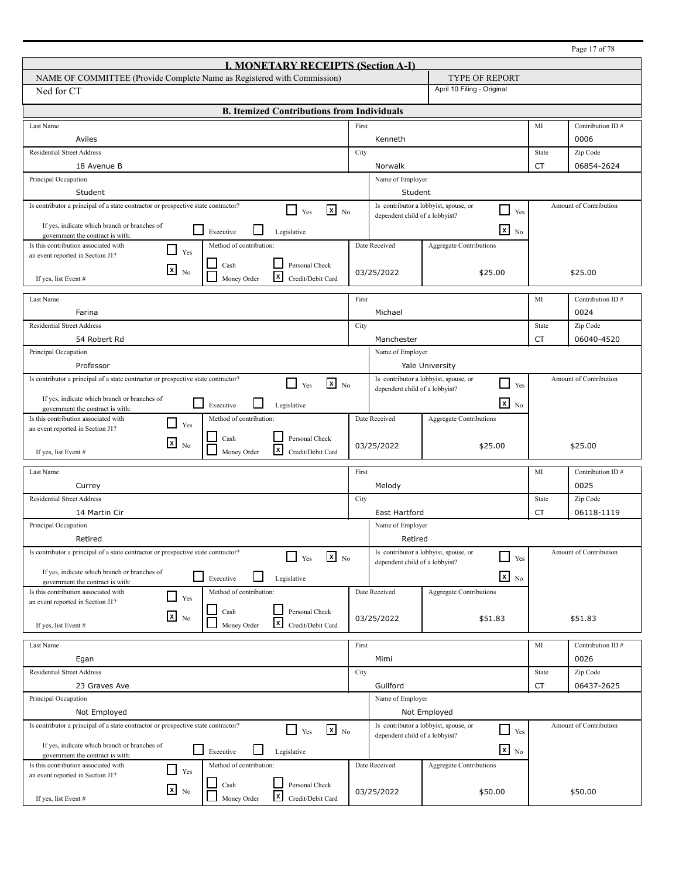## I. MONETARY RECEIPTS (Section A-I)

| NAME OF COMMITTEE (Provide Complete Name as Registered with Commission) | TYPE OF REPORT |
|---|---|
| Ned for CT | April 10 Filing - Original |

### B. Itemized Contributions from Individuals

| Field | Value |
|---|---|
| Last Name | Aviles |
| First | Kenneth |
| MI | |
| Contribution ID # | 0006 |
| Residential Street Address | 18 Avenue B |
| City | Norwalk |
| State | CT |
| Zip Code | 06854-2624 |
| Principal Occupation | Student |
| Name of Employer | Student |
| Is contributor a principal of a state contractor or prospective state contractor? | [ ] Yes [x] No |
| If yes, indicate which branch or branches of government the contract is with: | [ ] Executive [ ] Legislative |
| Is contributor a lobbyist, spouse, or dependent child of a lobbyist? | [ ] Yes [x] No |
| Is this contribution associated with an event reported in Section J1? | [ ] Yes [x] No |
| If yes, list Event # | |
| Method of contribution: | [ ] Cash [ ] Personal Check [ ] Money Order [x] Credit/Debit Card |
| Date Received | 03/25/2022 |
| Aggregate Contributions | $25.00 |
| Amount of Contribution | $25.00 |

| Field | Value |
|---|---|
| Last Name | Farina |
| First | Michael |
| MI | |
| Contribution ID # | 0024 |
| Residential Street Address | 54 Robert Rd |
| City | Manchester |
| State | CT |
| Zip Code | 06040-4520 |
| Principal Occupation | Professor |
| Name of Employer | Yale University |
| Is contributor a principal of a state contractor or prospective state contractor? | [ ] Yes [x] No |
| If yes, indicate which branch or branches of government the contract is with: | [ ] Executive [ ] Legislative |
| Is contributor a lobbyist, spouse, or dependent child of a lobbyist? | [ ] Yes [x] No |
| Is this contribution associated with an event reported in Section J1? | [ ] Yes [x] No |
| If yes, list Event # | |
| Method of contribution: | [ ] Cash [ ] Personal Check [ ] Money Order [x] Credit/Debit Card |
| Date Received | 03/25/2022 |
| Aggregate Contributions | $25.00 |
| Amount of Contribution | $25.00 |

| Field | Value |
|---|---|
| Last Name | Currey |
| First | Melody |
| MI | |
| Contribution ID # | 0025 |
| Residential Street Address | 14 Martin Cir |
| City | East Hartford |
| State | CT |
| Zip Code | 06118-1119 |
| Principal Occupation | Retired |
| Name of Employer | Retired |
| Is contributor a principal of a state contractor or prospective state contractor? | [ ] Yes [x] No |
| If yes, indicate which branch or branches of government the contract is with: | [ ] Executive [ ] Legislative |
| Is contributor a lobbyist, spouse, or dependent child of a lobbyist? | [ ] Yes [x] No |
| Is this contribution associated with an event reported in Section J1? | [ ] Yes [x] No |
| If yes, list Event # | |
| Method of contribution: | [ ] Cash [ ] Personal Check [ ] Money Order [x] Credit/Debit Card |
| Date Received | 03/25/2022 |
| Aggregate Contributions | $51.83 |
| Amount of Contribution | $51.83 |

| Field | Value |
|---|---|
| Last Name | Egan |
| First | Mimi |
| MI | |
| Contribution ID # | 0026 |
| Residential Street Address | 23 Graves Ave |
| City | Guilford |
| State | CT |
| Zip Code | 06437-2625 |
| Principal Occupation | Not Employed |
| Name of Employer | Not Employed |
| Is contributor a principal of a state contractor or prospective state contractor? | [ ] Yes [x] No |
| If yes, indicate which branch or branches of government the contract is with: | [ ] Executive [ ] Legislative |
| Is contributor a lobbyist, spouse, or dependent child of a lobbyist? | [ ] Yes [x] No |
| Is this contribution associated with an event reported in Section J1? | [ ] Yes [x] No |
| If yes, list Event # | |
| Method of contribution: | [ ] Cash [ ] Personal Check [ ] Money Order [x] Credit/Debit Card |
| Date Received | 03/25/2022 |
| Aggregate Contributions | $50.00 |
| Amount of Contribution | $50.00 |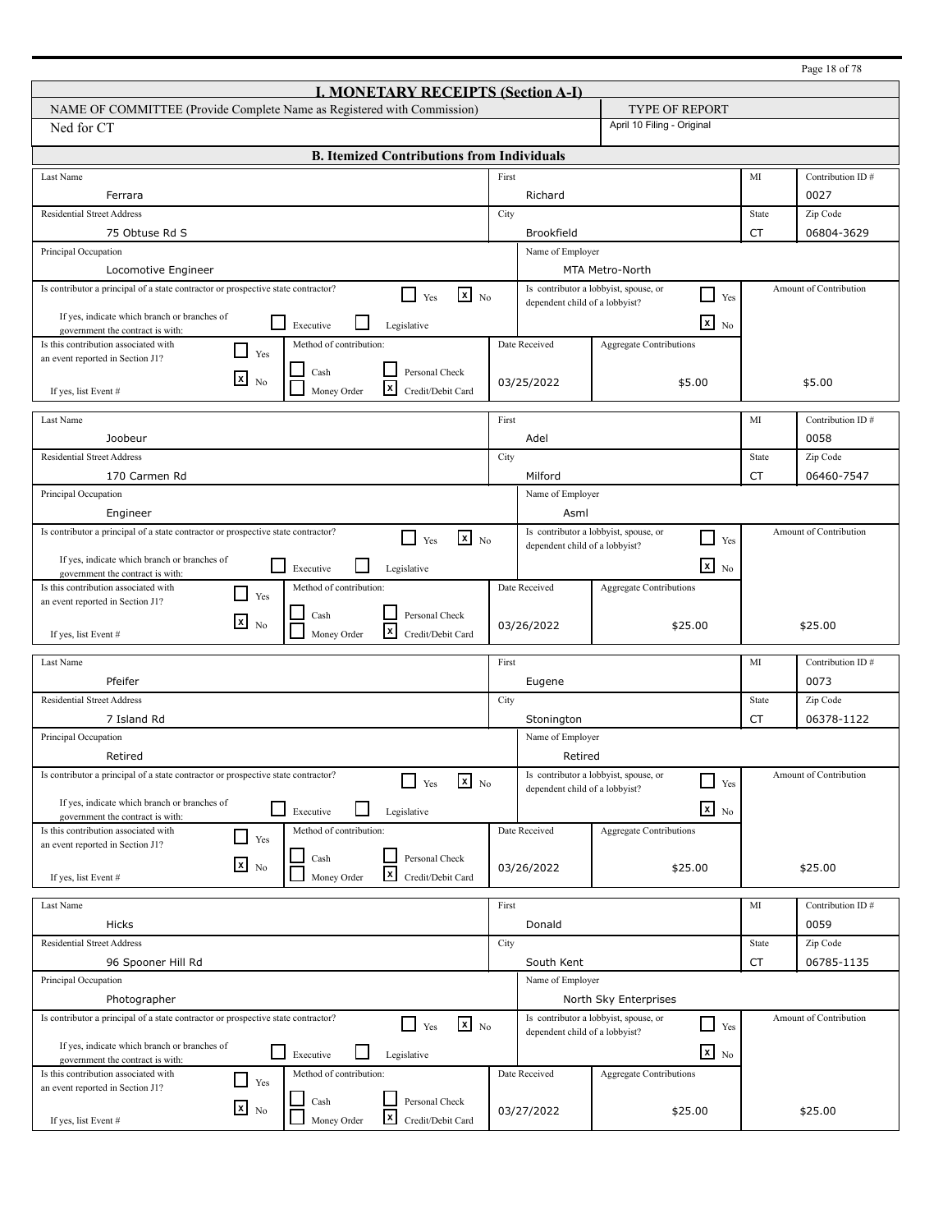# I. MONETARY RECEIPTS (Section A-I)

| NAME OF COMMITTEE (Provide Complete Name as Registered with Commission) | TYPE OF REPORT |
|---|---|
| Ned for CT | April 10 Filing - Original |

## B. Itemized Contributions from Individuals

| Field | Value |
|---|---|
| Last Name | Ferrara |
| First | Richard |
| MI | |
| Contribution ID # | 0027 |
| Residential Street Address | 75 Obtuse Rd S |
| City | Brookfield |
| State | CT |
| Zip Code | 06804-3629 |
| Principal Occupation | Locomotive Engineer |
| Name of Employer | MTA Metro-North |
| Is contributor a principal of a state contractor or prospective state contractor? | [ ] Yes [x] No |
| If yes, indicate which branch or branches of government the contract is with: | [ ] Executive [ ] Legislative |
| Is contributor a lobbyist, spouse, or dependent child of a lobbyist? | [ ] Yes [x] No |
| Is this contribution associated with an event reported in Section J1? | [ ] Yes [x] No |
| If yes, list Event # | |
| Method of contribution: | [ ] Cash [ ] Personal Check [ ] Money Order [x] Credit/Debit Card |
| Date Received | 03/25/2022 |
| Aggregate Contributions | $5.00 |
| Amount of Contribution | $5.00 |

| Field | Value |
|---|---|
| Last Name | Joobeur |
| First | Adel |
| MI | |
| Contribution ID # | 0058 |
| Residential Street Address | 170 Carmen Rd |
| City | Milford |
| State | CT |
| Zip Code | 06460-7547 |
| Principal Occupation | Engineer |
| Name of Employer | Asml |
| Is contributor a principal of a state contractor or prospective state contractor? | [ ] Yes [x] No |
| If yes, indicate which branch or branches of government the contract is with: | [ ] Executive [ ] Legislative |
| Is contributor a lobbyist, spouse, or dependent child of a lobbyist? | [ ] Yes [x] No |
| Is this contribution associated with an event reported in Section J1? | [ ] Yes [x] No |
| If yes, list Event # | |
| Method of contribution: | [ ] Cash [ ] Personal Check [ ] Money Order [x] Credit/Debit Card |
| Date Received | 03/26/2022 |
| Aggregate Contributions | $25.00 |
| Amount of Contribution | $25.00 |

| Field | Value |
|---|---|
| Last Name | Pfeifer |
| First | Eugene |
| MI | |
| Contribution ID # | 0073 |
| Residential Street Address | 7 Island Rd |
| City | Stonington |
| State | CT |
| Zip Code | 06378-1122 |
| Principal Occupation | Retired |
| Name of Employer | Retired |
| Is contributor a principal of a state contractor or prospective state contractor? | [ ] Yes [x] No |
| If yes, indicate which branch or branches of government the contract is with: | [ ] Executive [ ] Legislative |
| Is contributor a lobbyist, spouse, or dependent child of a lobbyist? | [ ] Yes [x] No |
| Is this contribution associated with an event reported in Section J1? | [ ] Yes [x] No |
| If yes, list Event # | |
| Method of contribution: | [ ] Cash [ ] Personal Check [ ] Money Order [x] Credit/Debit Card |
| Date Received | 03/26/2022 |
| Aggregate Contributions | $25.00 |
| Amount of Contribution | $25.00 |

| Field | Value |
|---|---|
| Last Name | Hicks |
| First | Donald |
| MI | |
| Contribution ID # | 0059 |
| Residential Street Address | 96 Spooner Hill Rd |
| City | South Kent |
| State | CT |
| Zip Code | 06785-1135 |
| Principal Occupation | Photographer |
| Name of Employer | North Sky Enterprises |
| Is contributor a principal of a state contractor or prospective state contractor? | [ ] Yes [x] No |
| If yes, indicate which branch or branches of government the contract is with: | [ ] Executive [ ] Legislative |
| Is contributor a lobbyist, spouse, or dependent child of a lobbyist? | [ ] Yes [x] No |
| Is this contribution associated with an event reported in Section J1? | [ ] Yes [x] No |
| If yes, list Event # | |
| Method of contribution: | [ ] Cash [ ] Personal Check [ ] Money Order [x] Credit/Debit Card |
| Date Received | 03/27/2022 |
| Aggregate Contributions | $25.00 |
| Amount of Contribution | $25.00 |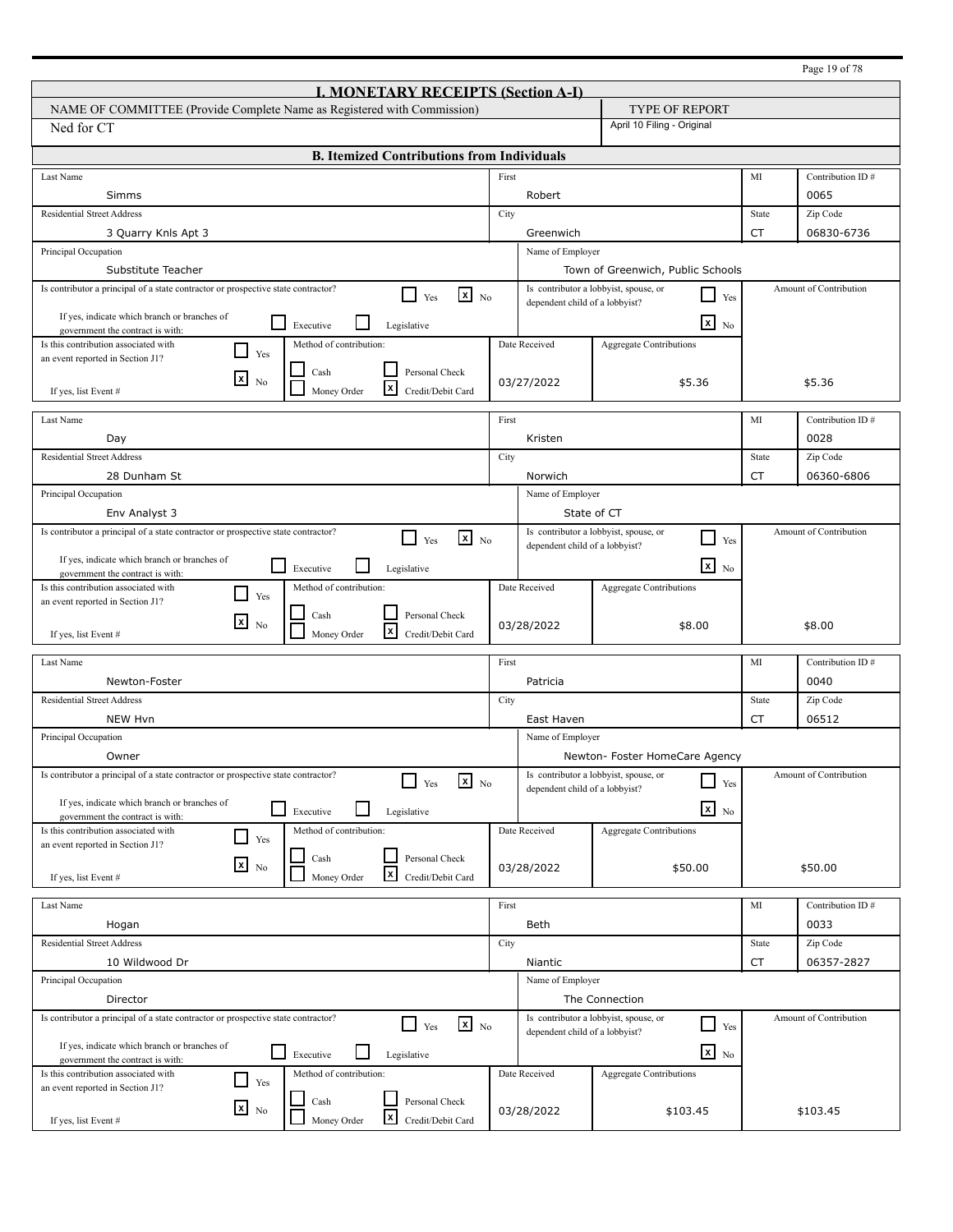## I. MONETARY RECEIPTS (Section A-I)

| NAME OF COMMITTEE (Provide Complete Name as Registered with Commission) | TYPE OF REPORT |
|---|---|
| Ned for CT | April 10 Filing - Original |

### B. Itemized Contributions from Individuals

| Field | Value |
|---|---|
| Last Name | Simms |
| First | Robert |
| MI | |
| Contribution ID # | 0065 |
| Residential Street Address | 3 Quarry Knls Apt 3 |
| City | Greenwich |
| State | CT |
| Zip Code | 06830-6736 |
| Principal Occupation | Substitute Teacher |
| Name of Employer | Town of Greenwich, Public Schools |
| Is contributor a principal of a state contractor or prospective state contractor? | [ ] Yes [x] No |
| If yes, indicate which branch or branches of government the contract is with: | [ ] Executive [ ] Legislative |
| Is contributor a lobbyist, spouse, or dependent child of a lobbyist? | [ ] Yes [x] No |
| Is this contribution associated with an event reported in Section J1? | [ ] Yes [x] No |
| If yes, list Event # | |
| Method of contribution: | [ ] Cash [ ] Personal Check [ ] Money Order [x] Credit/Debit Card |
| Date Received | 03/27/2022 |
| Aggregate Contributions | $5.36 |
| Amount of Contribution | $5.36 |

| Field | Value |
|---|---|
| Last Name | Day |
| First | Kristen |
| MI | |
| Contribution ID # | 0028 |
| Residential Street Address | 28 Dunham St |
| City | Norwich |
| State | CT |
| Zip Code | 06360-6806 |
| Principal Occupation | Env Analyst 3 |
| Name of Employer | State of CT |
| Is contributor a principal of a state contractor or prospective state contractor? | [ ] Yes [x] No |
| If yes, indicate which branch or branches of government the contract is with: | [ ] Executive [ ] Legislative |
| Is contributor a lobbyist, spouse, or dependent child of a lobbyist? | [ ] Yes [x] No |
| Is this contribution associated with an event reported in Section J1? | [ ] Yes [x] No |
| If yes, list Event # | |
| Method of contribution: | [ ] Cash [ ] Personal Check [ ] Money Order [x] Credit/Debit Card |
| Date Received | 03/28/2022 |
| Aggregate Contributions | $8.00 |
| Amount of Contribution | $8.00 |

| Field | Value |
|---|---|
| Last Name | Newton-Foster |
| First | Patricia |
| MI | |
| Contribution ID # | 0040 |
| Residential Street Address | NEW Hvn |
| City | East Haven |
| State | CT |
| Zip Code | 06512 |
| Principal Occupation | Owner |
| Name of Employer | Newton- Foster HomeCare Agency |
| Is contributor a principal of a state contractor or prospective state contractor? | [ ] Yes [x] No |
| If yes, indicate which branch or branches of government the contract is with: | [ ] Executive [ ] Legislative |
| Is contributor a lobbyist, spouse, or dependent child of a lobbyist? | [ ] Yes [x] No |
| Is this contribution associated with an event reported in Section J1? | [ ] Yes [x] No |
| If yes, list Event # | |
| Method of contribution: | [ ] Cash [ ] Personal Check [ ] Money Order [x] Credit/Debit Card |
| Date Received | 03/28/2022 |
| Aggregate Contributions | $50.00 |
| Amount of Contribution | $50.00 |

| Field | Value |
|---|---|
| Last Name | Hogan |
| First | Beth |
| MI | |
| Contribution ID # | 0033 |
| Residential Street Address | 10 Wildwood Dr |
| City | Niantic |
| State | CT |
| Zip Code | 06357-2827 |
| Principal Occupation | Director |
| Name of Employer | The Connection |
| Is contributor a principal of a state contractor or prospective state contractor? | [ ] Yes [x] No |
| If yes, indicate which branch or branches of government the contract is with: | [ ] Executive [ ] Legislative |
| Is contributor a lobbyist, spouse, or dependent child of a lobbyist? | [ ] Yes [x] No |
| Is this contribution associated with an event reported in Section J1? | [ ] Yes [x] No |
| If yes, list Event # | |
| Method of contribution: | [ ] Cash [ ] Personal Check [ ] Money Order [x] Credit/Debit Card |
| Date Received | 03/28/2022 |
| Aggregate Contributions | $103.45 |
| Amount of Contribution | $103.45 |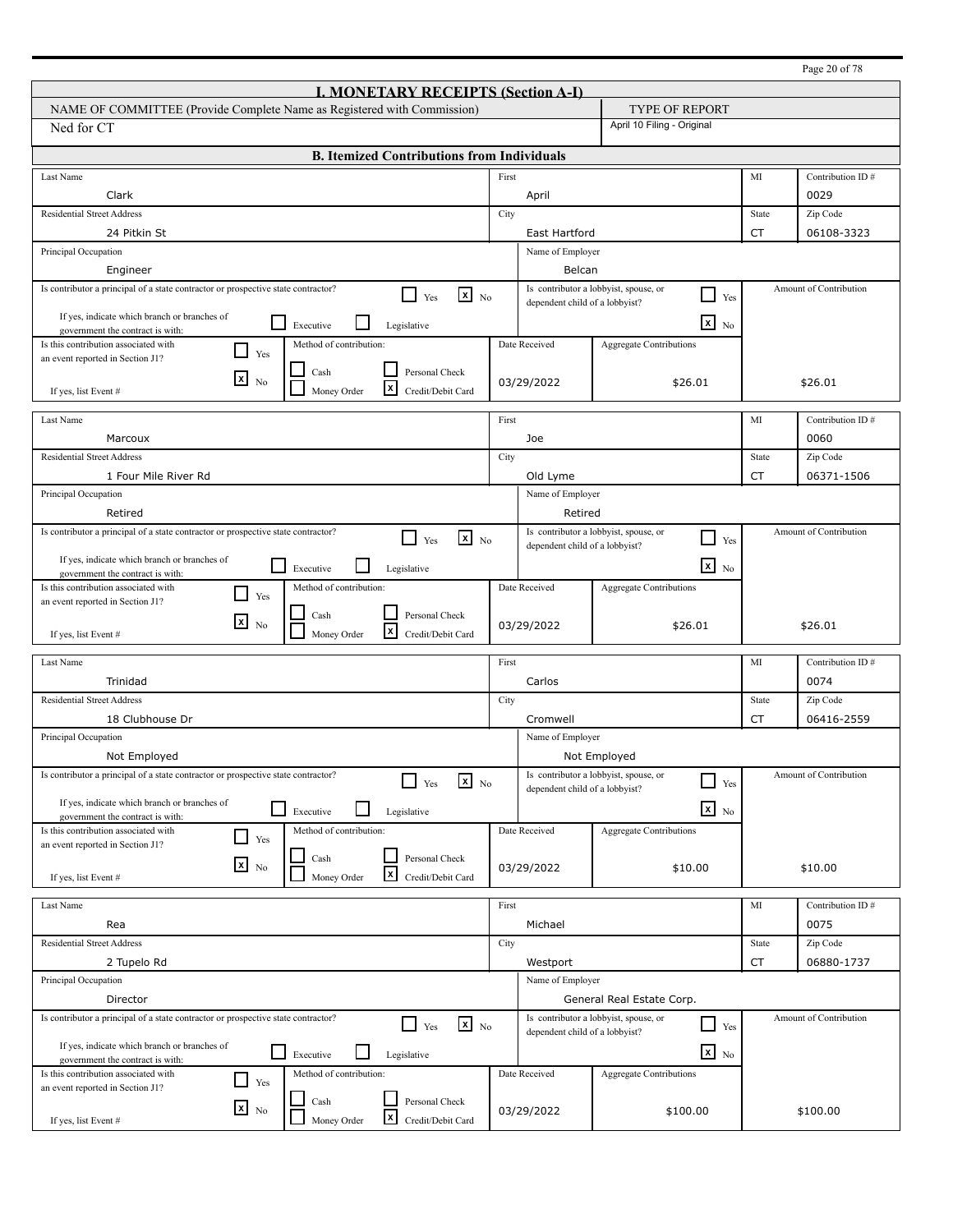# I. MONETARY RECEIPTS (Section A-I)

| NAME OF COMMITTEE (Provide Complete Name as Registered with Commission) | TYPE OF REPORT |
|---|---|
| Ned for CT | April 10 Filing - Original |

## B. Itemized Contributions from Individuals

| Field | Value |
|---|---|
| Last Name | Clark |
| First | April |
| MI | |
| Contribution ID # | 0029 |
| Residential Street Address | 24 Pitkin St |
| City | East Hartford |
| State | CT |
| Zip Code | 06108-3323 |
| Principal Occupation | Engineer |
| Name of Employer | Belcan |
| Is contributor a principal of a state contractor or prospective state contractor? | [ ] Yes [x] No |
| If yes, indicate which branch or branches of government the contract is with: | [ ] Executive [ ] Legislative |
| Is contributor a lobbyist, spouse, or dependent child of a lobbyist? | [ ] Yes [x] No |
| Is this contribution associated with an event reported in Section J1? | [ ] Yes [x] No |
| If yes, list Event # | |
| Method of contribution: | [ ] Cash [ ] Personal Check [ ] Money Order [x] Credit/Debit Card |
| Date Received | 03/29/2022 |
| Aggregate Contributions | $26.01 |
| Amount of Contribution | $26.01 |

| Field | Value |
|---|---|
| Last Name | Marcoux |
| First | Joe |
| MI | |
| Contribution ID # | 0060 |
| Residential Street Address | 1 Four Mile River Rd |
| City | Old Lyme |
| State | CT |
| Zip Code | 06371-1506 |
| Principal Occupation | Retired |
| Name of Employer | Retired |
| Is contributor a principal of a state contractor or prospective state contractor? | [ ] Yes [x] No |
| If yes, indicate which branch or branches of government the contract is with: | [ ] Executive [ ] Legislative |
| Is contributor a lobbyist, spouse, or dependent child of a lobbyist? | [ ] Yes [x] No |
| Is this contribution associated with an event reported in Section J1? | [ ] Yes [x] No |
| If yes, list Event # | |
| Method of contribution: | [ ] Cash [ ] Personal Check [ ] Money Order [x] Credit/Debit Card |
| Date Received | 03/29/2022 |
| Aggregate Contributions | $26.01 |
| Amount of Contribution | $26.01 |

| Field | Value |
|---|---|
| Last Name | Trinidad |
| First | Carlos |
| MI | |
| Contribution ID # | 0074 |
| Residential Street Address | 18 Clubhouse Dr |
| City | Cromwell |
| State | CT |
| Zip Code | 06416-2559 |
| Principal Occupation | Not Employed |
| Name of Employer | Not Employed |
| Is contributor a principal of a state contractor or prospective state contractor? | [ ] Yes [x] No |
| If yes, indicate which branch or branches of government the contract is with: | [ ] Executive [ ] Legislative |
| Is contributor a lobbyist, spouse, or dependent child of a lobbyist? | [ ] Yes [x] No |
| Is this contribution associated with an event reported in Section J1? | [ ] Yes [x] No |
| If yes, list Event # | |
| Method of contribution: | [ ] Cash [ ] Personal Check [ ] Money Order [x] Credit/Debit Card |
| Date Received | 03/29/2022 |
| Aggregate Contributions | $10.00 |
| Amount of Contribution | $10.00 |

| Field | Value |
|---|---|
| Last Name | Rea |
| First | Michael |
| MI | |
| Contribution ID # | 0075 |
| Residential Street Address | 2 Tupelo Rd |
| City | Westport |
| State | CT |
| Zip Code | 06880-1737 |
| Principal Occupation | Director |
| Name of Employer | General Real Estate Corp. |
| Is contributor a principal of a state contractor or prospective state contractor? | [ ] Yes [x] No |
| If yes, indicate which branch or branches of government the contract is with: | [ ] Executive [ ] Legislative |
| Is contributor a lobbyist, spouse, or dependent child of a lobbyist? | [ ] Yes [x] No |
| Is this contribution associated with an event reported in Section J1? | [ ] Yes [x] No |
| If yes, list Event # | |
| Method of contribution: | [ ] Cash [ ] Personal Check [ ] Money Order [x] Credit/Debit Card |
| Date Received | 03/29/2022 |
| Aggregate Contributions | $100.00 |
| Amount of Contribution | $100.00 |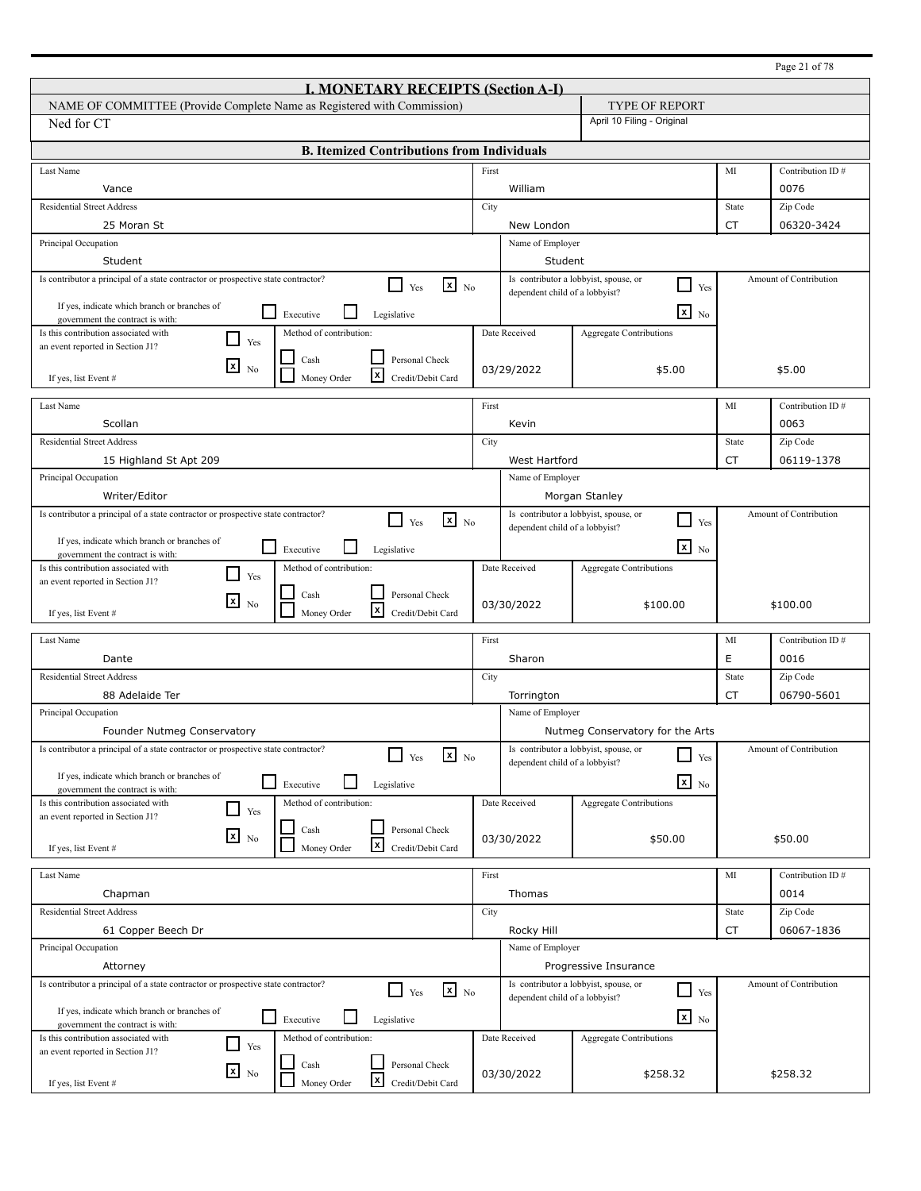## I. MONETARY RECEIPTS (Section A-I)

| NAME OF COMMITTEE (Provide Complete Name as Registered with Commission) | TYPE OF REPORT |
|---|---|
| Ned for CT | April 10 Filing - Original |

### B. Itemized Contributions from Individuals

| Field | Value |
|---|---|
| Last Name | Vance |
| First | William |
| MI | |
| Contribution ID # | 0076 |
| Residential Street Address | 25 Moran St |
| City | New London |
| State | CT |
| Zip Code | 06320-3424 |
| Principal Occupation | Student |
| Name of Employer | Student |
| Is contributor a principal of a state contractor or prospective state contractor? | [ ] Yes [x] No |
| If yes, indicate which branch or branches of government the contract is with: | [ ] Executive [ ] Legislative |
| Is contributor a lobbyist, spouse, or dependent child of a lobbyist? | [ ] Yes [x] No |
| Is this contribution associated with an event reported in Section J1? | [ ] Yes [x] No |
| If yes, list Event # | |
| Method of contribution | [ ] Cash [ ] Personal Check [ ] Money Order [x] Credit/Debit Card |
| Date Received | 03/29/2022 |
| Aggregate Contributions | $5.00 |
| Amount of Contribution | $5.00 |

| Field | Value |
|---|---|
| Last Name | Scollan |
| First | Kevin |
| MI | |
| Contribution ID # | 0063 |
| Residential Street Address | 15 Highland St Apt 209 |
| City | West Hartford |
| State | CT |
| Zip Code | 06119-1378 |
| Principal Occupation | Writer/Editor |
| Name of Employer | Morgan Stanley |
| Is contributor a principal of a state contractor or prospective state contractor? | [ ] Yes [x] No |
| If yes, indicate which branch or branches of government the contract is with: | [ ] Executive [ ] Legislative |
| Is contributor a lobbyist, spouse, or dependent child of a lobbyist? | [ ] Yes [x] No |
| Is this contribution associated with an event reported in Section J1? | [ ] Yes [x] No |
| If yes, list Event # | |
| Method of contribution | [ ] Cash [ ] Personal Check [ ] Money Order [x] Credit/Debit Card |
| Date Received | 03/30/2022 |
| Aggregate Contributions | $100.00 |
| Amount of Contribution | $100.00 |

| Field | Value |
|---|---|
| Last Name | Dante |
| First | Sharon |
| MI | E |
| Contribution ID # | 0016 |
| Residential Street Address | 88 Adelaide Ter |
| City | Torrington |
| State | CT |
| Zip Code | 06790-5601 |
| Principal Occupation | Founder Nutmeg Conservatory |
| Name of Employer | Nutmeg Conservatory for the Arts |
| Is contributor a principal of a state contractor or prospective state contractor? | [ ] Yes [x] No |
| If yes, indicate which branch or branches of government the contract is with: | [ ] Executive [ ] Legislative |
| Is contributor a lobbyist, spouse, or dependent child of a lobbyist? | [ ] Yes [x] No |
| Is this contribution associated with an event reported in Section J1? | [ ] Yes [x] No |
| If yes, list Event # | |
| Method of contribution | [ ] Cash [ ] Personal Check [ ] Money Order [x] Credit/Debit Card |
| Date Received | 03/30/2022 |
| Aggregate Contributions | $50.00 |
| Amount of Contribution | $50.00 |

| Field | Value |
|---|---|
| Last Name | Chapman |
| First | Thomas |
| MI | |
| Contribution ID # | 0014 |
| Residential Street Address | 61 Copper Beech Dr |
| City | Rocky Hill |
| State | CT |
| Zip Code | 06067-1836 |
| Principal Occupation | Attorney |
| Name of Employer | Progressive Insurance |
| Is contributor a principal of a state contractor or prospective state contractor? | [ ] Yes [x] No |
| If yes, indicate which branch or branches of government the contract is with: | [ ] Executive [ ] Legislative |
| Is contributor a lobbyist, spouse, or dependent child of a lobbyist? | [ ] Yes [x] No |
| Is this contribution associated with an event reported in Section J1? | [ ] Yes [x] No |
| If yes, list Event # | |
| Method of contribution | [ ] Cash [ ] Personal Check [ ] Money Order [x] Credit/Debit Card |
| Date Received | 03/30/2022 |
| Aggregate Contributions | $258.32 |
| Amount of Contribution | $258.32 |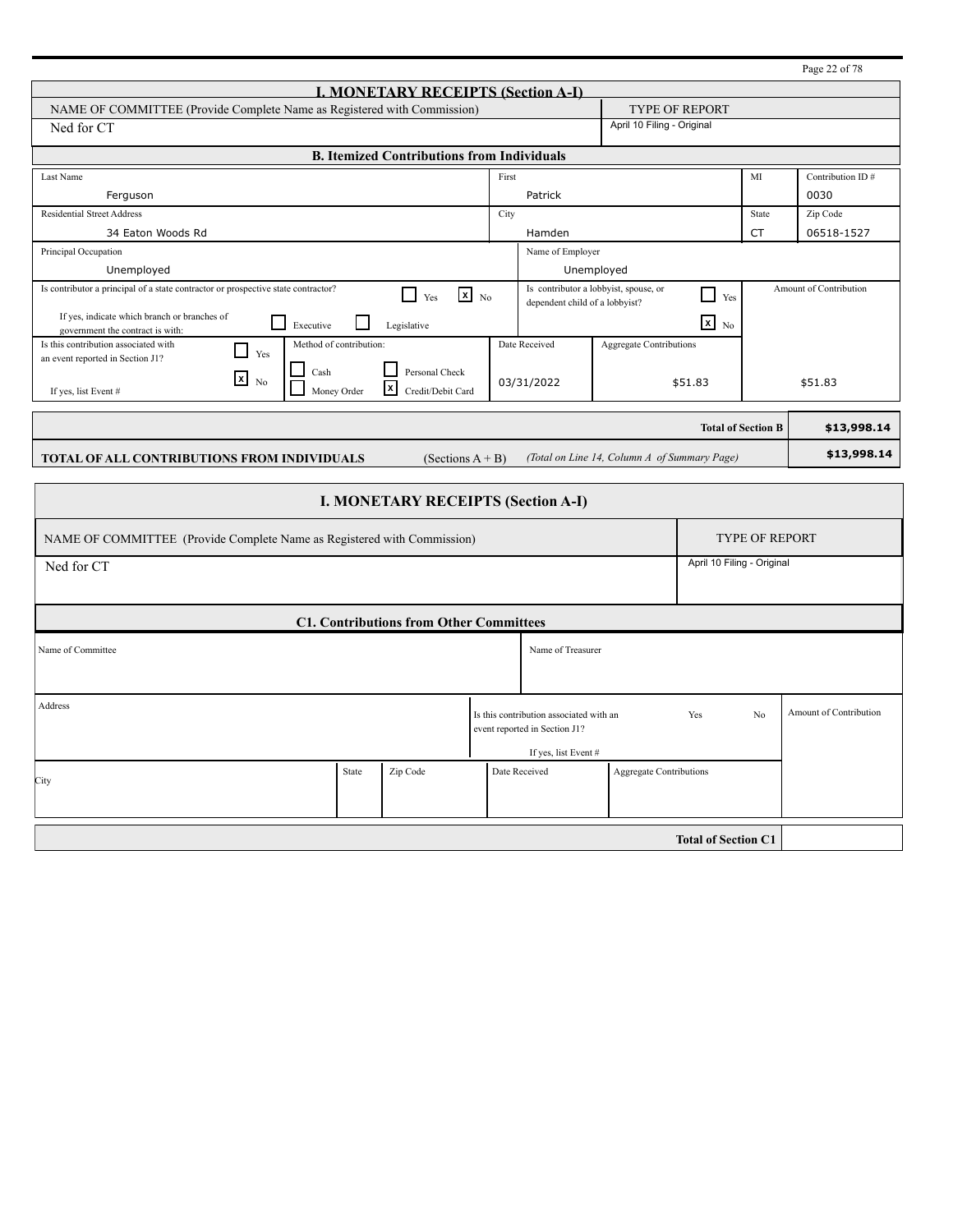## I. MONETARY RECEIPTS (Section A-I)

| NAME OF COMMITTEE (Provide Complete Name as Registered with Commission) | TYPE OF REPORT |
|---|---|
| Ned for CT | April 10 Filing - Original |

### B. Itemized Contributions from Individuals

| Last Name | First | MI | Contribution ID # |
|---|---|---|---|
| Ferguson | Patrick | | 0030 |

| Residential Street Address | City | State | Zip Code |
|---|---|---|---|
| 34 Eaton Woods Rd | Hamden | CT | 06518-1527 |

| Principal Occupation | Name of Employer |
|---|---|
| Unemployed | Unemployed |

- Is contributor a principal of a state contractor or prospective state contractor? ☐ Yes ☒ No
- If yes, indicate which branch or branches of government the contract is with: ☐ Executive ☐ Legislative
- Is contributor a lobbyist, spouse, or dependent child of a lobbyist? ☐ Yes ☒ No
- Is this contribution associated with an event reported in Section J1? ☐ Yes ☒ No
- If yes, list Event #:
- Method of contribution: ☐ Cash ☐ Money Order ☐ Personal Check ☒ Credit/Debit Card

| Date Received | Aggregate Contributions | Amount of Contribution |
|---|---|---|
| 03/31/2022 | $51.83 | $51.83 |

| | |
|---|---|
| **Total of Section B** | **$13,998.14** |
| **TOTAL OF ALL CONTRIBUTIONS FROM INDIVIDUALS** (Sections A + B) *(Total on Line 14, Column A of Summary Page)* | **$13,998.14** |

## I. MONETARY RECEIPTS (Section A-I)

| NAME OF COMMITTEE (Provide Complete Name as Registered with Commission) | TYPE OF REPORT |
|---|---|
| Ned for CT | April 10 Filing - Original |

### C1. Contributions from Other Committees

| Name of Committee | Name of Treasurer |
|---|---|
| | |

| Address | Is this contribution associated with an event reported in Section J1? Yes No | Amount of Contribution |
|---|---|---|
| | If yes, list Event # | |

| City | State | Zip Code | Date Received | Aggregate Contributions |
|---|---|---|---|---|
| | | | | |

| | |
|---|---|
| **Total of Section C1** | |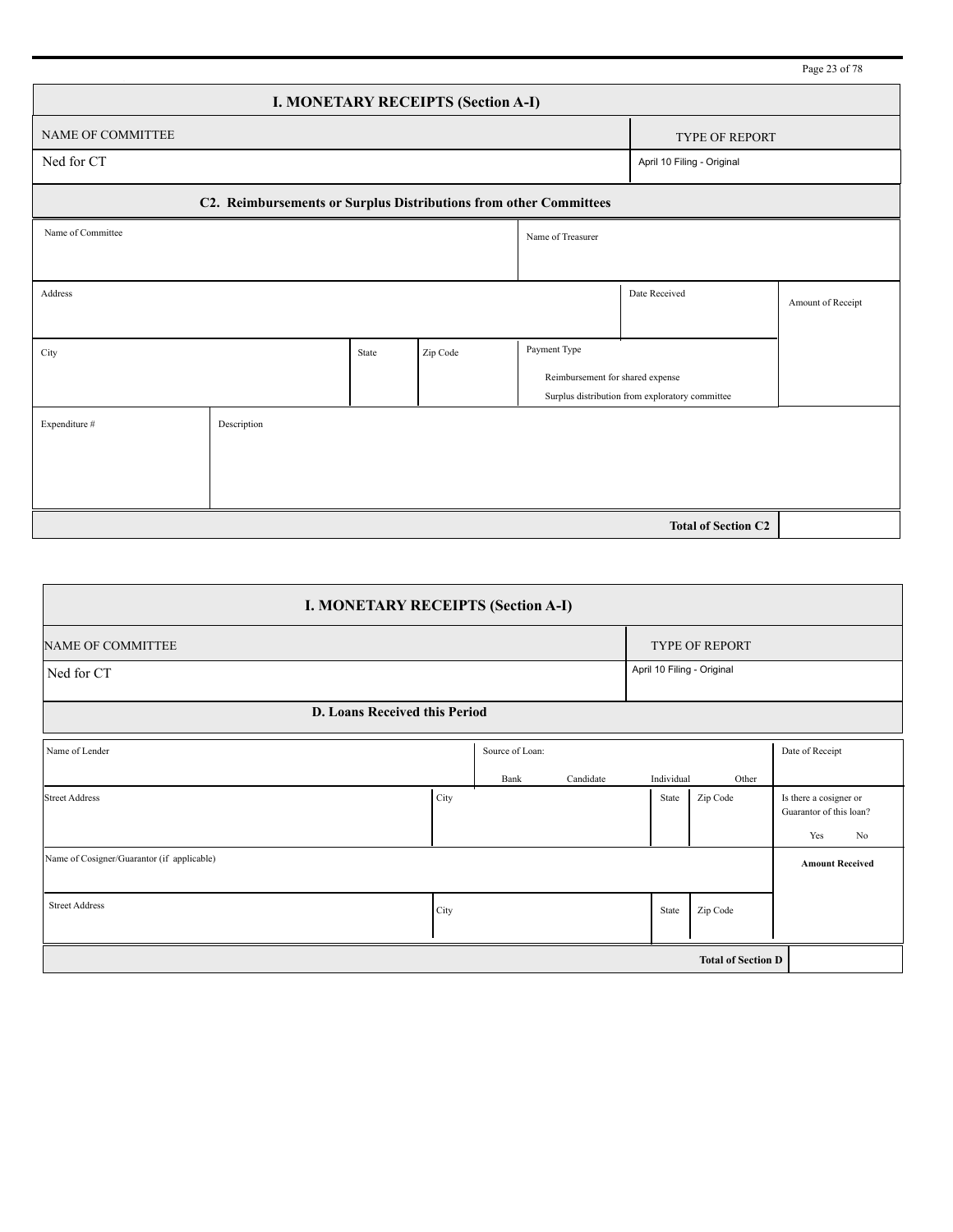## I. MONETARY RECEIPTS (Section A-I)

| NAME OF COMMITTEE | TYPE OF REPORT |
|---|---|
| Ned for CT | April 10 Filing - Original |

### C2. Reimbursements or Surplus Distributions from other Committees

| Name of Committee | | | | Name of Treasurer | | |
|---|---|---|---|---|---|---|
| Address | | | | | Date Received | Amount of Receipt |
| City | | State | Zip Code | Payment Type<br>Reimbursement for shared expense<br>Surplus distribution from exploratory committee | | |
| Expenditure # | Description | | | | | |

**Total of Section C2**

## I. MONETARY RECEIPTS (Section A-I)

| NAME OF COMMITTEE | TYPE OF REPORT |
|---|---|
| Ned for CT | April 10 Filing - Original |

### D. Loans Received this Period

| Name of Lender | | Source of Loan:<br>Bank Candidate Individual Other | | | Date of Receipt |
|---|---|---|---|---|---|
| Street Address | City | | State | Zip Code | Is there a cosigner or Guarantor of this loan?<br>Yes No |
| Name of Cosigner/Guarantor (if applicable) | | | | | **Amount Received** |
| Street Address | City | | State | Zip Code | |

**Total of Section D**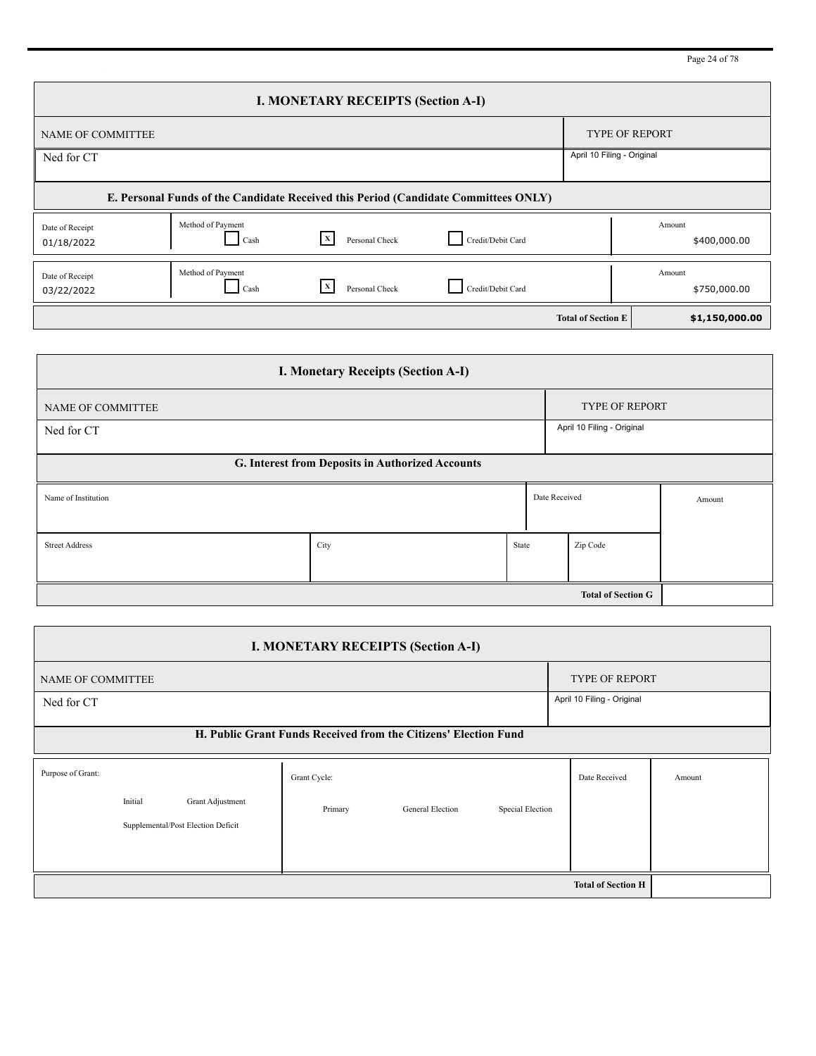## I. MONETARY RECEIPTS (Section A-I)

| NAME OF COMMITTEE | TYPE OF REPORT |
| --- | --- |
| Ned for CT | April 10 Filing - Original |

### E. Personal Funds of the Candidate Received this Period (Candidate Committees ONLY)

| Date of Receipt | Method of Payment | Amount |
| --- | --- | --- |
| 01/18/2022 | [ ] Cash [X] Personal Check [ ] Credit/Debit Card | $400,000.00 |
| 03/22/2022 | [ ] Cash [X] Personal Check [ ] Credit/Debit Card | $750,000.00 |
| | **Total of Section E** | **$1,150,000.00** |

## I. Monetary Receipts (Section A-I)

| NAME OF COMMITTEE | TYPE OF REPORT |
| --- | --- |
| Ned for CT | April 10 Filing - Original |

### G. Interest from Deposits in Authorized Accounts

| Name of Institution | | | | Date Received | Amount |
| --- | --- | --- | --- | --- | --- |
| Street Address | City | State | Zip Code | | |
| | | | | **Total of Section G** | |

## I. MONETARY RECEIPTS (Section A-I)

| NAME OF COMMITTEE | TYPE OF REPORT |
| --- | --- |
| Ned for CT | April 10 Filing - Original |

### H. Public Grant Funds Received from the Citizens' Election Fund

| Purpose of Grant: | Grant Cycle: | Date Received | Amount |
| --- | --- | --- | --- |
| Initial Grant Adjustment Supplemental/Post Election Deficit | Primary General Election Special Election | | |
| | | **Total of Section H** | |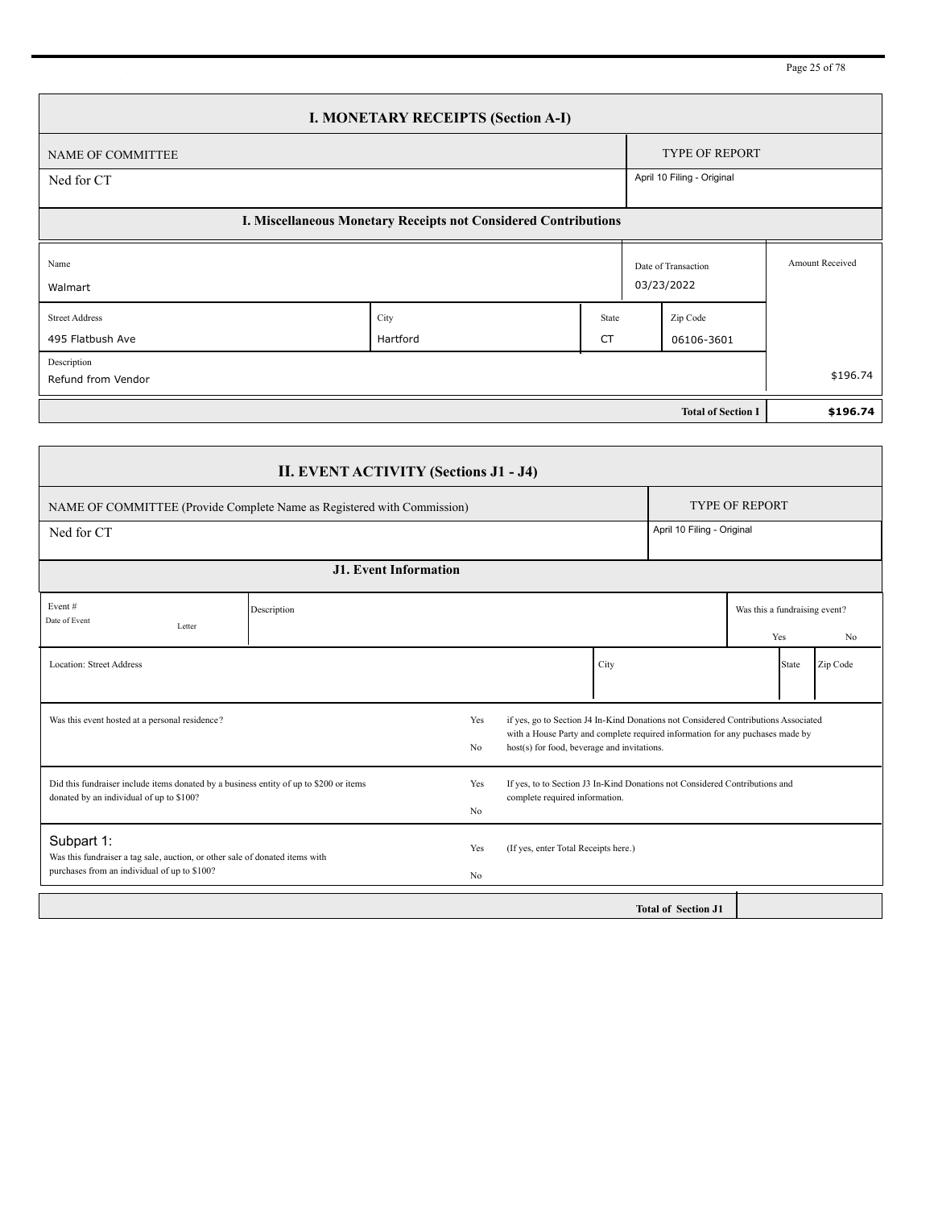## I. MONETARY RECEIPTS (Section A-I)

| NAME OF COMMITTEE | TYPE OF REPORT |
|---|---|
| Ned for CT | April 10 Filing - Original |

### I. Miscellaneous Monetary Receipts not Considered Contributions

| Name | | | Date of Transaction | Amount Received |
|---|---|---|---|---|
| Walmart | | | 03/23/2022 | |
| **Street Address** | **City** | **State** | **Zip Code** | |
| 495 Flatbush Ave | Hartford | CT | 06106-3601 | |
| **Description** | | | | |
| Refund from Vendor | | | | $196.74 |
| | | | **Total of Section I** | **$196.74** |

## II. EVENT ACTIVITY (Sections J1 - J4)

| NAME OF COMMITTEE (Provide Complete Name as Registered with Commission) | TYPE OF REPORT |
|---|---|
| Ned for CT | April 10 Filing - Original |

### J1. Event Information

| Event # Date of Event Letter | Description | Was this a fundraising event? Yes No |
|---|---|---|
| | | |

| Location: Street Address | City | State | Zip Code |
|---|---|---|---|
| | | | |

| Question | Yes / No | Note |
|---|---|---|
| Was this event hosted at a personal residence? | Yes / No | if yes, go to Section J4 In-Kind Donations not Considered Contributions Associated with a House Party and complete required information for any puchases made by host(s) for food, beverage and invitations. |
| Did this fundraiser include items donated by a business entity of up to $200 or items donated by an individual of up to $100? | Yes / No | If yes, to to Section J3 In-Kind Donations not Considered Contributions and complete required information. |
| Subpart 1: Was this fundraiser a tag sale, auction, or other sale of donated items with purchases from an individual of up to $100? | Yes / No | (If yes, enter Total Receipts here.) |

| | **Total of Section J1** | |
|---|---|---|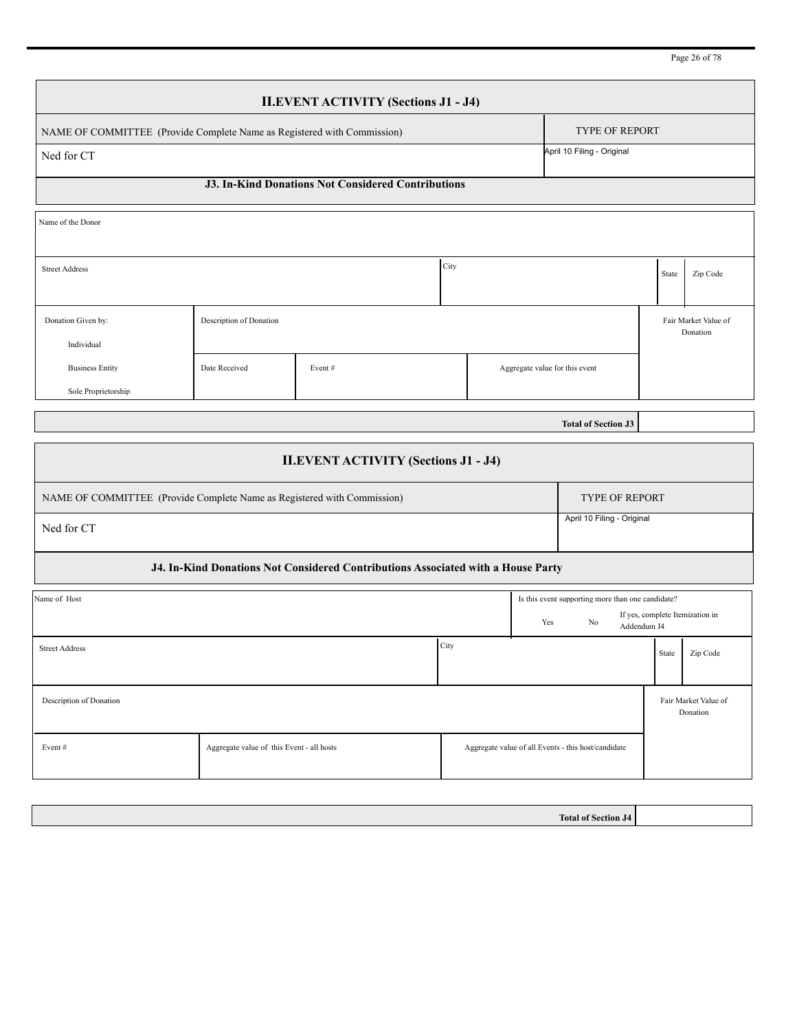## II.EVENT ACTIVITY (Sections J1 - J4)

| NAME OF COMMITTEE (Provide Complete Name as Registered with Commission) | TYPE OF REPORT |
|---|---|
| Ned for CT | April 10 Filing - Original |

### J3. In-Kind Donations Not Considered Contributions

| Name of the Donor | | | | | | |
|---|---|---|---|---|---|---|
| Street Address | | | City | | State | Zip Code |
| Donation Given by: Individual / Business Entity / Sole Proprietorship | Description of Donation | | | | Fair Market Value of Donation | |
| | Date Received | Event # | Aggregate value for this event | | | |

| Total of Section J3 | |
|---|---|

## II.EVENT ACTIVITY (Sections J1 - J4)

| NAME OF COMMITTEE (Provide Complete Name as Registered with Commission) | TYPE OF REPORT |
|---|---|
| Ned for CT | April 10 Filing - Original |

### J4. In-Kind Donations Not Considered Contributions Associated with a House Party

| Name of Host | | Is this event supporting more than one candidate? Yes No If yes, complete Itemization in Addendum J4 | | |
|---|---|---|---|---|
| Street Address | | City | State | Zip Code |
| Description of Donation | | | Fair Market Value of Donation | |
| Event # | Aggregate value of this Event - all hosts | Aggregate value of all Events - this host/candidate | | |

| Total of Section J4 | |
|---|---|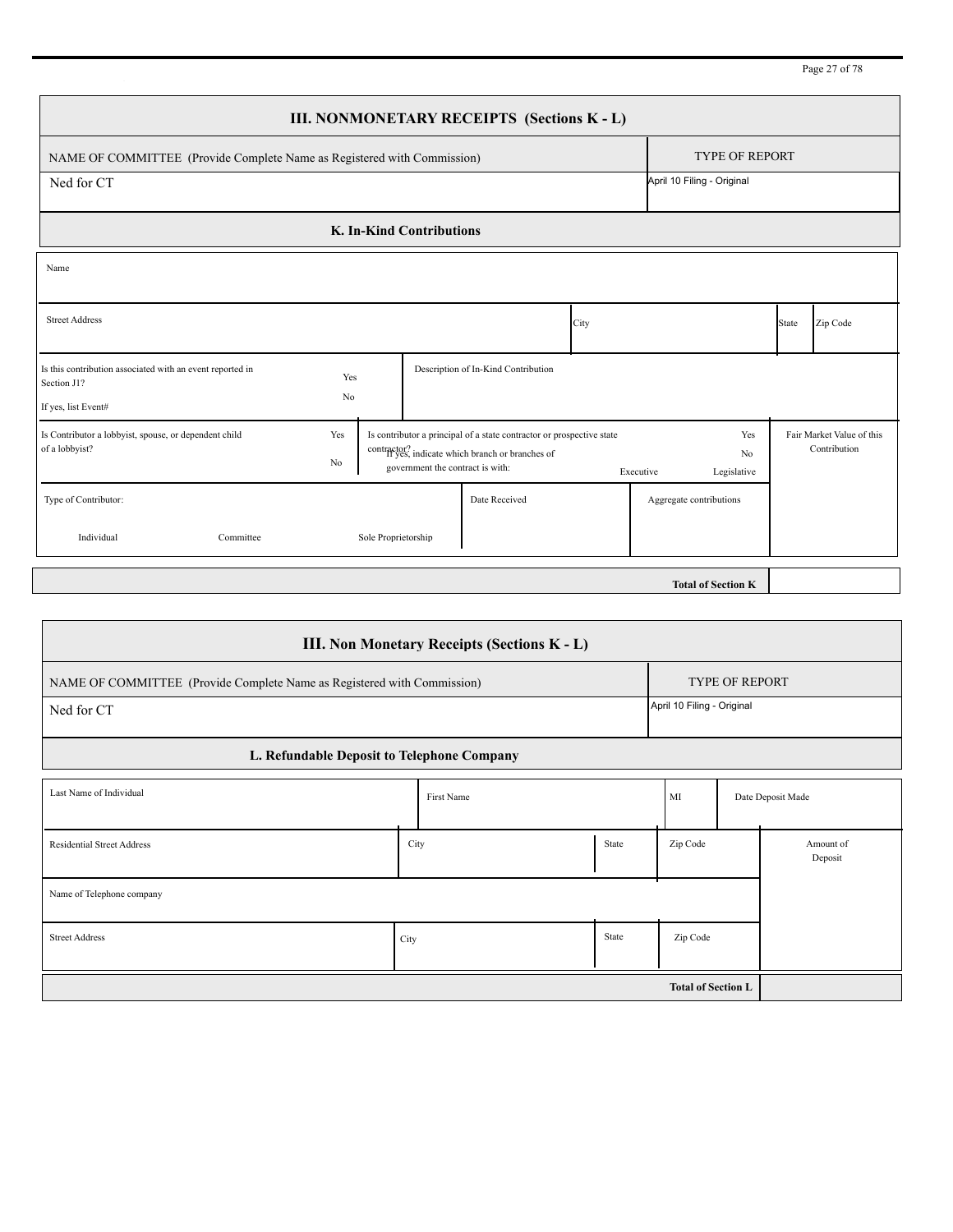## III. NONMONETARY RECEIPTS (Sections K - L)

| NAME OF COMMITTEE (Provide Complete Name as Registered with Commission) | TYPE OF REPORT |
|---|---|
| Ned for CT | April 10 Filing - Original |

### K. In-Kind Contributions

| Name | | | | |
|---|---|---|---|---|
| Street Address | | City | State | Zip Code |
| Is this contribution associated with an event reported in Section J1? Yes / No. If yes, list Event# | Description of In-Kind Contribution | | | |
| Is Contributor a lobbyist, spouse, or dependent child of a lobbyist? Yes / No | Is contributor a principal of a state contractor or prospective state contractor? Yes / No. If yes, indicate which branch or branches of government the contract is with: Executive / Legislative | | | Fair Market Value of this Contribution |
| Type of Contributor: Individual / Committee / Sole Proprietorship | Date Received | Aggregate contributions | | |

| Total of Section K | |
|---|---|

## III. Non Monetary Receipts (Sections K - L)

| NAME OF COMMITTEE (Provide Complete Name as Registered with Commission) | TYPE OF REPORT |
|---|---|
| Ned for CT | April 10 Filing - Original |

### L. Refundable Deposit to Telephone Company

| Last Name of Individual | First Name | | MI | Date Deposit Made |
|---|---|---|---|---|
| Residential Street Address | City | State | Zip Code | Amount of Deposit |
| Name of Telephone company | | | | |
| Street Address | City | State | Zip Code | |

| Total of Section L | |
|---|---|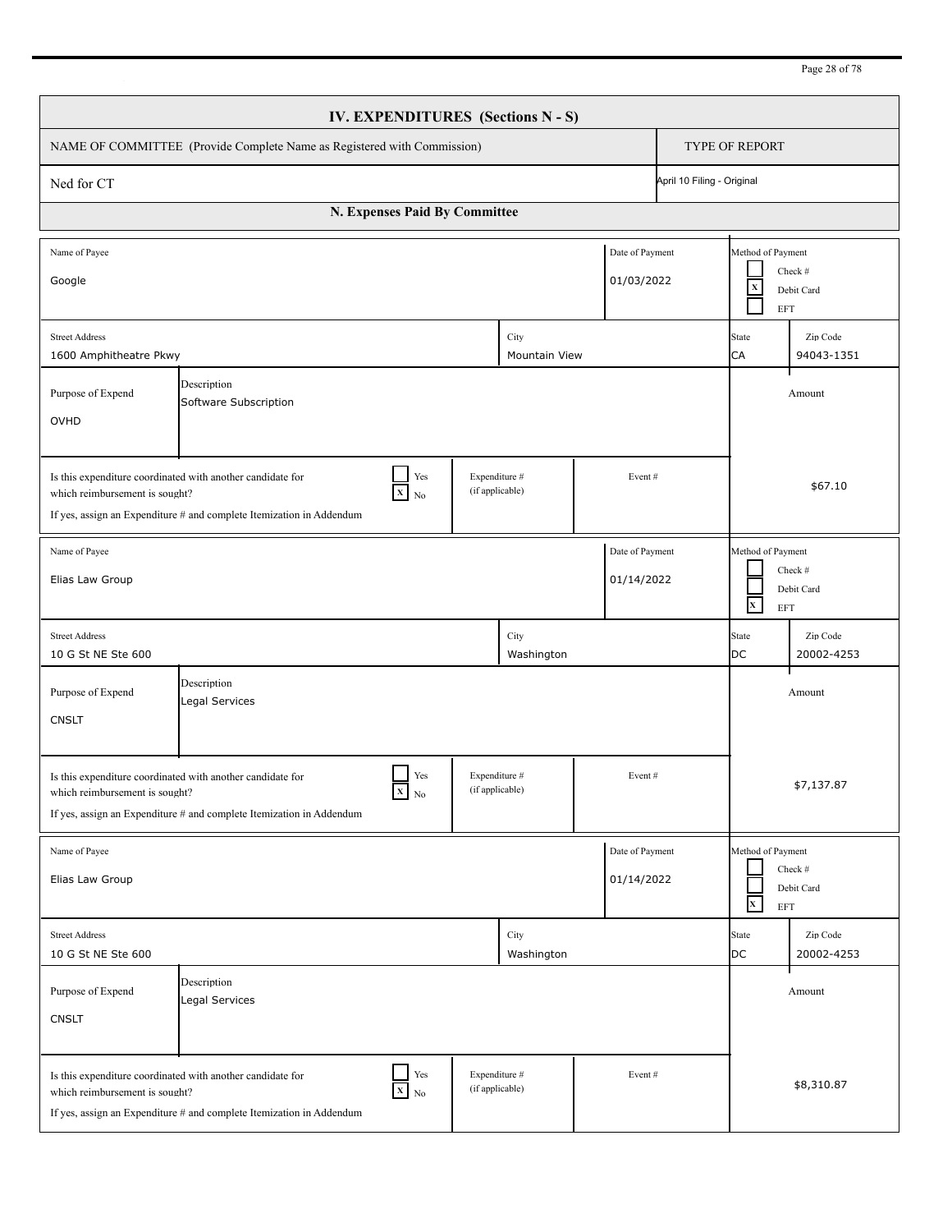# IV. EXPENDITURES (Sections N - S)

| NAME OF COMMITTEE (Provide Complete Name as Registered with Commission) | TYPE OF REPORT |
|---|---|
| Ned for CT | April 10 Filing - Original |

## N. Expenses Paid By Committee

| Field | Value |
|---|---|
| Name of Payee | Google |
| Date of Payment | 01/03/2022 |
| Method of Payment | [ ] Check # [X] Debit Card [ ] EFT |
| Street Address | 1600 Amphitheatre Pkwy |
| City | Mountain View |
| State | CA |
| Zip Code | 94043-1351 |
| Purpose of Expend | OVHD |
| Description | Software Subscription |
| Is this expenditure coordinated with another candidate for which reimbursement is sought? If yes, assign an Expenditure # and complete Itemization in Addendum | [ ] Yes [X] No |
| Expenditure # (if applicable) | |
| Event # | |
| Amount | $67.10 |

| Field | Value |
|---|---|
| Name of Payee | Elias Law Group |
| Date of Payment | 01/14/2022 |
| Method of Payment | [ ] Check # [ ] Debit Card [X] EFT |
| Street Address | 10 G St NE Ste 600 |
| City | Washington |
| State | DC |
| Zip Code | 20002-4253 |
| Purpose of Expend | CNSLT |
| Description | Legal Services |
| Is this expenditure coordinated with another candidate for which reimbursement is sought? If yes, assign an Expenditure # and complete Itemization in Addendum | [ ] Yes [X] No |
| Expenditure # (if applicable) | |
| Event # | |
| Amount | $7,137.87 |

| Field | Value |
|---|---|
| Name of Payee | Elias Law Group |
| Date of Payment | 01/14/2022 |
| Method of Payment | [ ] Check # [ ] Debit Card [X] EFT |
| Street Address | 10 G St NE Ste 600 |
| City | Washington |
| State | DC |
| Zip Code | 20002-4253 |
| Purpose of Expend | CNSLT |
| Description | Legal Services |
| Is this expenditure coordinated with another candidate for which reimbursement is sought? If yes, assign an Expenditure # and complete Itemization in Addendum | [ ] Yes [X] No |
| Expenditure # (if applicable) | |
| Event # | |
| Amount | $8,310.87 |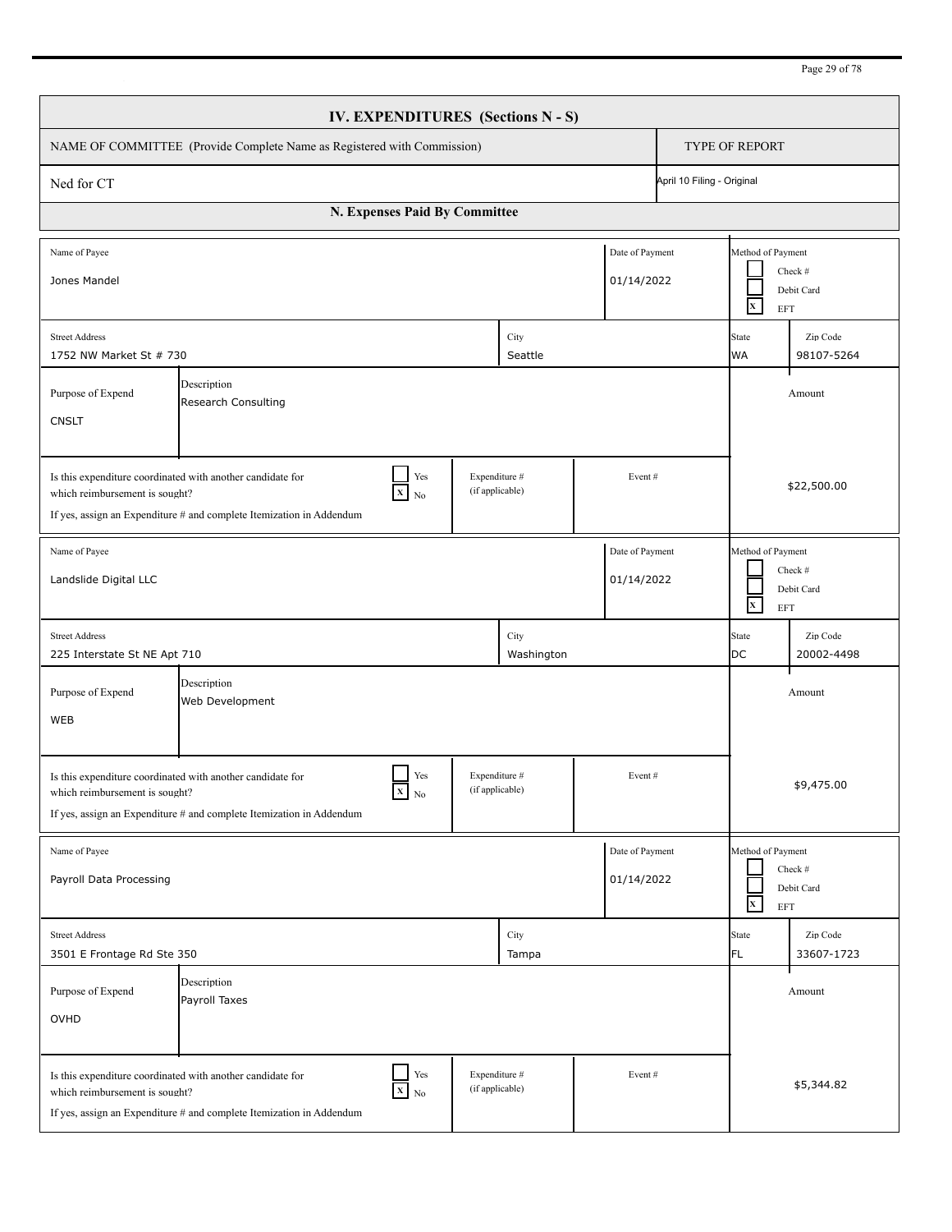# IV. EXPENDITURES (Sections N - S)

| NAME OF COMMITTEE (Provide Complete Name as Registered with Commission) | TYPE OF REPORT |
| --- | --- |
| Ned for CT | April 10 Filing - Original |

## N. Expenses Paid By Committee

| Field | Value |
| --- | --- |
| Name of Payee | Jones Mandel |
| Date of Payment | 01/14/2022 |
| Method of Payment | [ ] Check # [ ] Debit Card [X] EFT |
| Street Address | 1752 NW Market St # 730 |
| City | Seattle |
| State | WA |
| Zip Code | 98107-5264 |
| Purpose of Expend | CNSLT |
| Description | Research Consulting |
| Is this expenditure coordinated with another candidate for which reimbursement is sought? If yes, assign an Expenditure # and complete Itemization in Addendum | [ ] Yes [X] No |
| Expenditure # (if applicable) | |
| Event # | |
| Amount | $22,500.00 |

| Field | Value |
| --- | --- |
| Name of Payee | Landslide Digital LLC |
| Date of Payment | 01/14/2022 |
| Method of Payment | [ ] Check # [ ] Debit Card [X] EFT |
| Street Address | 225 Interstate St NE Apt 710 |
| City | Washington |
| State | DC |
| Zip Code | 20002-4498 |
| Purpose of Expend | WEB |
| Description | Web Development |
| Is this expenditure coordinated with another candidate for which reimbursement is sought? If yes, assign an Expenditure # and complete Itemization in Addendum | [ ] Yes [X] No |
| Expenditure # (if applicable) | |
| Event # | |
| Amount | $9,475.00 |

| Field | Value |
| --- | --- |
| Name of Payee | Payroll Data Processing |
| Date of Payment | 01/14/2022 |
| Method of Payment | [ ] Check # [ ] Debit Card [X] EFT |
| Street Address | 3501 E Frontage Rd Ste 350 |
| City | Tampa |
| State | FL |
| Zip Code | 33607-1723 |
| Purpose of Expend | OVHD |
| Description | Payroll Taxes |
| Is this expenditure coordinated with another candidate for which reimbursement is sought? If yes, assign an Expenditure # and complete Itemization in Addendum | [ ] Yes [X] No |
| Expenditure # (if applicable) | |
| Event # | |
| Amount | $5,344.82 |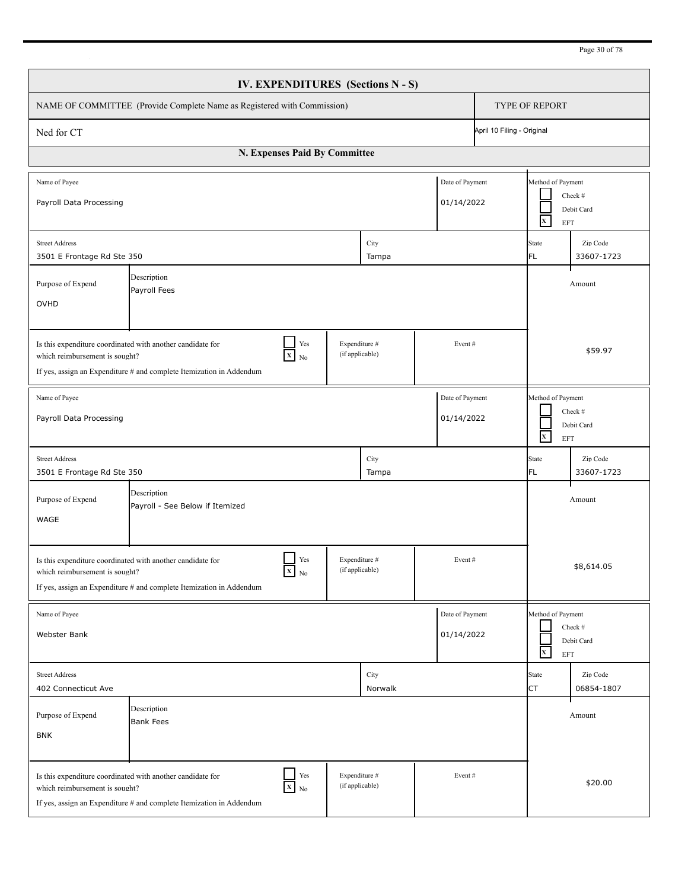# IV. EXPENDITURES (Sections N - S)

| NAME OF COMMITTEE (Provide Complete Name as Registered with Commission) | TYPE OF REPORT |
|---|---|
| Ned for CT | April 10 Filing - Original |

## N. Expenses Paid By Committee

| Name of Payee | Date of Payment | Method of Payment |
|---|---|---|
| Payroll Data Processing | 01/14/2022 | [ ] Check # [ ] Debit Card [X] EFT |

| Street Address | City | State | Zip Code |
|---|---|---|---|
| 3501 E Frontage Rd Ste 350 | Tampa | FL | 33607-1723 |

| Purpose of Expend | Description | Amount |
|---|---|---|
| OVHD | Payroll Fees | $59.97 |

Is this expenditure coordinated with another candidate for which reimbursement is sought? [ ] Yes [X] No
If yes, assign an Expenditure # and complete Itemization in Addendum

Expenditure # (if applicable): | Event #:

---

| Name of Payee | Date of Payment | Method of Payment |
|---|---|---|
| Payroll Data Processing | 01/14/2022 | [ ] Check # [ ] Debit Card [X] EFT |

| Street Address | City | State | Zip Code |
|---|---|---|---|
| 3501 E Frontage Rd Ste 350 | Tampa | FL | 33607-1723 |

| Purpose of Expend | Description | Amount |
|---|---|---|
| WAGE | Payroll - See Below if Itemized | $8,614.05 |

Is this expenditure coordinated with another candidate for which reimbursement is sought? [ ] Yes [X] No
If yes, assign an Expenditure # and complete Itemization in Addendum

Expenditure # (if applicable): | Event #:

---

| Name of Payee | Date of Payment | Method of Payment |
|---|---|---|
| Webster Bank | 01/14/2022 | [ ] Check # [ ] Debit Card [X] EFT |

| Street Address | City | State | Zip Code |
|---|---|---|---|
| 402 Connecticut Ave | Norwalk | CT | 06854-1807 |

| Purpose of Expend | Description | Amount |
|---|---|---|
| BNK | Bank Fees | $20.00 |

Is this expenditure coordinated with another candidate for which reimbursement is sought? [ ] Yes [X] No
If yes, assign an Expenditure # and complete Itemization in Addendum

Expenditure # (if applicable): | Event #: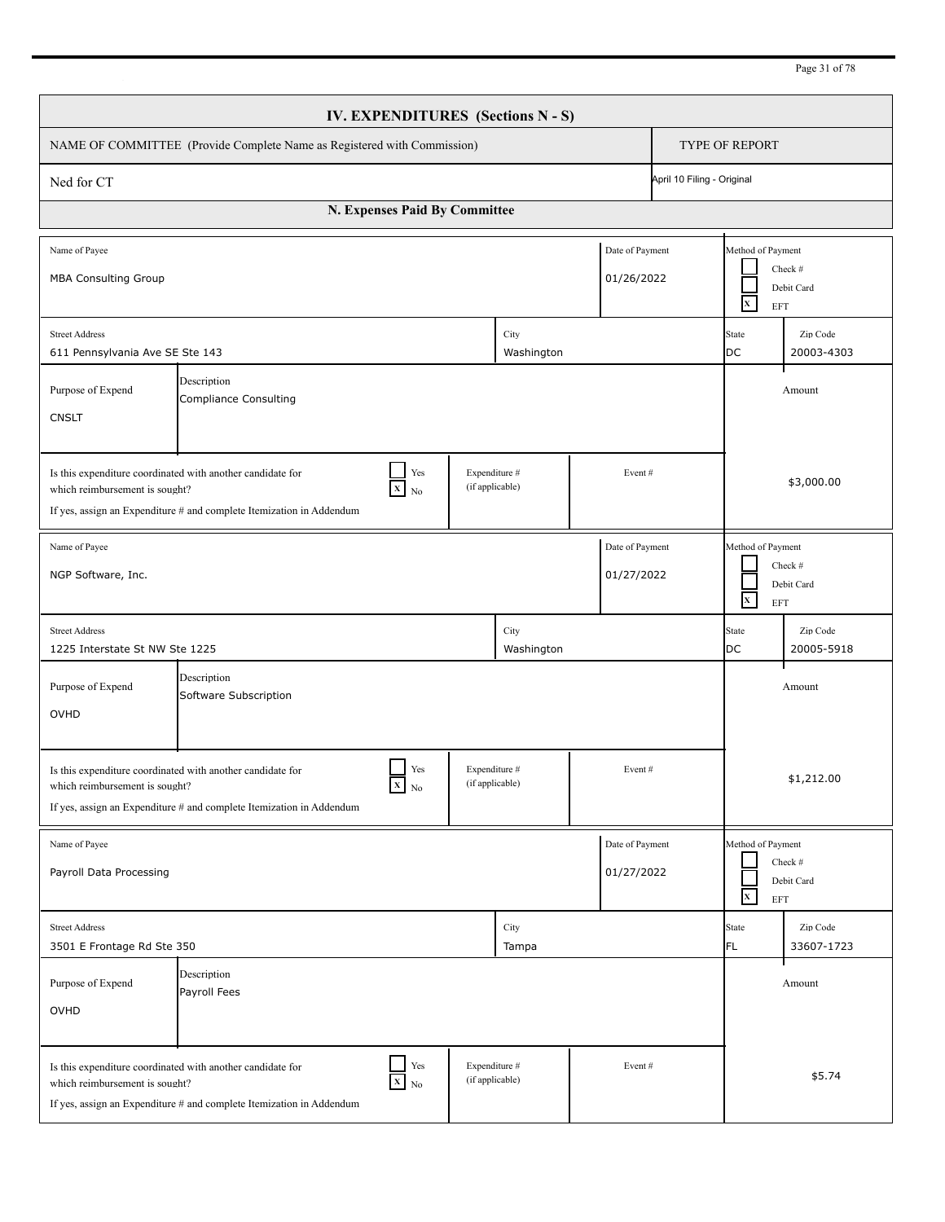## IV. EXPENDITURES (Sections N - S)

| NAME OF COMMITTEE (Provide Complete Name as Registered with Commission) | TYPE OF REPORT |
|---|---|
| Ned for CT | April 10 Filing - Original |

### N. Expenses Paid By Committee

| Field | Value |
|---|---|
| Name of Payee | MBA Consulting Group |
| Date of Payment | 01/26/2022 |
| Method of Payment | [ ] Check # [ ] Debit Card [X] EFT |
| Street Address | 611 Pennsylvania Ave SE Ste 143 |
| City | Washington |
| State | DC |
| Zip Code | 20003-4303 |
| Purpose of Expend | CNSLT |
| Description | Compliance Consulting |
| Is this expenditure coordinated with another candidate for which reimbursement is sought? If yes, assign an Expenditure # and complete Itemization in Addendum | [ ] Yes [X] No |
| Expenditure # (if applicable) | |
| Event # | |
| Amount | $3,000.00 |

| Field | Value |
|---|---|
| Name of Payee | NGP Software, Inc. |
| Date of Payment | 01/27/2022 |
| Method of Payment | [ ] Check # [ ] Debit Card [X] EFT |
| Street Address | 1225 Interstate St NW Ste 1225 |
| City | Washington |
| State | DC |
| Zip Code | 20005-5918 |
| Purpose of Expend | OVHD |
| Description | Software Subscription |
| Is this expenditure coordinated with another candidate for which reimbursement is sought? If yes, assign an Expenditure # and complete Itemization in Addendum | [ ] Yes [X] No |
| Expenditure # (if applicable) | |
| Event # | |
| Amount | $1,212.00 |

| Field | Value |
|---|---|
| Name of Payee | Payroll Data Processing |
| Date of Payment | 01/27/2022 |
| Method of Payment | [ ] Check # [ ] Debit Card [X] EFT |
| Street Address | 3501 E Frontage Rd Ste 350 |
| City | Tampa |
| State | FL |
| Zip Code | 33607-1723 |
| Purpose of Expend | OVHD |
| Description | Payroll Fees |
| Is this expenditure coordinated with another candidate for which reimbursement is sought? If yes, assign an Expenditure # and complete Itemization in Addendum | [ ] Yes [X] No |
| Expenditure # (if applicable) | |
| Event # | |
| Amount | $5.74 |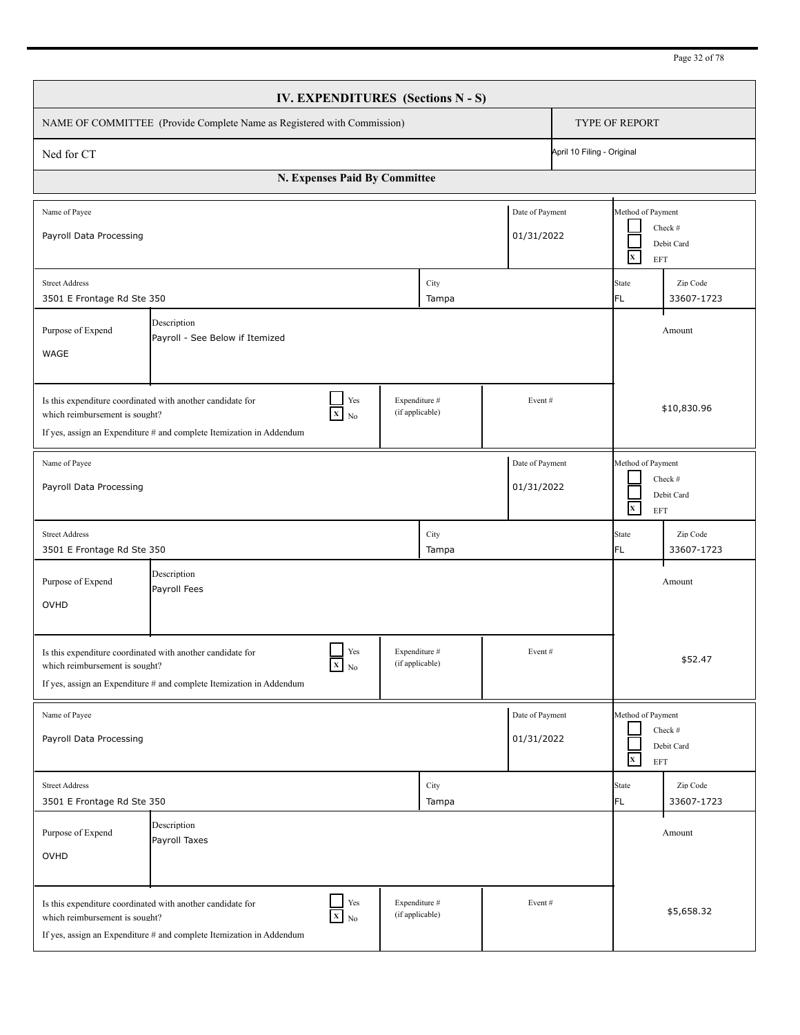## IV. EXPENDITURES (Sections N - S)

| NAME OF COMMITTEE (Provide Complete Name as Registered with Commission) | TYPE OF REPORT |
|---|---|
| Ned for CT | April 10 Filing - Original |

### N. Expenses Paid By Committee

| Field | Value |
|---|---|
| Name of Payee | Payroll Data Processing |
| Date of Payment | 01/31/2022 |
| Method of Payment | [ ] Check # [ ] Debit Card [X] EFT |
| Street Address | 3501 E Frontage Rd Ste 350 |
| City | Tampa |
| State | FL |
| Zip Code | 33607-1723 |
| Purpose of Expend | WAGE |
| Description | Payroll - See Below if Itemized |
| Is this expenditure coordinated with another candidate for which reimbursement is sought? If yes, assign an Expenditure # and complete Itemization in Addendum | [ ] Yes [X] No |
| Expenditure # (if applicable) | |
| Event # | |
| Amount | $10,830.96 |

| Field | Value |
|---|---|
| Name of Payee | Payroll Data Processing |
| Date of Payment | 01/31/2022 |
| Method of Payment | [ ] Check # [ ] Debit Card [X] EFT |
| Street Address | 3501 E Frontage Rd Ste 350 |
| City | Tampa |
| State | FL |
| Zip Code | 33607-1723 |
| Purpose of Expend | OVHD |
| Description | Payroll Fees |
| Is this expenditure coordinated with another candidate for which reimbursement is sought? If yes, assign an Expenditure # and complete Itemization in Addendum | [ ] Yes [X] No |
| Expenditure # (if applicable) | |
| Event # | |
| Amount | $52.47 |

| Field | Value |
|---|---|
| Name of Payee | Payroll Data Processing |
| Date of Payment | 01/31/2022 |
| Method of Payment | [ ] Check # [ ] Debit Card [X] EFT |
| Street Address | 3501 E Frontage Rd Ste 350 |
| City | Tampa |
| State | FL |
| Zip Code | 33607-1723 |
| Purpose of Expend | OVHD |
| Description | Payroll Taxes |
| Is this expenditure coordinated with another candidate for which reimbursement is sought? If yes, assign an Expenditure # and complete Itemization in Addendum | [ ] Yes [X] No |
| Expenditure # (if applicable) | |
| Event # | |
| Amount | $5,658.32 |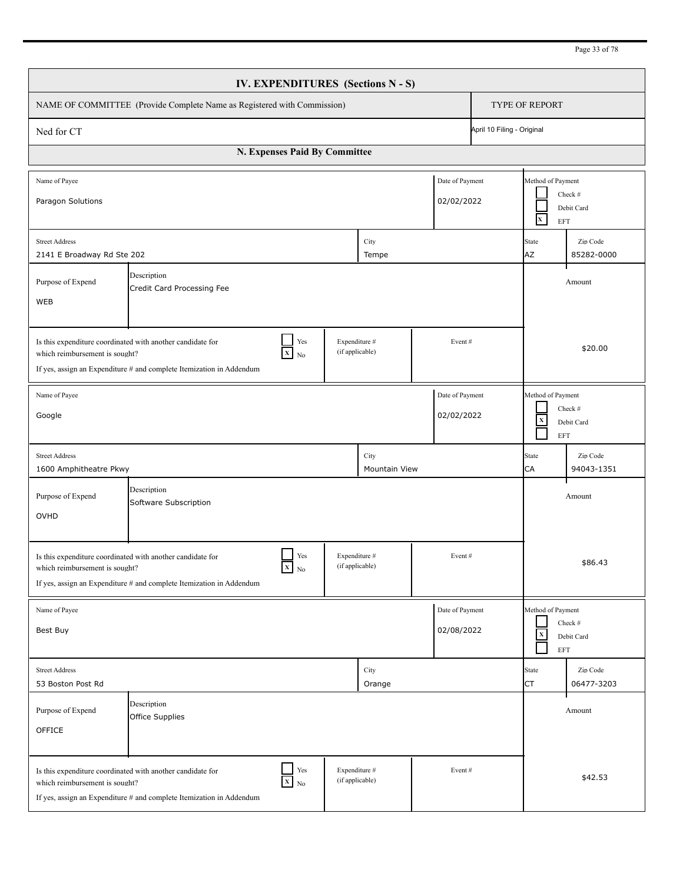## IV. EXPENDITURES (Sections N - S)

| NAME OF COMMITTEE (Provide Complete Name as Registered with Commission) | TYPE OF REPORT |
|---|---|
| Ned for CT | April 10 Filing - Original |

### N. Expenses Paid By Committee

| Field | Value |
|---|---|
| Name of Payee | Paragon Solutions |
| Date of Payment | 02/02/2022 |
| Method of Payment | [ ] Check # [ ] Debit Card [X] EFT |
| Street Address | 2141 E Broadway Rd Ste 202 |
| City | Tempe |
| State | AZ |
| Zip Code | 85282-0000 |
| Purpose of Expend | WEB |
| Description | Credit Card Processing Fee |
| Is this expenditure coordinated with another candidate for which reimbursement is sought? If yes, assign an Expenditure # and complete Itemization in Addendum | [ ] Yes [X] No |
| Expenditure # (if applicable) | |
| Event # | |
| Amount | $20.00 |

| Field | Value |
|---|---|
| Name of Payee | Google |
| Date of Payment | 02/02/2022 |
| Method of Payment | [ ] Check # [X] Debit Card [ ] EFT |
| Street Address | 1600 Amphitheatre Pkwy |
| City | Mountain View |
| State | CA |
| Zip Code | 94043-1351 |
| Purpose of Expend | OVHD |
| Description | Software Subscription |
| Is this expenditure coordinated with another candidate for which reimbursement is sought? If yes, assign an Expenditure # and complete Itemization in Addendum | [ ] Yes [X] No |
| Expenditure # (if applicable) | |
| Event # | |
| Amount | $86.43 |

| Field | Value |
|---|---|
| Name of Payee | Best Buy |
| Date of Payment | 02/08/2022 |
| Method of Payment | [ ] Check # [X] Debit Card [ ] EFT |
| Street Address | 53 Boston Post Rd |
| City | Orange |
| State | CT |
| Zip Code | 06477-3203 |
| Purpose of Expend | OFFICE |
| Description | Office Supplies |
| Is this expenditure coordinated with another candidate for which reimbursement is sought? If yes, assign an Expenditure # and complete Itemization in Addendum | [ ] Yes [X] No |
| Expenditure # (if applicable) | |
| Event # | |
| Amount | $42.53 |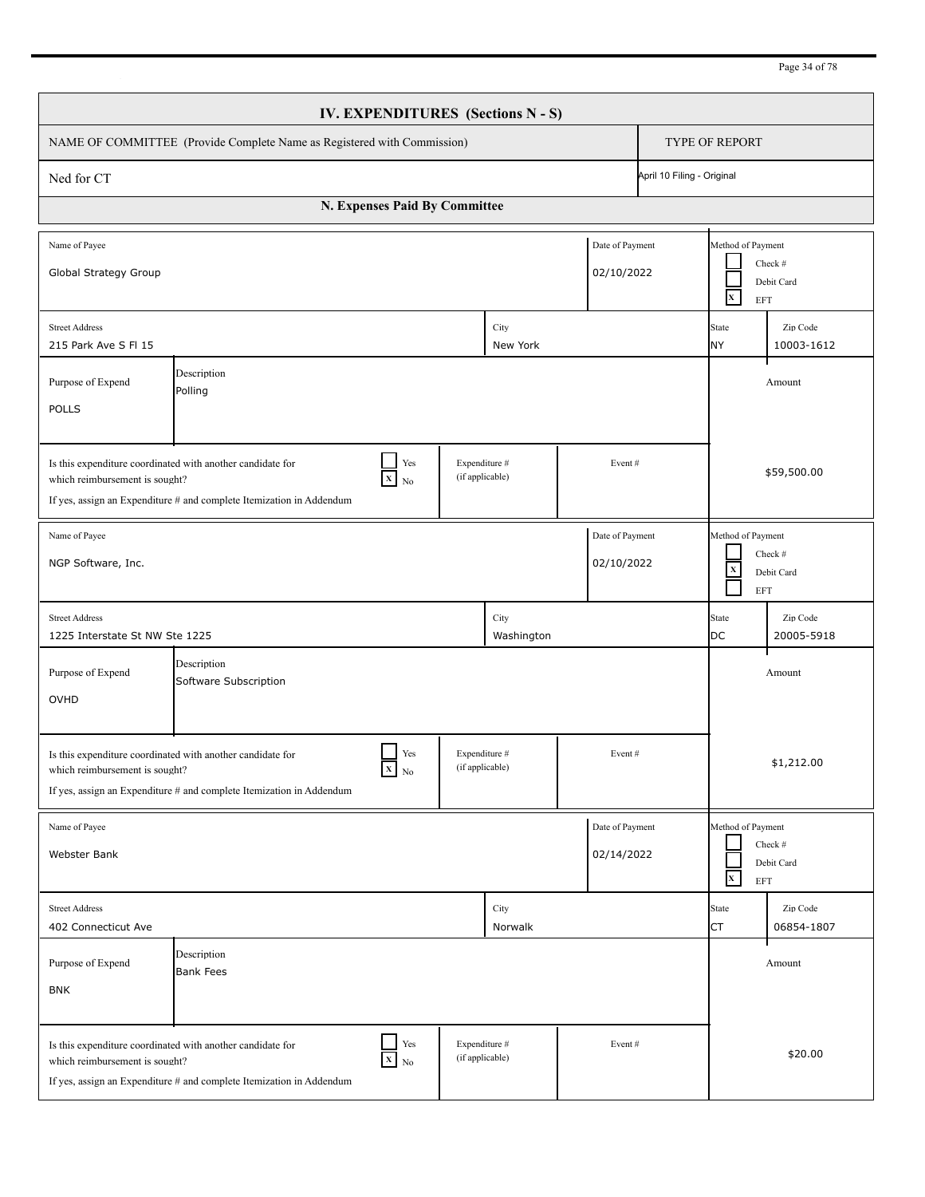## IV. EXPENDITURES (Sections N - S)

| NAME OF COMMITTEE (Provide Complete Name as Registered with Commission) | TYPE OF REPORT |
|---|---|
| Ned for CT | April 10 Filing - Original |

### N. Expenses Paid By Committee

| Field | Value |
|---|---|
| Name of Payee | Global Strategy Group |
| Date of Payment | 02/10/2022 |
| Method of Payment | [ ] Check # [ ] Debit Card [X] EFT |
| Street Address | 215 Park Ave S Fl 15 |
| City | New York |
| State | NY |
| Zip Code | 10003-1612 |
| Purpose of Expend | POLLS |
| Description | Polling |
| Is this expenditure coordinated with another candidate for which reimbursement is sought? If yes, assign an Expenditure # and complete Itemization in Addendum | [ ] Yes [X] No |
| Expenditure # (if applicable) | |
| Event # | |
| Amount | $59,500.00 |

| Field | Value |
|---|---|
| Name of Payee | NGP Software, Inc. |
| Date of Payment | 02/10/2022 |
| Method of Payment | [ ] Check # [X] Debit Card [ ] EFT |
| Street Address | 1225 Interstate St NW Ste 1225 |
| City | Washington |
| State | DC |
| Zip Code | 20005-5918 |
| Purpose of Expend | OVHD |
| Description | Software Subscription |
| Is this expenditure coordinated with another candidate for which reimbursement is sought? If yes, assign an Expenditure # and complete Itemization in Addendum | [ ] Yes [X] No |
| Expenditure # (if applicable) | |
| Event # | |
| Amount | $1,212.00 |

| Field | Value |
|---|---|
| Name of Payee | Webster Bank |
| Date of Payment | 02/14/2022 |
| Method of Payment | [ ] Check # [ ] Debit Card [X] EFT |
| Street Address | 402 Connecticut Ave |
| City | Norwalk |
| State | CT |
| Zip Code | 06854-1807 |
| Purpose of Expend | BNK |
| Description | Bank Fees |
| Is this expenditure coordinated with another candidate for which reimbursement is sought? If yes, assign an Expenditure # and complete Itemization in Addendum | [ ] Yes [X] No |
| Expenditure # (if applicable) | |
| Event # | |
| Amount | $20.00 |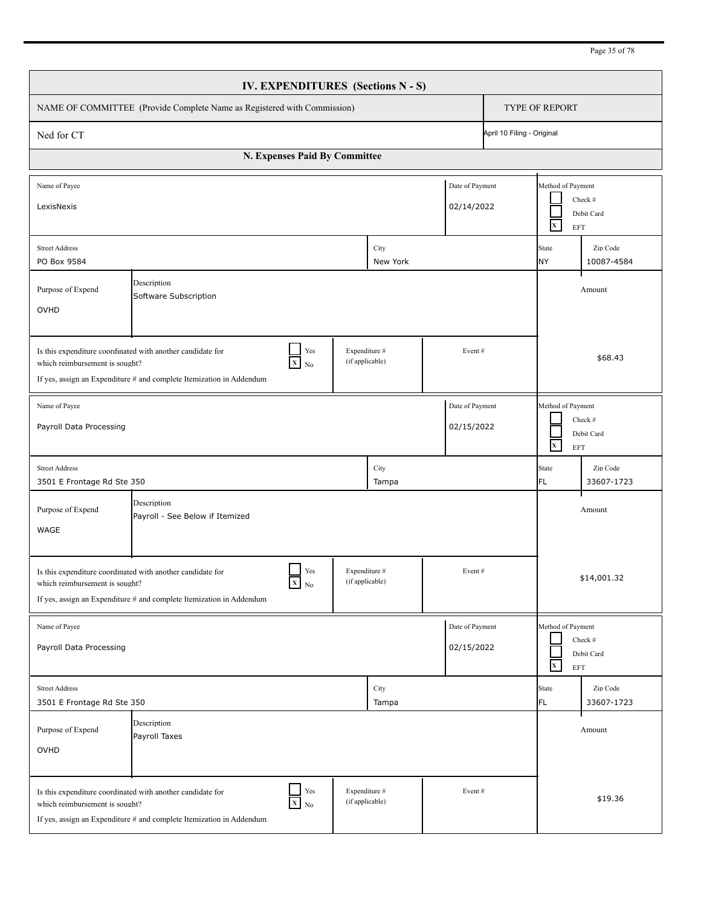# IV. EXPENDITURES (Sections N - S)

| NAME OF COMMITTEE (Provide Complete Name as Registered with Commission) | TYPE OF REPORT |
|---|---|
| Ned for CT | April 10 Filing - Original |

## N. Expenses Paid By Committee

| Field | Value |
|---|---|
| Name of Payee | LexisNexis |
| Date of Payment | 02/14/2022 |
| Method of Payment | [ ] Check # [ ] Debit Card [X] EFT |
| Street Address | PO Box 9584 |
| City | New York |
| State | NY |
| Zip Code | 10087-4584 |
| Purpose of Expend | OVHD |
| Description | Software Subscription |
| Is this expenditure coordinated with another candidate for which reimbursement is sought? If yes, assign an Expenditure # and complete Itemization in Addendum | [ ] Yes [X] No |
| Expenditure # (if applicable) | |
| Event # | |
| Amount | $68.43 |

| Field | Value |
|---|---|
| Name of Payee | Payroll Data Processing |
| Date of Payment | 02/15/2022 |
| Method of Payment | [ ] Check # [ ] Debit Card [X] EFT |
| Street Address | 3501 E Frontage Rd Ste 350 |
| City | Tampa |
| State | FL |
| Zip Code | 33607-1723 |
| Purpose of Expend | WAGE |
| Description | Payroll - See Below if Itemized |
| Is this expenditure coordinated with another candidate for which reimbursement is sought? If yes, assign an Expenditure # and complete Itemization in Addendum | [ ] Yes [X] No |
| Expenditure # (if applicable) | |
| Event # | |
| Amount | $14,001.32 |

| Field | Value |
|---|---|
| Name of Payee | Payroll Data Processing |
| Date of Payment | 02/15/2022 |
| Method of Payment | [ ] Check # [ ] Debit Card [X] EFT |
| Street Address | 3501 E Frontage Rd Ste 350 |
| City | Tampa |
| State | FL |
| Zip Code | 33607-1723 |
| Purpose of Expend | OVHD |
| Description | Payroll Taxes |
| Is this expenditure coordinated with another candidate for which reimbursement is sought? If yes, assign an Expenditure # and complete Itemization in Addendum | [ ] Yes [X] No |
| Expenditure # (if applicable) | |
| Event # | |
| Amount | $19.36 |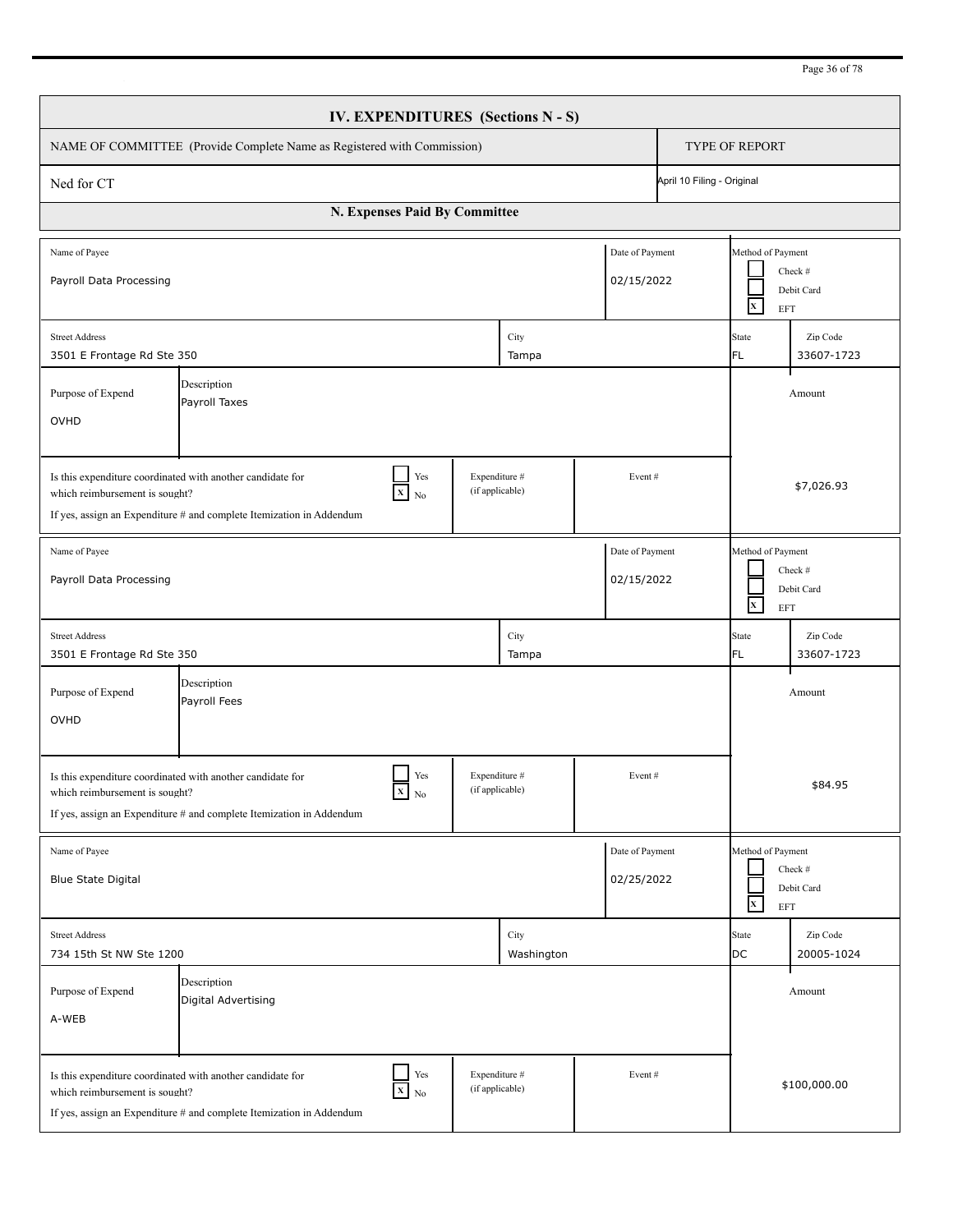## IV. EXPENDITURES (Sections N - S)

| NAME OF COMMITTEE (Provide Complete Name as Registered with Commission) | TYPE OF REPORT |
|---|---|
| Ned for CT | April 10 Filing - Original |

### N. Expenses Paid By Committee

| Name of Payee | Date of Payment | Method of Payment |
|---|---|---|
| Payroll Data Processing | 02/15/2022 | [ ] Check # [ ] Debit Card [X] EFT |

| Street Address | City | State | Zip Code |
|---|---|---|---|
| 3501 E Frontage Rd Ste 350 | Tampa | FL | 33607-1723 |

| Purpose of Expend | Description | Amount |
|---|---|---|
| OVHD | Payroll Taxes | $7,026.93 |

Is this expenditure coordinated with another candidate for which reimbursement is sought? [ ] Yes [X] No
If yes, assign an Expenditure # and complete Itemization in Addendum

Expenditure # (if applicable):
Event #:

---

| Name of Payee | Date of Payment | Method of Payment |
|---|---|---|
| Payroll Data Processing | 02/15/2022 | [ ] Check # [ ] Debit Card [X] EFT |

| Street Address | City | State | Zip Code |
|---|---|---|---|
| 3501 E Frontage Rd Ste 350 | Tampa | FL | 33607-1723 |

| Purpose of Expend | Description | Amount |
|---|---|---|
| OVHD | Payroll Fees | $84.95 |

Is this expenditure coordinated with another candidate for which reimbursement is sought? [ ] Yes [X] No
If yes, assign an Expenditure # and complete Itemization in Addendum

Expenditure # (if applicable):
Event #:

---

| Name of Payee | Date of Payment | Method of Payment |
|---|---|---|
| Blue State Digital | 02/25/2022 | [ ] Check # [ ] Debit Card [X] EFT |

| Street Address | City | State | Zip Code |
|---|---|---|---|
| 734 15th St NW Ste 1200 | Washington | DC | 20005-1024 |

| Purpose of Expend | Description | Amount |
|---|---|---|
| A-WEB | Digital Advertising | $100,000.00 |

Is this expenditure coordinated with another candidate for which reimbursement is sought? [ ] Yes [X] No
If yes, assign an Expenditure # and complete Itemization in Addendum

Expenditure # (if applicable):
Event #: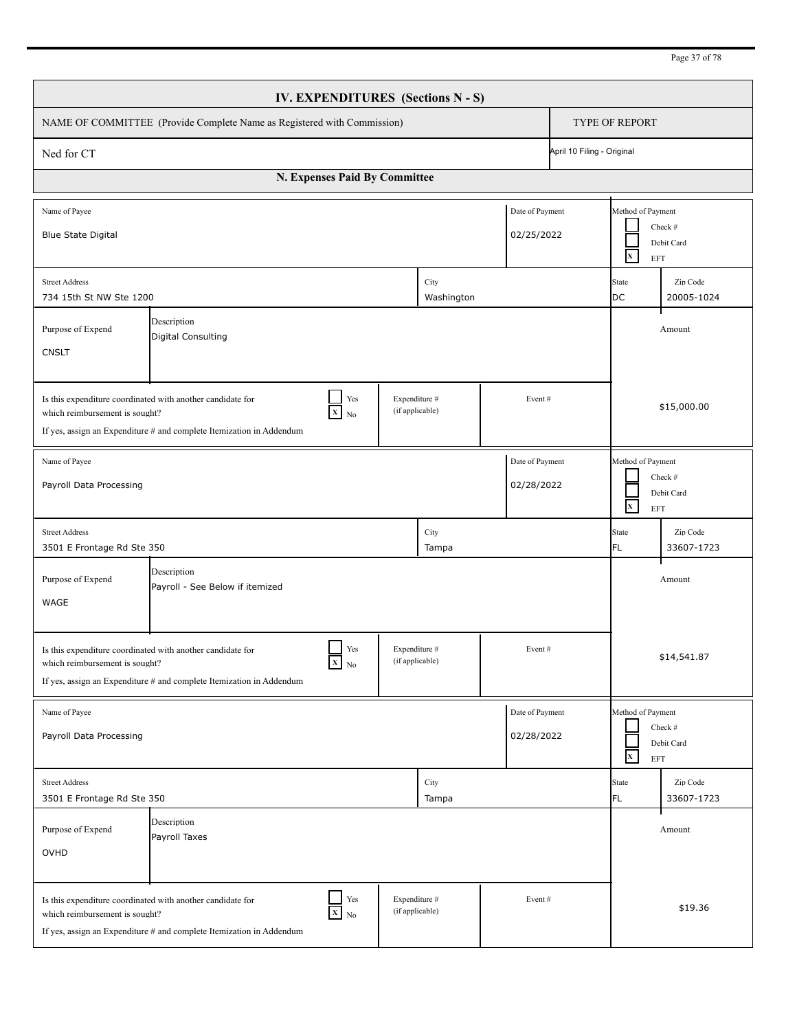## IV. EXPENDITURES (Sections N - S)

| NAME OF COMMITTEE (Provide Complete Name as Registered with Commission) | TYPE OF REPORT |
|---|---|
| Ned for CT | April 10 Filing - Original |

### N. Expenses Paid By Committee

| Name of Payee | Date of Payment | Method of Payment |
|---|---|---|
| Blue State Digital | 02/25/2022 | [ ] Check # [ ] Debit Card [X] EFT |

| Street Address | City | State | Zip Code |
|---|---|---|---|
| 734 15th St NW Ste 1200 | Washington | DC | 20005-1024 |

| Purpose of Expend | Description | Amount |
|---|---|---|
| CNSLT | Digital Consulting | |

| Is this expenditure coordinated with another candidate for which reimbursement is sought? If yes, assign an Expenditure # and complete Itemization in Addendum | Expenditure # (if applicable) | Event # | Amount |
|---|---|---|---|
| [ ] Yes [X] No | | | $15,000.00 |

| Name of Payee | Date of Payment | Method of Payment |
|---|---|---|
| Payroll Data Processing | 02/28/2022 | [ ] Check # [ ] Debit Card [X] EFT |

| Street Address | City | State | Zip Code |
|---|---|---|---|
| 3501 E Frontage Rd Ste 350 | Tampa | FL | 33607-1723 |

| Purpose of Expend | Description | Amount |
|---|---|---|
| WAGE | Payroll - See Below if itemized | |

| Is this expenditure coordinated with another candidate for which reimbursement is sought? If yes, assign an Expenditure # and complete Itemization in Addendum | Expenditure # (if applicable) | Event # | Amount |
|---|---|---|---|
| [ ] Yes [X] No | | | $14,541.87 |

| Name of Payee | Date of Payment | Method of Payment |
|---|---|---|
| Payroll Data Processing | 02/28/2022 | [ ] Check # [ ] Debit Card [X] EFT |

| Street Address | City | State | Zip Code |
|---|---|---|---|
| 3501 E Frontage Rd Ste 350 | Tampa | FL | 33607-1723 |

| Purpose of Expend | Description | Amount |
|---|---|---|
| OVHD | Payroll Taxes | |

| Is this expenditure coordinated with another candidate for which reimbursement is sought? If yes, assign an Expenditure # and complete Itemization in Addendum | Expenditure # (if applicable) | Event # | Amount |
|---|---|---|---|
| [ ] Yes [X] No | | | $19.36 |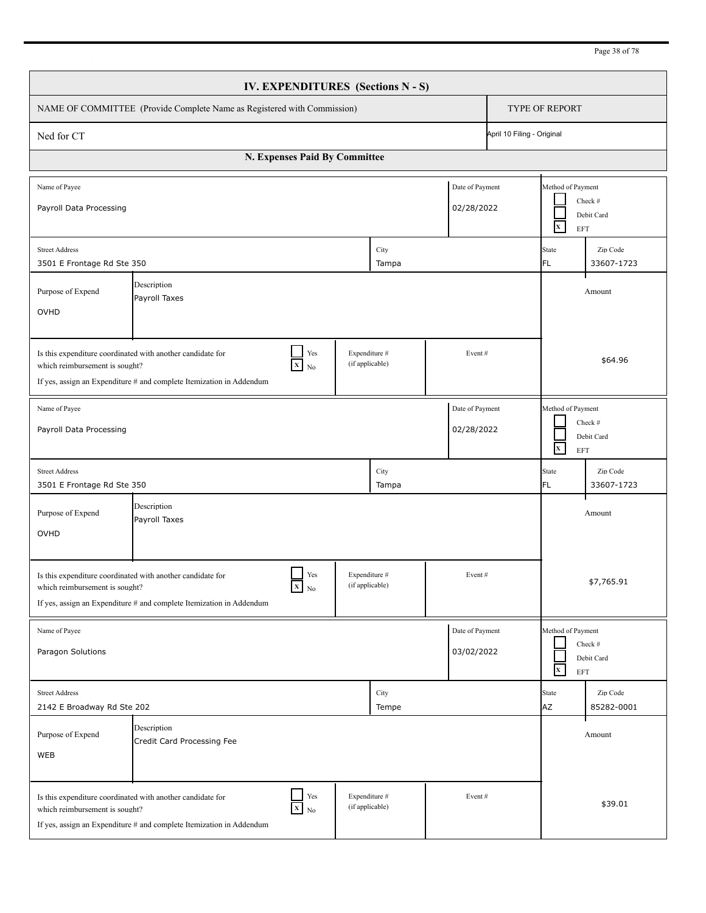## IV. EXPENDITURES (Sections N - S)

| NAME OF COMMITTEE (Provide Complete Name as Registered with Commission) | TYPE OF REPORT |
|---|---|
| Ned for CT | April 10 Filing - Original |

### N. Expenses Paid By Committee

| Name of Payee | Date of Payment | Method of Payment |
|---|---|---|
| Payroll Data Processing | 02/28/2022 | [ ] Check # [ ] Debit Card [X] EFT |

| Street Address | City | State | Zip Code |
|---|---|---|---|
| 3501 E Frontage Rd Ste 350 | Tampa | FL | 33607-1723 |

| Purpose of Expend | Description | Amount |
|---|---|---|
| OVHD | Payroll Taxes | $64.96 |

Is this expenditure coordinated with another candidate for which reimbursement is sought? [ ] Yes [X] No
If yes, assign an Expenditure # and complete Itemization in Addendum
Expenditure # (if applicable):
Event #:

---

| Name of Payee | Date of Payment | Method of Payment |
|---|---|---|
| Payroll Data Processing | 02/28/2022 | [ ] Check # [ ] Debit Card [X] EFT |

| Street Address | City | State | Zip Code |
|---|---|---|---|
| 3501 E Frontage Rd Ste 350 | Tampa | FL | 33607-1723 |

| Purpose of Expend | Description | Amount |
|---|---|---|
| OVHD | Payroll Taxes | $7,765.91 |

Is this expenditure coordinated with another candidate for which reimbursement is sought? [ ] Yes [X] No
If yes, assign an Expenditure # and complete Itemization in Addendum
Expenditure # (if applicable):
Event #:

---

| Name of Payee | Date of Payment | Method of Payment |
|---|---|---|
| Paragon Solutions | 03/02/2022 | [ ] Check # [ ] Debit Card [X] EFT |

| Street Address | City | State | Zip Code |
|---|---|---|---|
| 2142 E Broadway Rd Ste 202 | Tempe | AZ | 85282-0001 |

| Purpose of Expend | Description | Amount |
|---|---|---|
| WEB | Credit Card Processing Fee | $39.01 |

Is this expenditure coordinated with another candidate for which reimbursement is sought? [ ] Yes [X] No
If yes, assign an Expenditure # and complete Itemization in Addendum
Expenditure # (if applicable):
Event #: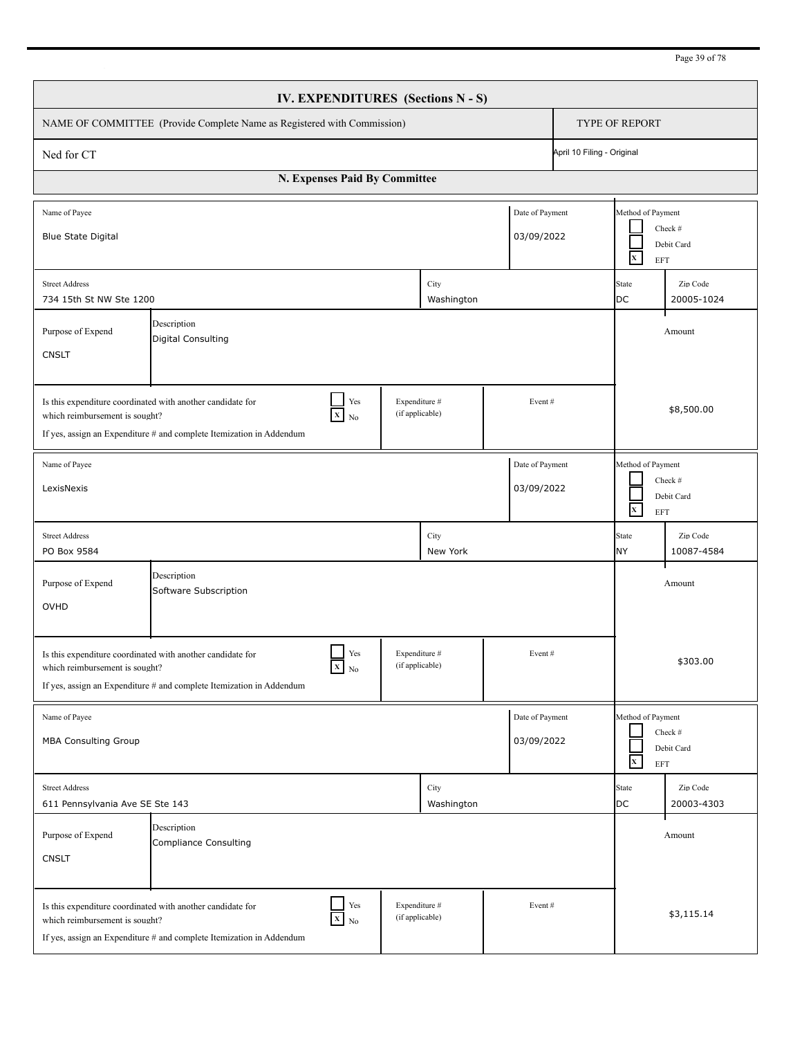## IV. EXPENDITURES (Sections N - S)

| NAME OF COMMITTEE (Provide Complete Name as Registered with Commission) | TYPE OF REPORT |
|---|---|
| Ned for CT | April 10 Filing - Original |

### N. Expenses Paid By Committee

| Field | Value |
|---|---|
| Name of Payee | Blue State Digital |
| Date of Payment | 03/09/2022 |
| Method of Payment | [ ] Check # [ ] Debit Card [X] EFT |
| Street Address | 734 15th St NW Ste 1200 |
| City | Washington |
| State | DC |
| Zip Code | 20005-1024 |
| Purpose of Expend | CNSLT |
| Description | Digital Consulting |
| Is this expenditure coordinated with another candidate for which reimbursement is sought? If yes, assign an Expenditure # and complete Itemization in Addendum | [ ] Yes [X] No |
| Expenditure # (if applicable) | |
| Event # | |
| Amount | $8,500.00 |

| Field | Value |
|---|---|
| Name of Payee | LexisNexis |
| Date of Payment | 03/09/2022 |
| Method of Payment | [ ] Check # [ ] Debit Card [X] EFT |
| Street Address | PO Box 9584 |
| City | New York |
| State | NY |
| Zip Code | 10087-4584 |
| Purpose of Expend | OVHD |
| Description | Software Subscription |
| Is this expenditure coordinated with another candidate for which reimbursement is sought? If yes, assign an Expenditure # and complete Itemization in Addendum | [ ] Yes [X] No |
| Expenditure # (if applicable) | |
| Event # | |
| Amount | $303.00 |

| Field | Value |
|---|---|
| Name of Payee | MBA Consulting Group |
| Date of Payment | 03/09/2022 |
| Method of Payment | [ ] Check # [ ] Debit Card [X] EFT |
| Street Address | 611 Pennsylvania Ave SE Ste 143 |
| City | Washington |
| State | DC |
| Zip Code | 20003-4303 |
| Purpose of Expend | CNSLT |
| Description | Compliance Consulting |
| Is this expenditure coordinated with another candidate for which reimbursement is sought? If yes, assign an Expenditure # and complete Itemization in Addendum | [ ] Yes [X] No |
| Expenditure # (if applicable) | |
| Event # | |
| Amount | $3,115.14 |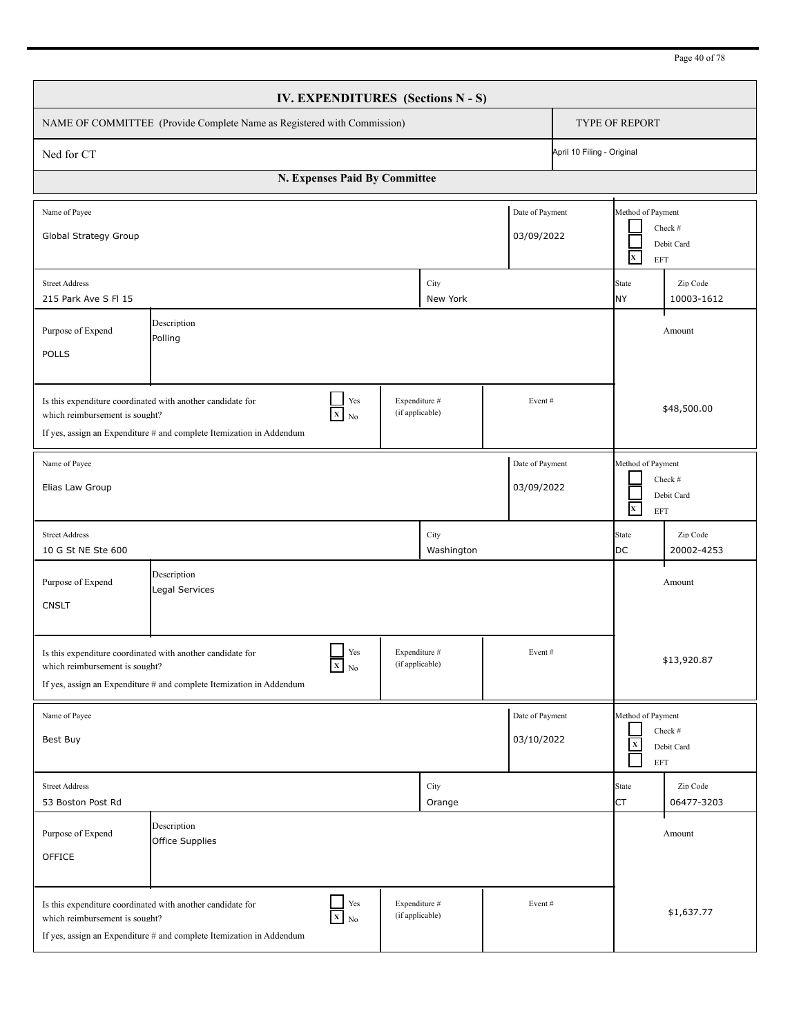## IV. EXPENDITURES (Sections N - S)

| NAME OF COMMITTEE (Provide Complete Name as Registered with Commission) | TYPE OF REPORT |
|---|---|
| Ned for CT | April 10 Filing - Original |

### N. Expenses Paid By Committee

| Name of Payee | Date of Payment | Method of Payment |
|---|---|---|
| Global Strategy Group | 03/09/2022 | [ ] Check # [ ] Debit Card [X] EFT |

| Street Address | City | State | Zip Code |
|---|---|---|---|
| 215 Park Ave S Fl 15 | New York | NY | 10003-1612 |

| Purpose of Expend | Description | Amount |
|---|---|---|
| POLLS | Polling | $48,500.00 |

Is this expenditure coordinated with another candidate for which reimbursement is sought? [ ] Yes [X] No
If yes, assign an Expenditure # and complete Itemization in Addendum
Expenditure # (if applicable): 
Event #: 

| Name of Payee | Date of Payment | Method of Payment |
|---|---|---|
| Elias Law Group | 03/09/2022 | [ ] Check # [ ] Debit Card [X] EFT |

| Street Address | City | State | Zip Code |
|---|---|---|---|
| 10 G St NE Ste 600 | Washington | DC | 20002-4253 |

| Purpose of Expend | Description | Amount |
|---|---|---|
| CNSLT | Legal Services | $13,920.87 |

Is this expenditure coordinated with another candidate for which reimbursement is sought? [ ] Yes [X] No
If yes, assign an Expenditure # and complete Itemization in Addendum
Expenditure # (if applicable): 
Event #: 

| Name of Payee | Date of Payment | Method of Payment |
|---|---|---|
| Best Buy | 03/10/2022 | [ ] Check # [X] Debit Card [ ] EFT |

| Street Address | City | State | Zip Code |
|---|---|---|---|
| 53 Boston Post Rd | Orange | CT | 06477-3203 |

| Purpose of Expend | Description | Amount |
|---|---|---|
| OFFICE | Office Supplies | $1,637.77 |

Is this expenditure coordinated with another candidate for which reimbursement is sought? [ ] Yes [X] No
If yes, assign an Expenditure # and complete Itemization in Addendum
Expenditure # (if applicable): 
Event #: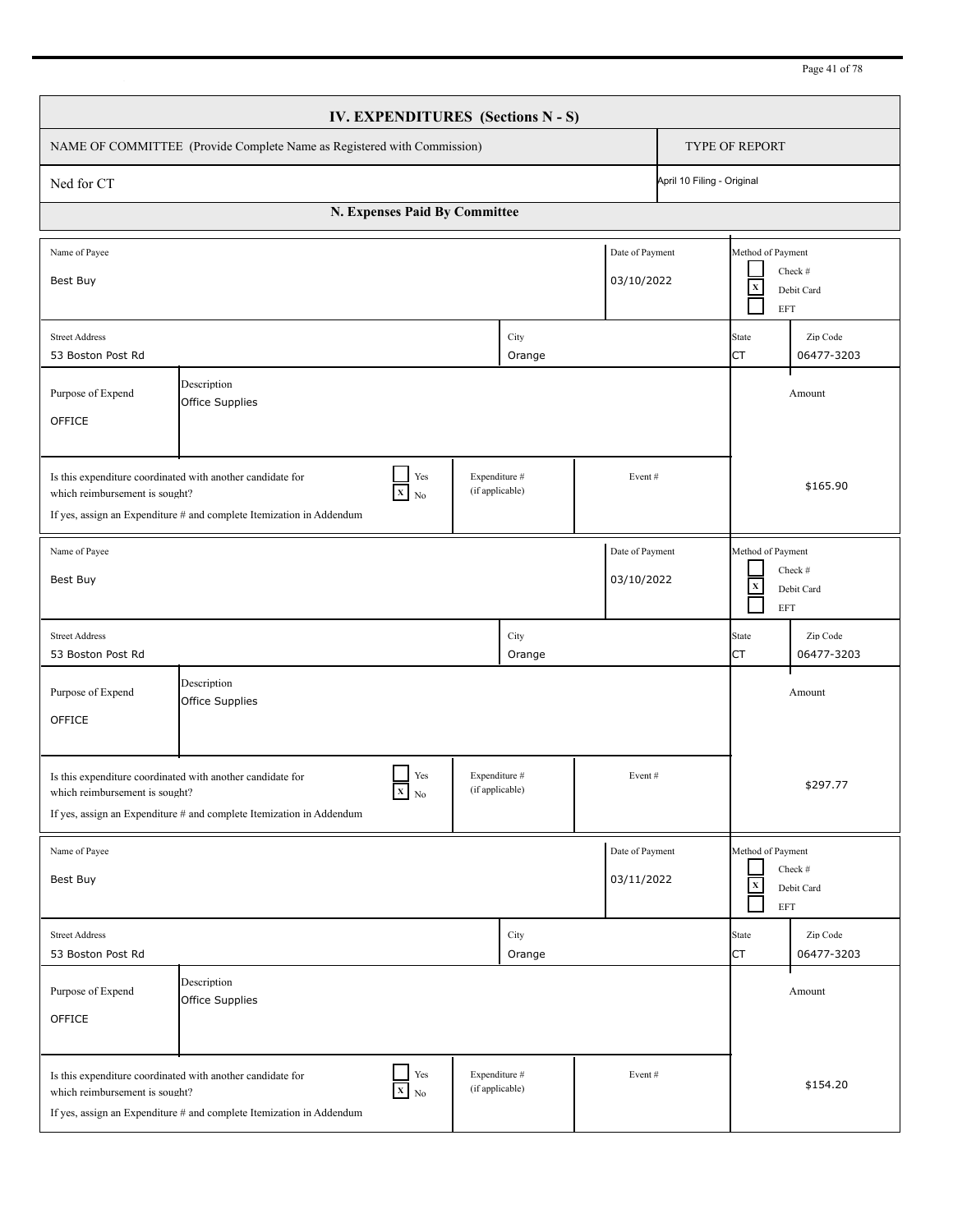# IV. EXPENDITURES (Sections N - S)

| NAME OF COMMITTEE (Provide Complete Name as Registered with Commission) | TYPE OF REPORT |
|---|---|
| Ned for CT | April 10 Filing - Original |

## N. Expenses Paid By Committee

| Name of Payee | Date of Payment | Method of Payment |
|---|---|---|
| Best Buy | 03/10/2022 | [ ] Check # [X] Debit Card [ ] EFT |

| Street Address | City | State | Zip Code |
|---|---|---|---|
| 53 Boston Post Rd | Orange | CT | 06477-3203 |

| Purpose of Expend | Description | Amount |
|---|---|---|
| OFFICE | Office Supplies | |

| Is this expenditure coordinated with another candidate for which reimbursement is sought? If yes, assign an Expenditure # and complete Itemization in Addendum | Expenditure # (if applicable) | Event # | Amount |
|---|---|---|---|
| [ ] Yes [X] No | | | $165.90 |

| Name of Payee | Date of Payment | Method of Payment |
|---|---|---|
| Best Buy | 03/10/2022 | [ ] Check # [X] Debit Card [ ] EFT |

| Street Address | City | State | Zip Code |
|---|---|---|---|
| 53 Boston Post Rd | Orange | CT | 06477-3203 |

| Purpose of Expend | Description | Amount |
|---|---|---|
| OFFICE | Office Supplies | |

| Is this expenditure coordinated with another candidate for which reimbursement is sought? If yes, assign an Expenditure # and complete Itemization in Addendum | Expenditure # (if applicable) | Event # | Amount |
|---|---|---|---|
| [ ] Yes [X] No | | | $297.77 |

| Name of Payee | Date of Payment | Method of Payment |
|---|---|---|
| Best Buy | 03/11/2022 | [ ] Check # [X] Debit Card [ ] EFT |

| Street Address | City | State | Zip Code |
|---|---|---|---|
| 53 Boston Post Rd | Orange | CT | 06477-3203 |

| Purpose of Expend | Description | Amount |
|---|---|---|
| OFFICE | Office Supplies | |

| Is this expenditure coordinated with another candidate for which reimbursement is sought? If yes, assign an Expenditure # and complete Itemization in Addendum | Expenditure # (if applicable) | Event # | Amount |
|---|---|---|---|
| [ ] Yes [X] No | | | $154.20 |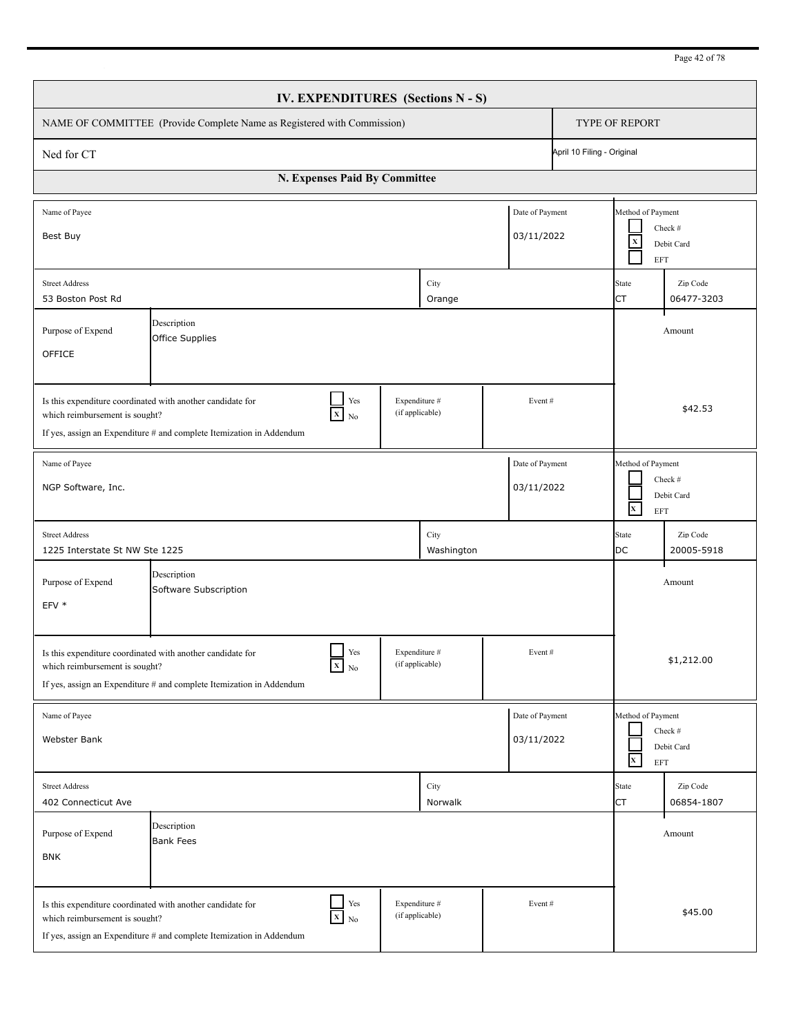# IV. EXPENDITURES (Sections N - S)

| NAME OF COMMITTEE (Provide Complete Name as Registered with Commission) | TYPE OF REPORT |
|---|---|
| Ned for CT | April 10 Filing - Original |

## N. Expenses Paid By Committee

| Name of Payee | Date of Payment | Method of Payment |
|---|---|---|
| Best Buy | 03/11/2022 | [ ] Check # [X] Debit Card [ ] EFT |

| Street Address | City | State | Zip Code |
|---|---|---|---|
| 53 Boston Post Rd | Orange | CT | 06477-3203 |

| Purpose of Expend | Description | Amount |
|---|---|---|
| OFFICE | Office Supplies | |

| Is this expenditure coordinated with another candidate for which reimbursement is sought? If yes, assign an Expenditure # and complete Itemization in Addendum | Expenditure # (if applicable) | Event # | Amount |
|---|---|---|---|
| [ ] Yes [X] No | | | $42.53 |

| Name of Payee | Date of Payment | Method of Payment |
|---|---|---|
| NGP Software, Inc. | 03/11/2022 | [ ] Check # [ ] Debit Card [X] EFT |

| Street Address | City | State | Zip Code |
|---|---|---|---|
| 1225 Interstate St NW Ste 1225 | Washington | DC | 20005-5918 |

| Purpose of Expend | Description | Amount |
|---|---|---|
| EFV * | Software Subscription | |

| Is this expenditure coordinated with another candidate for which reimbursement is sought? If yes, assign an Expenditure # and complete Itemization in Addendum | Expenditure # (if applicable) | Event # | Amount |
|---|---|---|---|
| [ ] Yes [X] No | | | $1,212.00 |

| Name of Payee | Date of Payment | Method of Payment |
|---|---|---|
| Webster Bank | 03/11/2022 | [ ] Check # [ ] Debit Card [X] EFT |

| Street Address | City | State | Zip Code |
|---|---|---|---|
| 402 Connecticut Ave | Norwalk | CT | 06854-1807 |

| Purpose of Expend | Description | Amount |
|---|---|---|
| BNK | Bank Fees | |

| Is this expenditure coordinated with another candidate for which reimbursement is sought? If yes, assign an Expenditure # and complete Itemization in Addendum | Expenditure # (if applicable) | Event # | Amount |
|---|---|---|---|
| [ ] Yes [X] No | | | $45.00 |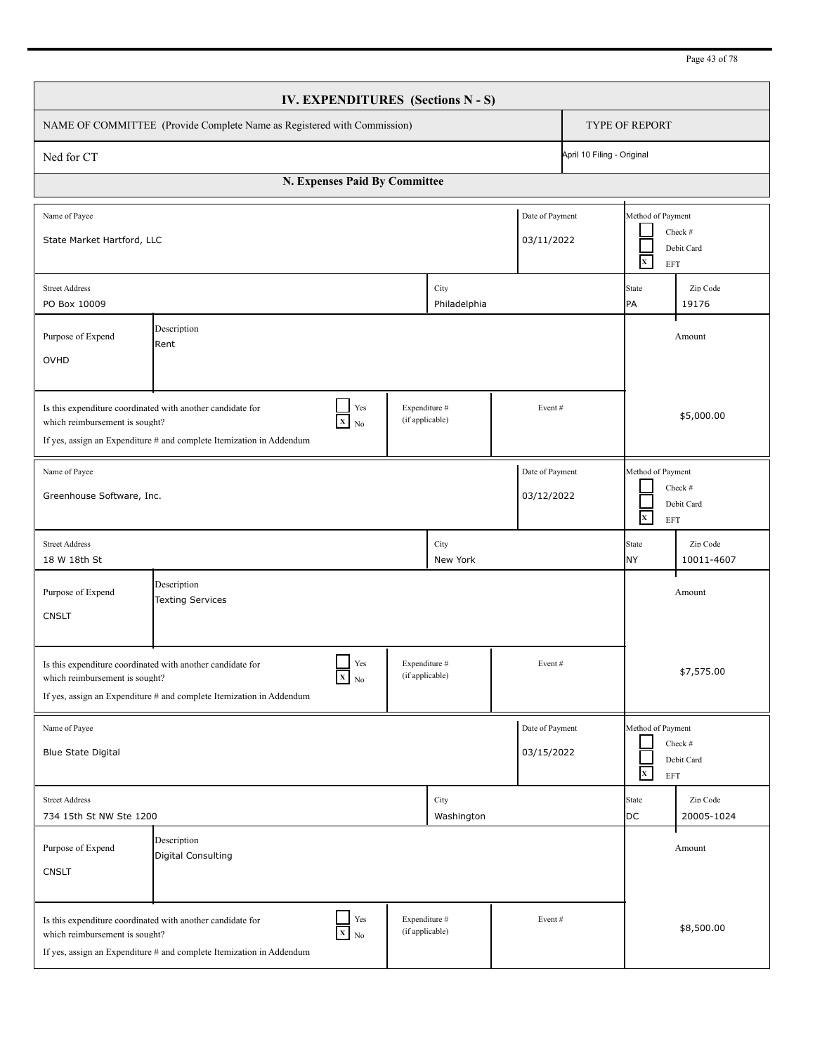## IV. EXPENDITURES (Sections N - S)

| NAME OF COMMITTEE (Provide Complete Name as Registered with Commission) | TYPE OF REPORT |
|---|---|
| Ned for CT | April 10 Filing - Original |

### N. Expenses Paid By Committee

| Field | Value |
|---|---|
| Name of Payee | State Market Hartford, LLC |
| Date of Payment | 03/11/2022 |
| Method of Payment | [ ] Check # [ ] Debit Card [X] EFT |
| Street Address | PO Box 10009 |
| City | Philadelphia |
| State | PA |
| Zip Code | 19176 |
| Purpose of Expend | OVHD |
| Description | Rent |
| Is this expenditure coordinated with another candidate for which reimbursement is sought? If yes, assign an Expenditure # and complete Itemization in Addendum | [ ] Yes [X] No |
| Expenditure # (if applicable) | |
| Event # | |
| Amount | $5,000.00 |

| Field | Value |
|---|---|
| Name of Payee | Greenhouse Software, Inc. |
| Date of Payment | 03/12/2022 |
| Method of Payment | [ ] Check # [ ] Debit Card [X] EFT |
| Street Address | 18 W 18th St |
| City | New York |
| State | NY |
| Zip Code | 10011-4607 |
| Purpose of Expend | CNSLT |
| Description | Texting Services |
| Is this expenditure coordinated with another candidate for which reimbursement is sought? If yes, assign an Expenditure # and complete Itemization in Addendum | [ ] Yes [X] No |
| Expenditure # (if applicable) | |
| Event # | |
| Amount | $7,575.00 |

| Field | Value |
|---|---|
| Name of Payee | Blue State Digital |
| Date of Payment | 03/15/2022 |
| Method of Payment | [ ] Check # [ ] Debit Card [X] EFT |
| Street Address | 734 15th St NW Ste 1200 |
| City | Washington |
| State | DC |
| Zip Code | 20005-1024 |
| Purpose of Expend | CNSLT |
| Description | Digital Consulting |
| Is this expenditure coordinated with another candidate for which reimbursement is sought? If yes, assign an Expenditure # and complete Itemization in Addendum | [ ] Yes [X] No |
| Expenditure # (if applicable) | |
| Event # | |
| Amount | $8,500.00 |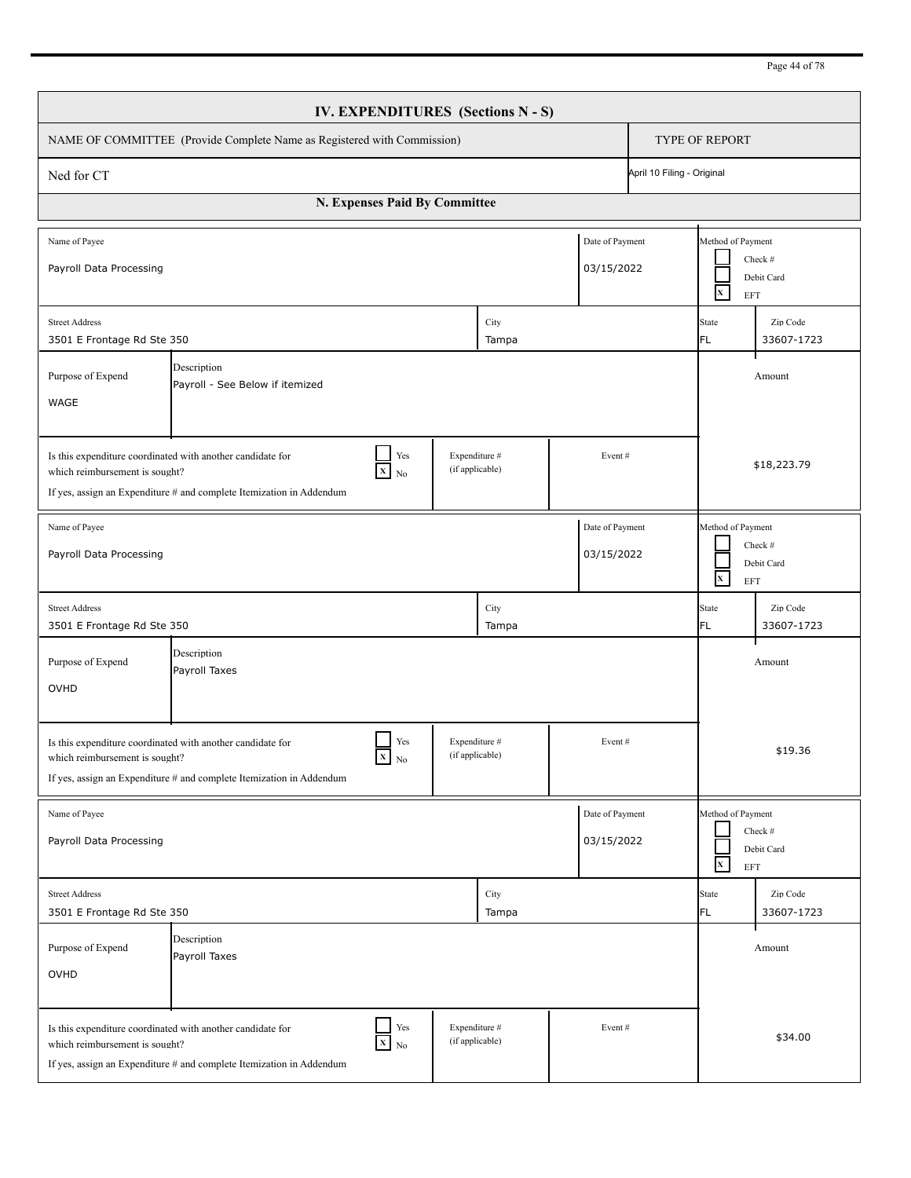## IV. EXPENDITURES (Sections N - S)

| NAME OF COMMITTEE (Provide Complete Name as Registered with Commission) | TYPE OF REPORT |
|---|---|
| Ned for CT | April 10 Filing - Original |

### N. Expenses Paid By Committee

| Field | Value |
|---|---|
| Name of Payee | Payroll Data Processing |
| Date of Payment | 03/15/2022 |
| Method of Payment | [ ] Check # [ ] Debit Card [X] EFT |
| Street Address | 3501 E Frontage Rd Ste 350 |
| City | Tampa |
| State | FL |
| Zip Code | 33607-1723 |
| Purpose of Expend | WAGE |
| Description | Payroll - See Below if itemized |
| Is this expenditure coordinated with another candidate for which reimbursement is sought? If yes, assign an Expenditure # and complete Itemization in Addendum | [ ] Yes [X] No |
| Expenditure # (if applicable) | |
| Event # | |
| Amount | $18,223.79 |

| Field | Value |
|---|---|
| Name of Payee | Payroll Data Processing |
| Date of Payment | 03/15/2022 |
| Method of Payment | [ ] Check # [ ] Debit Card [X] EFT |
| Street Address | 3501 E Frontage Rd Ste 350 |
| City | Tampa |
| State | FL |
| Zip Code | 33607-1723 |
| Purpose of Expend | OVHD |
| Description | Payroll Taxes |
| Is this expenditure coordinated with another candidate for which reimbursement is sought? If yes, assign an Expenditure # and complete Itemization in Addendum | [ ] Yes [X] No |
| Expenditure # (if applicable) | |
| Event # | |
| Amount | $19.36 |

| Field | Value |
|---|---|
| Name of Payee | Payroll Data Processing |
| Date of Payment | 03/15/2022 |
| Method of Payment | [ ] Check # [ ] Debit Card [X] EFT |
| Street Address | 3501 E Frontage Rd Ste 350 |
| City | Tampa |
| State | FL |
| Zip Code | 33607-1723 |
| Purpose of Expend | OVHD |
| Description | Payroll Taxes |
| Is this expenditure coordinated with another candidate for which reimbursement is sought? If yes, assign an Expenditure # and complete Itemization in Addendum | [ ] Yes [X] No |
| Expenditure # (if applicable) | |
| Event # | |
| Amount | $34.00 |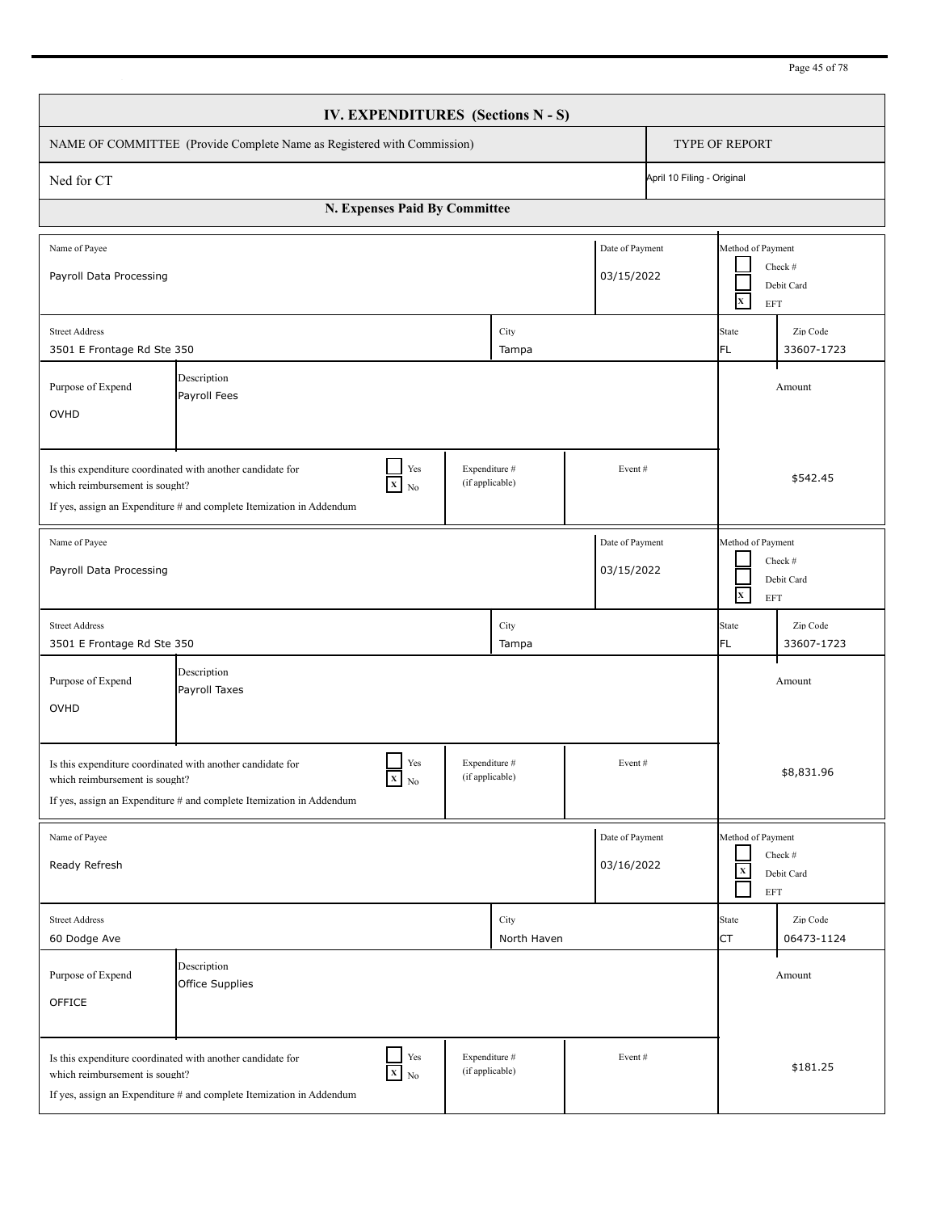# IV. EXPENDITURES (Sections N - S)

| NAME OF COMMITTEE (Provide Complete Name as Registered with Commission) | TYPE OF REPORT |
|---|---|
| Ned for CT | April 10 Filing - Original |

## N. Expenses Paid By Committee

| Name of Payee | Date of Payment | Method of Payment |
|---|---|---|
| Payroll Data Processing | 03/15/2022 | [ ] Check # [ ] Debit Card [X] EFT |

| Street Address | City | State | Zip Code |
|---|---|---|---|
| 3501 E Frontage Rd Ste 350 | Tampa | FL | 33607-1723 |

| Purpose of Expend | Description | Amount |
|---|---|---|
| OVHD | Payroll Fees | $542.45 |

Is this expenditure coordinated with another candidate for which reimbursement is sought? [ ] Yes [X] No
If yes, assign an Expenditure # and complete Itemization in Addendum
Expenditure # (if applicable): 
Event #: 

---

| Name of Payee | Date of Payment | Method of Payment |
|---|---|---|
| Payroll Data Processing | 03/15/2022 | [ ] Check # [ ] Debit Card [X] EFT |

| Street Address | City | State | Zip Code |
|---|---|---|---|
| 3501 E Frontage Rd Ste 350 | Tampa | FL | 33607-1723 |

| Purpose of Expend | Description | Amount |
|---|---|---|
| OVHD | Payroll Taxes | $8,831.96 |

Is this expenditure coordinated with another candidate for which reimbursement is sought? [ ] Yes [X] No
If yes, assign an Expenditure # and complete Itemization in Addendum
Expenditure # (if applicable): 
Event #: 

---

| Name of Payee | Date of Payment | Method of Payment |
|---|---|---|
| Ready Refresh | 03/16/2022 | [ ] Check # [X] Debit Card [ ] EFT |

| Street Address | City | State | Zip Code |
|---|---|---|---|
| 60 Dodge Ave | North Haven | CT | 06473-1124 |

| Purpose of Expend | Description | Amount |
|---|---|---|
| OFFICE | Office Supplies | $181.25 |

Is this expenditure coordinated with another candidate for which reimbursement is sought? [ ] Yes [X] No
If yes, assign an Expenditure # and complete Itemization in Addendum
Expenditure # (if applicable): 
Event #: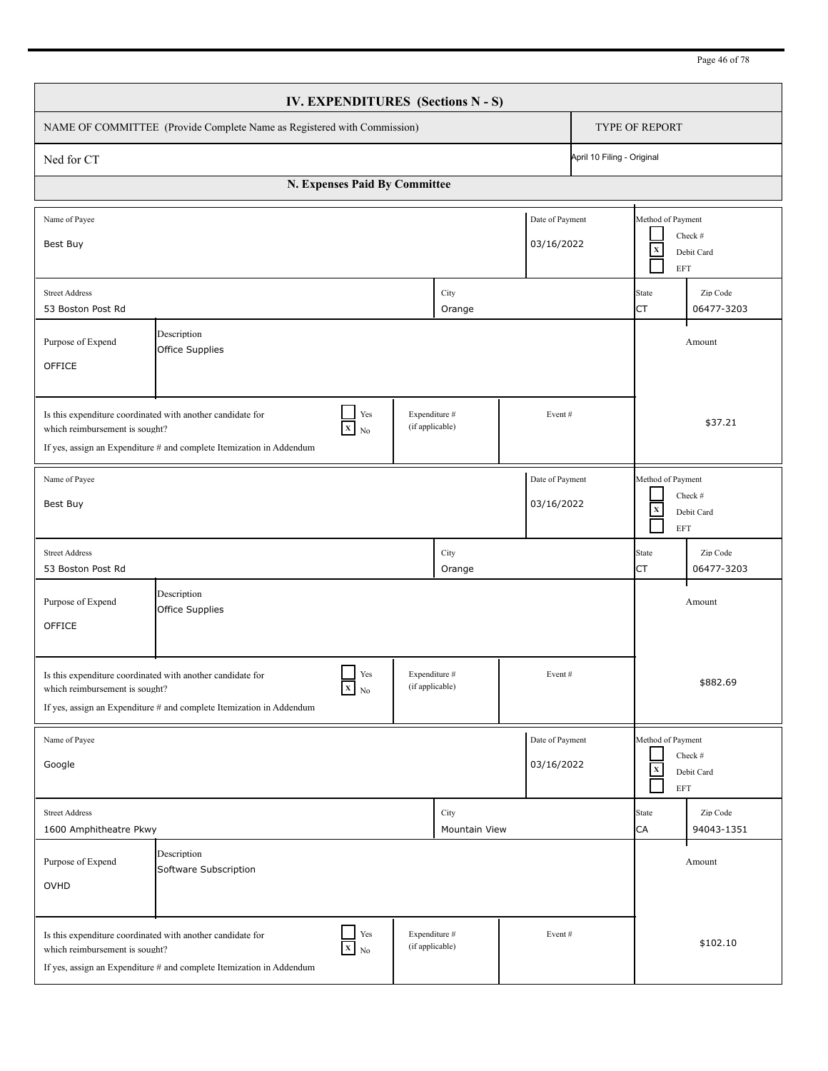## IV. EXPENDITURES (Sections N - S)

| NAME OF COMMITTEE (Provide Complete Name as Registered with Commission) | TYPE OF REPORT |
|---|---|
| Ned for CT | April 10 Filing - Original |

### N. Expenses Paid By Committee

| Name of Payee | Date of Payment | Method of Payment |
|---|---|---|
| Best Buy | 03/16/2022 | [ ] Check # [X] Debit Card [ ] EFT |

| Street Address | City | State | Zip Code |
|---|---|---|---|
| 53 Boston Post Rd | Orange | CT | 06477-3203 |

| Purpose of Expend | Description | Amount |
|---|---|---|
| OFFICE | Office Supplies | $37.21 |

Is this expenditure coordinated with another candidate for which reimbursement is sought? [ ] Yes [X] No
If yes, assign an Expenditure # and complete Itemization in Addendum
Expenditure # (if applicable):
Event #:

---

| Name of Payee | Date of Payment | Method of Payment |
|---|---|---|
| Best Buy | 03/16/2022 | [ ] Check # [X] Debit Card [ ] EFT |

| Street Address | City | State | Zip Code |
|---|---|---|---|
| 53 Boston Post Rd | Orange | CT | 06477-3203 |

| Purpose of Expend | Description | Amount |
|---|---|---|
| OFFICE | Office Supplies | $882.69 |

Is this expenditure coordinated with another candidate for which reimbursement is sought? [ ] Yes [X] No
If yes, assign an Expenditure # and complete Itemization in Addendum
Expenditure # (if applicable):
Event #:

---

| Name of Payee | Date of Payment | Method of Payment |
|---|---|---|
| Google | 03/16/2022 | [ ] Check # [X] Debit Card [ ] EFT |

| Street Address | City | State | Zip Code |
|---|---|---|---|
| 1600 Amphitheatre Pkwy | Mountain View | CA | 94043-1351 |

| Purpose of Expend | Description | Amount |
|---|---|---|
| OVHD | Software Subscription | $102.10 |

Is this expenditure coordinated with another candidate for which reimbursement is sought? [ ] Yes [X] No
If yes, assign an Expenditure # and complete Itemization in Addendum
Expenditure # (if applicable):
Event #: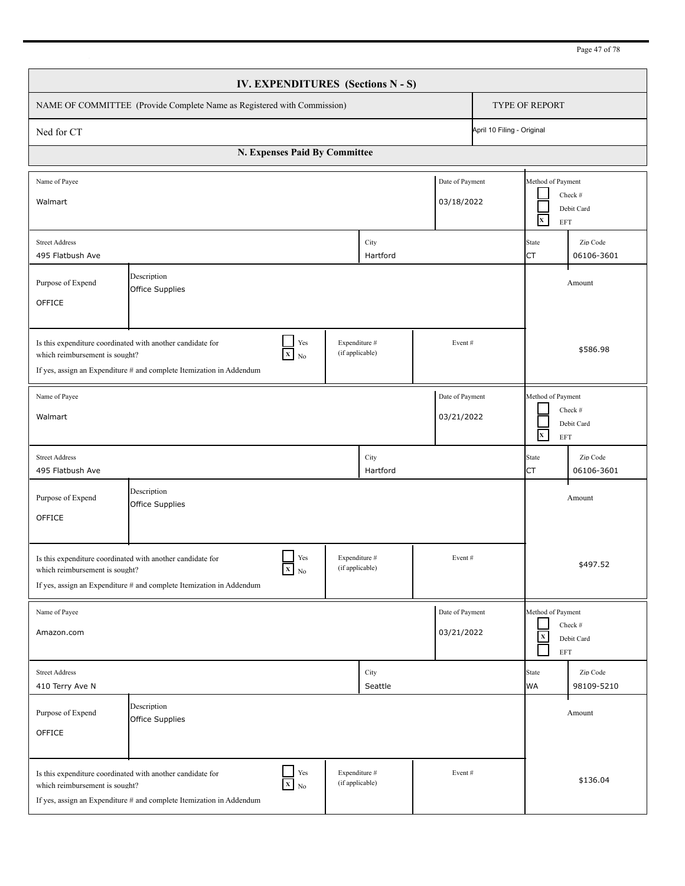## IV. EXPENDITURES (Sections N - S)

| NAME OF COMMITTEE (Provide Complete Name as Registered with Commission) | TYPE OF REPORT |
|---|---|
| Ned for CT | April 10 Filing - Original |

### N. Expenses Paid By Committee

| Name of Payee | Date of Payment | Method of Payment |
|---|---|---|
| Walmart | 03/18/2022 | [ ] Check # [ ] Debit Card [X] EFT |

| Street Address | City | State | Zip Code |
|---|---|---|---|
| 495 Flatbush Ave | Hartford | CT | 06106-3601 |

| Purpose of Expend | Description | Amount |
|---|---|---|
| OFFICE | Office Supplies | $586.98 |

Is this expenditure coordinated with another candidate for which reimbursement is sought? [ ] Yes [X] No
If yes, assign an Expenditure # and complete Itemization in Addendum
Expenditure # (if applicable): 
Event #: 

| Name of Payee | Date of Payment | Method of Payment |
|---|---|---|
| Walmart | 03/21/2022 | [ ] Check # [ ] Debit Card [X] EFT |

| Street Address | City | State | Zip Code |
|---|---|---|---|
| 495 Flatbush Ave | Hartford | CT | 06106-3601 |

| Purpose of Expend | Description | Amount |
|---|---|---|
| OFFICE | Office Supplies | $497.52 |

Is this expenditure coordinated with another candidate for which reimbursement is sought? [ ] Yes [X] No
If yes, assign an Expenditure # and complete Itemization in Addendum
Expenditure # (if applicable): 
Event #: 

| Name of Payee | Date of Payment | Method of Payment |
|---|---|---|
| Amazon.com | 03/21/2022 | [ ] Check # [X] Debit Card [ ] EFT |

| Street Address | City | State | Zip Code |
|---|---|---|---|
| 410 Terry Ave N | Seattle | WA | 98109-5210 |

| Purpose of Expend | Description | Amount |
|---|---|---|
| OFFICE | Office Supplies | $136.04 |

Is this expenditure coordinated with another candidate for which reimbursement is sought? [ ] Yes [X] No
If yes, assign an Expenditure # and complete Itemization in Addendum
Expenditure # (if applicable): 
Event #: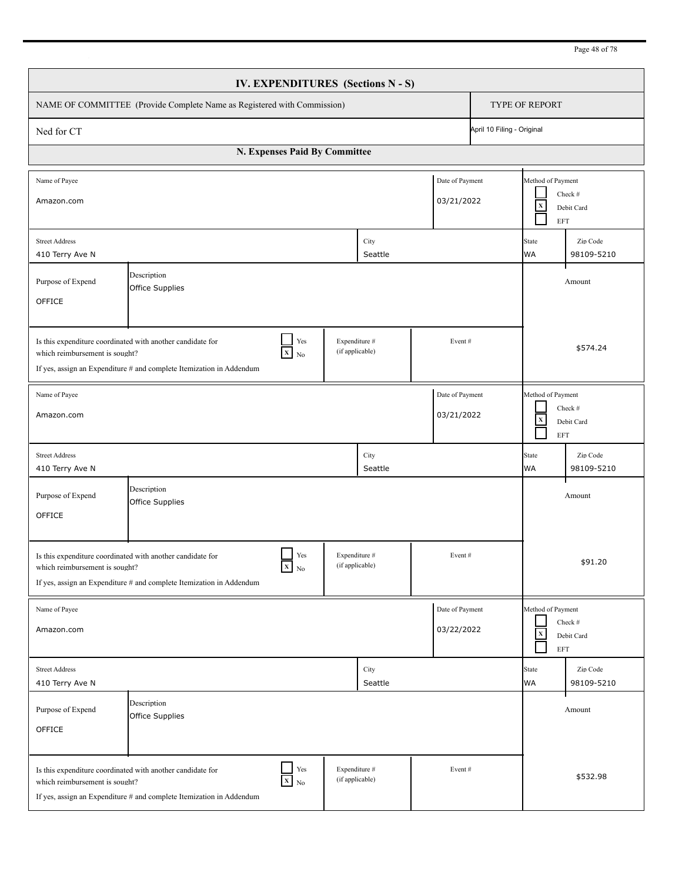## IV. EXPENDITURES (Sections N - S)

| NAME OF COMMITTEE (Provide Complete Name as Registered with Commission) | TYPE OF REPORT |
|---|---|
| Ned for CT | April 10 Filing - Original |

### N. Expenses Paid By Committee

| Field | Value |
|---|---|
| Name of Payee | Amazon.com |
| Date of Payment | 03/21/2022 |
| Method of Payment | [ ] Check # [X] Debit Card [ ] EFT |
| Street Address | 410 Terry Ave N |
| City | Seattle |
| State | WA |
| Zip Code | 98109-5210 |
| Purpose of Expend | OFFICE |
| Description | Office Supplies |
| Is this expenditure coordinated with another candidate for which reimbursement is sought? If yes, assign an Expenditure # and complete Itemization in Addendum | [ ] Yes [X] No |
| Expenditure # (if applicable) | |
| Event # | |
| Amount | $574.24 |

| Field | Value |
|---|---|
| Name of Payee | Amazon.com |
| Date of Payment | 03/21/2022 |
| Method of Payment | [ ] Check # [X] Debit Card [ ] EFT |
| Street Address | 410 Terry Ave N |
| City | Seattle |
| State | WA |
| Zip Code | 98109-5210 |
| Purpose of Expend | OFFICE |
| Description | Office Supplies |
| Is this expenditure coordinated with another candidate for which reimbursement is sought? If yes, assign an Expenditure # and complete Itemization in Addendum | [ ] Yes [X] No |
| Expenditure # (if applicable) | |
| Event # | |
| Amount | $91.20 |

| Field | Value |
|---|---|
| Name of Payee | Amazon.com |
| Date of Payment | 03/22/2022 |
| Method of Payment | [ ] Check # [X] Debit Card [ ] EFT |
| Street Address | 410 Terry Ave N |
| City | Seattle |
| State | WA |
| Zip Code | 98109-5210 |
| Purpose of Expend | OFFICE |
| Description | Office Supplies |
| Is this expenditure coordinated with another candidate for which reimbursement is sought? If yes, assign an Expenditure # and complete Itemization in Addendum | [ ] Yes [X] No |
| Expenditure # (if applicable) | |
| Event # | |
| Amount | $532.98 |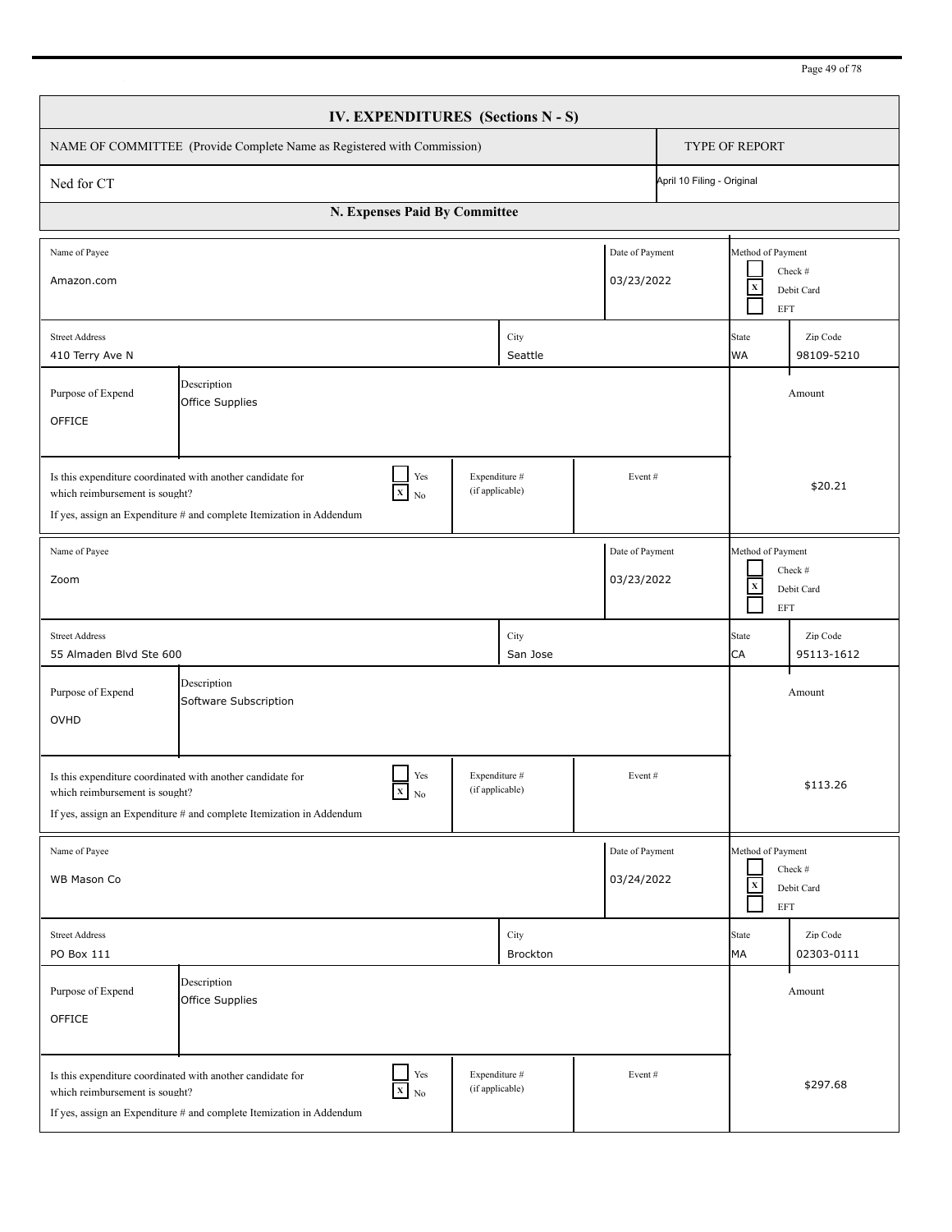## IV. EXPENDITURES (Sections N - S)

| NAME OF COMMITTEE (Provide Complete Name as Registered with Commission) | TYPE OF REPORT |
|---|---|
| Ned for CT | April 10 Filing - Original |

### N. Expenses Paid By Committee

| Name of Payee | Date of Payment | Method of Payment |
|---|---|---|
| Amazon.com | 03/23/2022 | [ ] Check # [X] Debit Card [ ] EFT |

| Street Address | City | State | Zip Code |
|---|---|---|---|
| 410 Terry Ave N | Seattle | WA | 98109-5210 |

| Purpose of Expend | Description | Amount |
|---|---|---|
| OFFICE | Office Supplies | $20.21 |

Is this expenditure coordinated with another candidate for which reimbursement is sought? [ ] Yes [X] No
If yes, assign an Expenditure # and complete Itemization in Addendum
Expenditure # (if applicable):
Event #:

| Name of Payee | Date of Payment | Method of Payment |
|---|---|---|
| Zoom | 03/23/2022 | [ ] Check # [X] Debit Card [ ] EFT |

| Street Address | City | State | Zip Code |
|---|---|---|---|
| 55 Almaden Blvd Ste 600 | San Jose | CA | 95113-1612 |

| Purpose of Expend | Description | Amount |
|---|---|---|
| OVHD | Software Subscription | $113.26 |

Is this expenditure coordinated with another candidate for which reimbursement is sought? [ ] Yes [X] No
If yes, assign an Expenditure # and complete Itemization in Addendum
Expenditure # (if applicable):
Event #:

| Name of Payee | Date of Payment | Method of Payment |
|---|---|---|
| WB Mason Co | 03/24/2022 | [ ] Check # [X] Debit Card [ ] EFT |

| Street Address | City | State | Zip Code |
|---|---|---|---|
| PO Box 111 | Brockton | MA | 02303-0111 |

| Purpose of Expend | Description | Amount |
|---|---|---|
| OFFICE | Office Supplies | $297.68 |

Is this expenditure coordinated with another candidate for which reimbursement is sought? [ ] Yes [X] No
If yes, assign an Expenditure # and complete Itemization in Addendum
Expenditure # (if applicable):
Event #: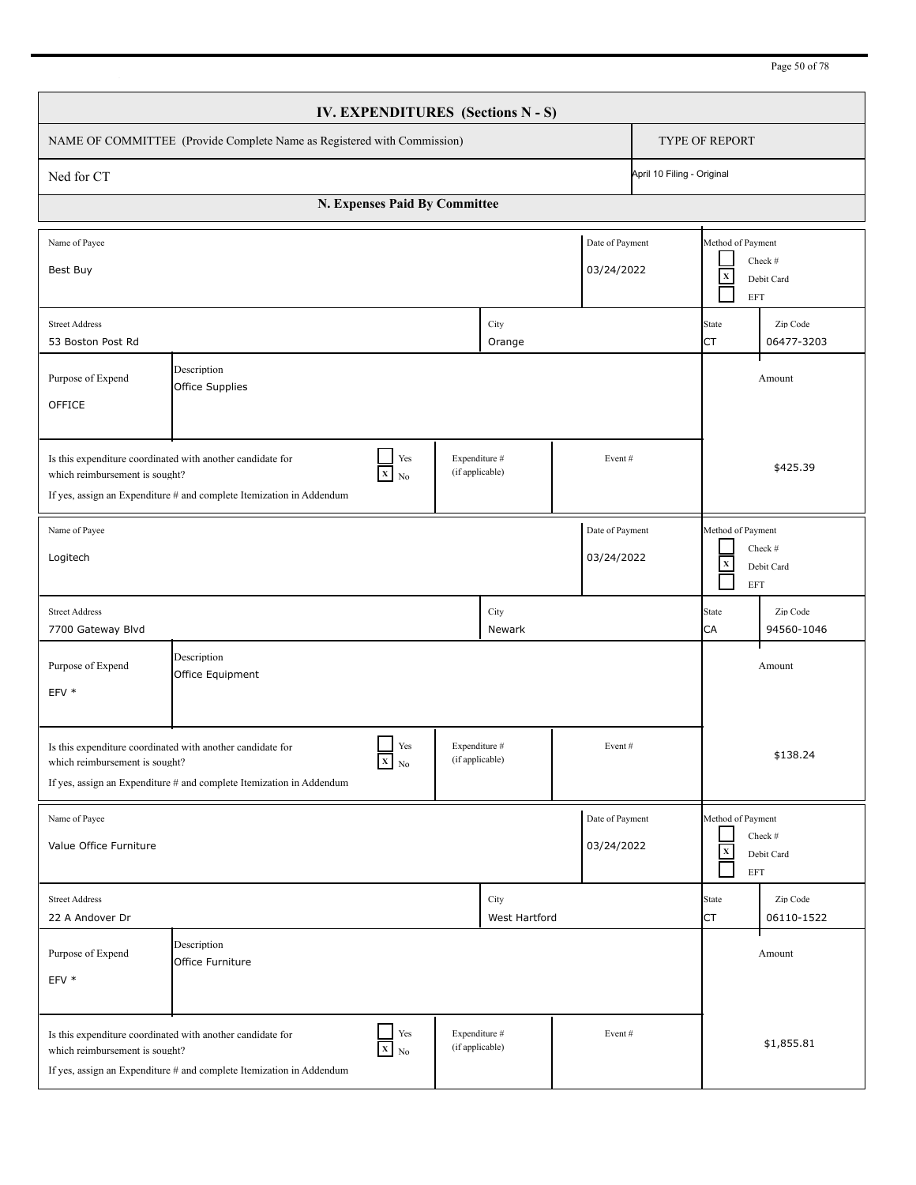## IV. EXPENDITURES (Sections N - S)

| NAME OF COMMITTEE (Provide Complete Name as Registered with Commission) | TYPE OF REPORT |
|---|---|
| Ned for CT | April 10 Filing - Original |

### N. Expenses Paid By Committee

| Field | Value |
|---|---|
| Name of Payee | Best Buy |
| Date of Payment | 03/24/2022 |
| Method of Payment | [ ] Check # [X] Debit Card [ ] EFT |
| Street Address | 53 Boston Post Rd |
| City | Orange |
| State | CT |
| Zip Code | 06477-3203 |
| Purpose of Expend | OFFICE |
| Description | Office Supplies |
| Is this expenditure coordinated with another candidate for which reimbursement is sought? If yes, assign an Expenditure # and complete Itemization in Addendum | [ ] Yes [X] No |
| Expenditure # (if applicable) | |
| Event # | |
| Amount | $425.39 |

| Field | Value |
|---|---|
| Name of Payee | Logitech |
| Date of Payment | 03/24/2022 |
| Method of Payment | [ ] Check # [X] Debit Card [ ] EFT |
| Street Address | 7700 Gateway Blvd |
| City | Newark |
| State | CA |
| Zip Code | 94560-1046 |
| Purpose of Expend | EFV * |
| Description | Office Equipment |
| Is this expenditure coordinated with another candidate for which reimbursement is sought? If yes, assign an Expenditure # and complete Itemization in Addendum | [ ] Yes [X] No |
| Expenditure # (if applicable) | |
| Event # | |
| Amount | $138.24 |

| Field | Value |
|---|---|
| Name of Payee | Value Office Furniture |
| Date of Payment | 03/24/2022 |
| Method of Payment | [ ] Check # [X] Debit Card [ ] EFT |
| Street Address | 22 A Andover Dr |
| City | West Hartford |
| State | CT |
| Zip Code | 06110-1522 |
| Purpose of Expend | EFV * |
| Description | Office Furniture |
| Is this expenditure coordinated with another candidate for which reimbursement is sought? If yes, assign an Expenditure # and complete Itemization in Addendum | [ ] Yes [X] No |
| Expenditure # (if applicable) | |
| Event # | |
| Amount | $1,855.81 |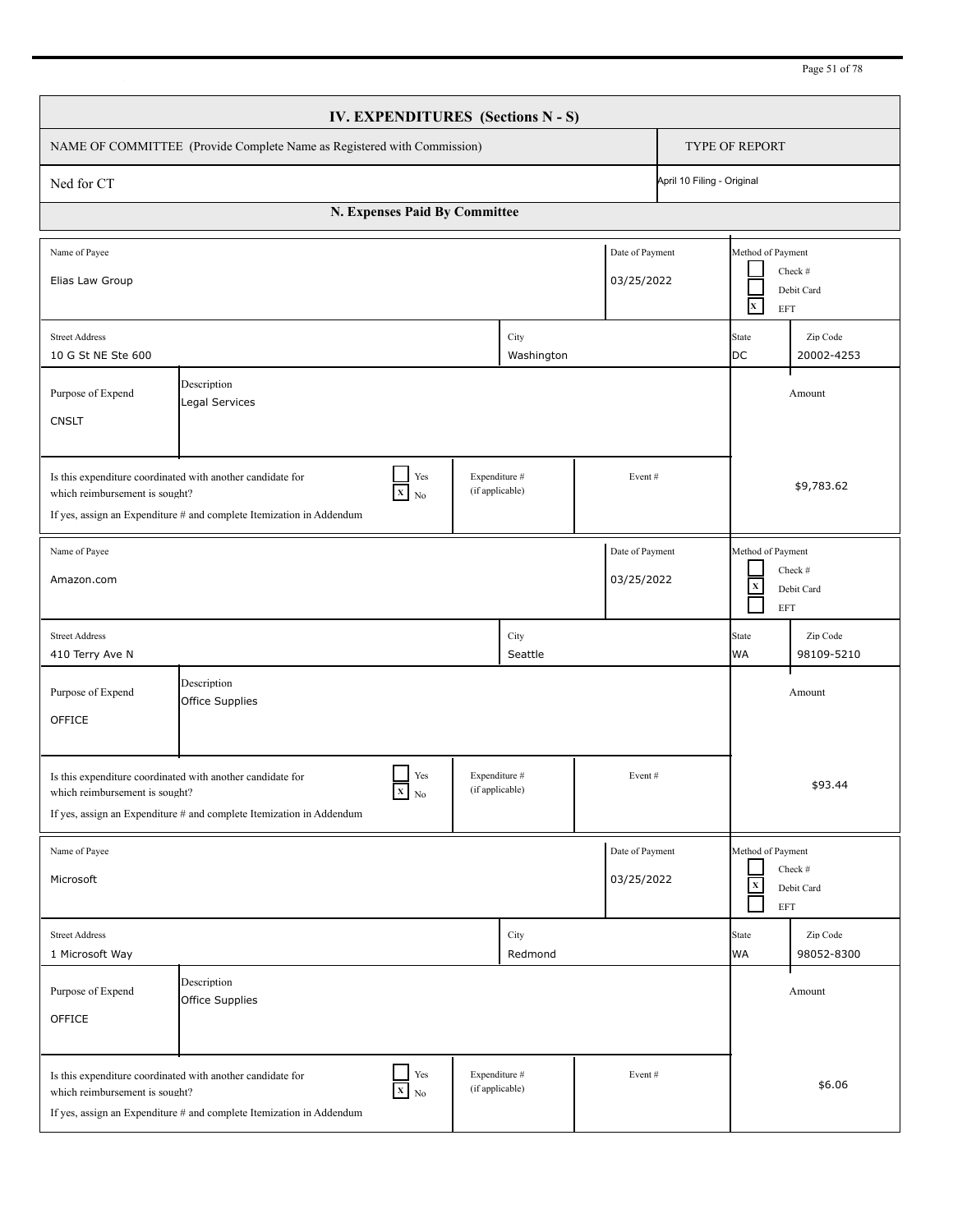# IV. EXPENDITURES (Sections N - S)

| NAME OF COMMITTEE (Provide Complete Name as Registered with Commission) | TYPE OF REPORT |
|---|---|
| Ned for CT | April 10 Filing - Original |

## N. Expenses Paid By Committee

| Name of Payee | Date of Payment | Method of Payment |
|---|---|---|
| Elias Law Group | 03/25/2022 | [ ] Check # [ ] Debit Card [X] EFT |

| Street Address | City | State | Zip Code |
|---|---|---|---|
| 10 G St NE Ste 600 | Washington | DC | 20002-4253 |

| Purpose of Expend | Description | Amount |
|---|---|---|
| CNSLT | Legal Services | $9,783.62 |

Is this expenditure coordinated with another candidate for which reimbursement is sought? [ ] Yes [X] No
If yes, assign an Expenditure # and complete Itemization in Addendum
Expenditure # (if applicable): 
Event #: 

| Name of Payee | Date of Payment | Method of Payment |
|---|---|---|
| Amazon.com | 03/25/2022 | [ ] Check # [X] Debit Card [ ] EFT |

| Street Address | City | State | Zip Code |
|---|---|---|---|
| 410 Terry Ave N | Seattle | WA | 98109-5210 |

| Purpose of Expend | Description | Amount |
|---|---|---|
| OFFICE | Office Supplies | $93.44 |

Is this expenditure coordinated with another candidate for which reimbursement is sought? [ ] Yes [X] No
If yes, assign an Expenditure # and complete Itemization in Addendum
Expenditure # (if applicable): 
Event #: 

| Name of Payee | Date of Payment | Method of Payment |
|---|---|---|
| Microsoft | 03/25/2022 | [ ] Check # [X] Debit Card [ ] EFT |

| Street Address | City | State | Zip Code |
|---|---|---|---|
| 1 Microsoft Way | Redmond | WA | 98052-8300 |

| Purpose of Expend | Description | Amount |
|---|---|---|
| OFFICE | Office Supplies | $6.06 |

Is this expenditure coordinated with another candidate for which reimbursement is sought? [ ] Yes [X] No
If yes, assign an Expenditure # and complete Itemization in Addendum
Expenditure # (if applicable): 
Event #: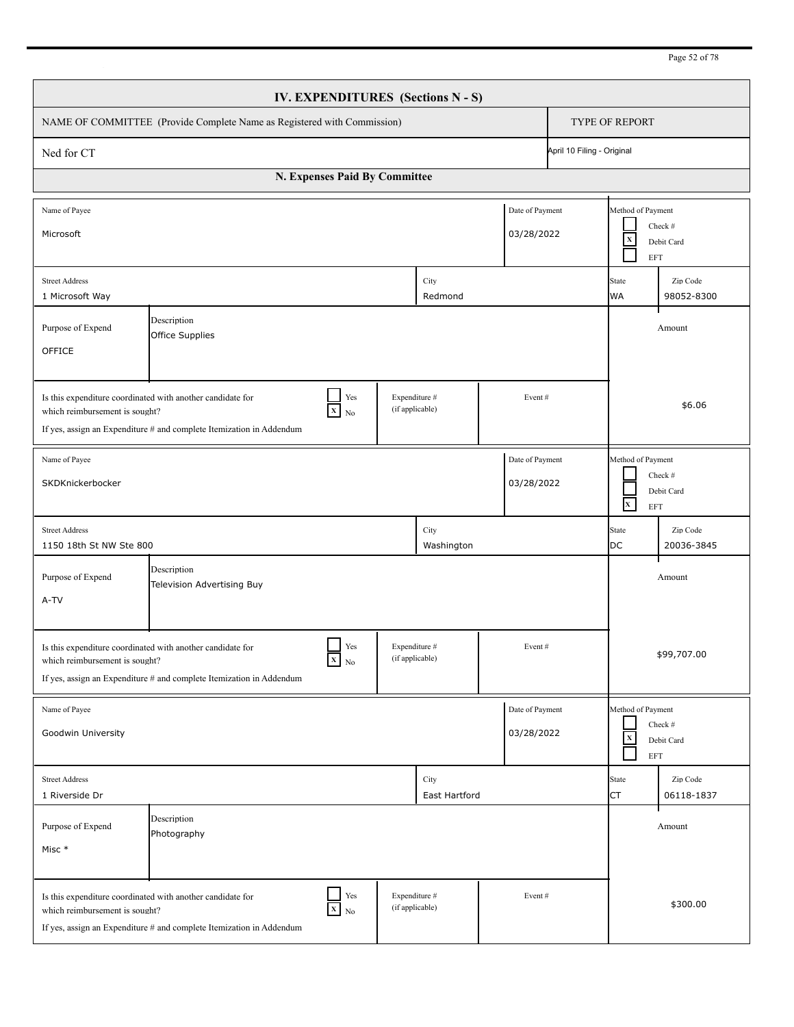## IV. EXPENDITURES (Sections N - S)

| NAME OF COMMITTEE (Provide Complete Name as Registered with Commission) | TYPE OF REPORT |
|---|---|
| Ned for CT | April 10 Filing - Original |

### N. Expenses Paid By Committee

| Field | Value |
|---|---|
| Name of Payee | Microsoft |
| Date of Payment | 03/28/2022 |
| Method of Payment | [ ] Check # [X] Debit Card [ ] EFT |
| Street Address | 1 Microsoft Way |
| City | Redmond |
| State | WA |
| Zip Code | 98052-8300 |
| Purpose of Expend | OFFICE |
| Description | Office Supplies |
| Is this expenditure coordinated with another candidate for which reimbursement is sought? If yes, assign an Expenditure # and complete Itemization in Addendum | [ ] Yes [X] No |
| Expenditure # (if applicable) | |
| Event # | |
| Amount | $6.06 |

| Field | Value |
|---|---|
| Name of Payee | SKDKnickerbocker |
| Date of Payment | 03/28/2022 |
| Method of Payment | [ ] Check # [ ] Debit Card [X] EFT |
| Street Address | 1150 18th St NW Ste 800 |
| City | Washington |
| State | DC |
| Zip Code | 20036-3845 |
| Purpose of Expend | A-TV |
| Description | Television Advertising Buy |
| Is this expenditure coordinated with another candidate for which reimbursement is sought? If yes, assign an Expenditure # and complete Itemization in Addendum | [ ] Yes [X] No |
| Expenditure # (if applicable) | |
| Event # | |
| Amount | $99,707.00 |

| Field | Value |
|---|---|
| Name of Payee | Goodwin University |
| Date of Payment | 03/28/2022 |
| Method of Payment | [ ] Check # [X] Debit Card [ ] EFT |
| Street Address | 1 Riverside Dr |
| City | East Hartford |
| State | CT |
| Zip Code | 06118-1837 |
| Purpose of Expend | Misc * |
| Description | Photography |
| Is this expenditure coordinated with another candidate for which reimbursement is sought? If yes, assign an Expenditure # and complete Itemization in Addendum | [ ] Yes [X] No |
| Expenditure # (if applicable) | |
| Event # | |
| Amount | $300.00 |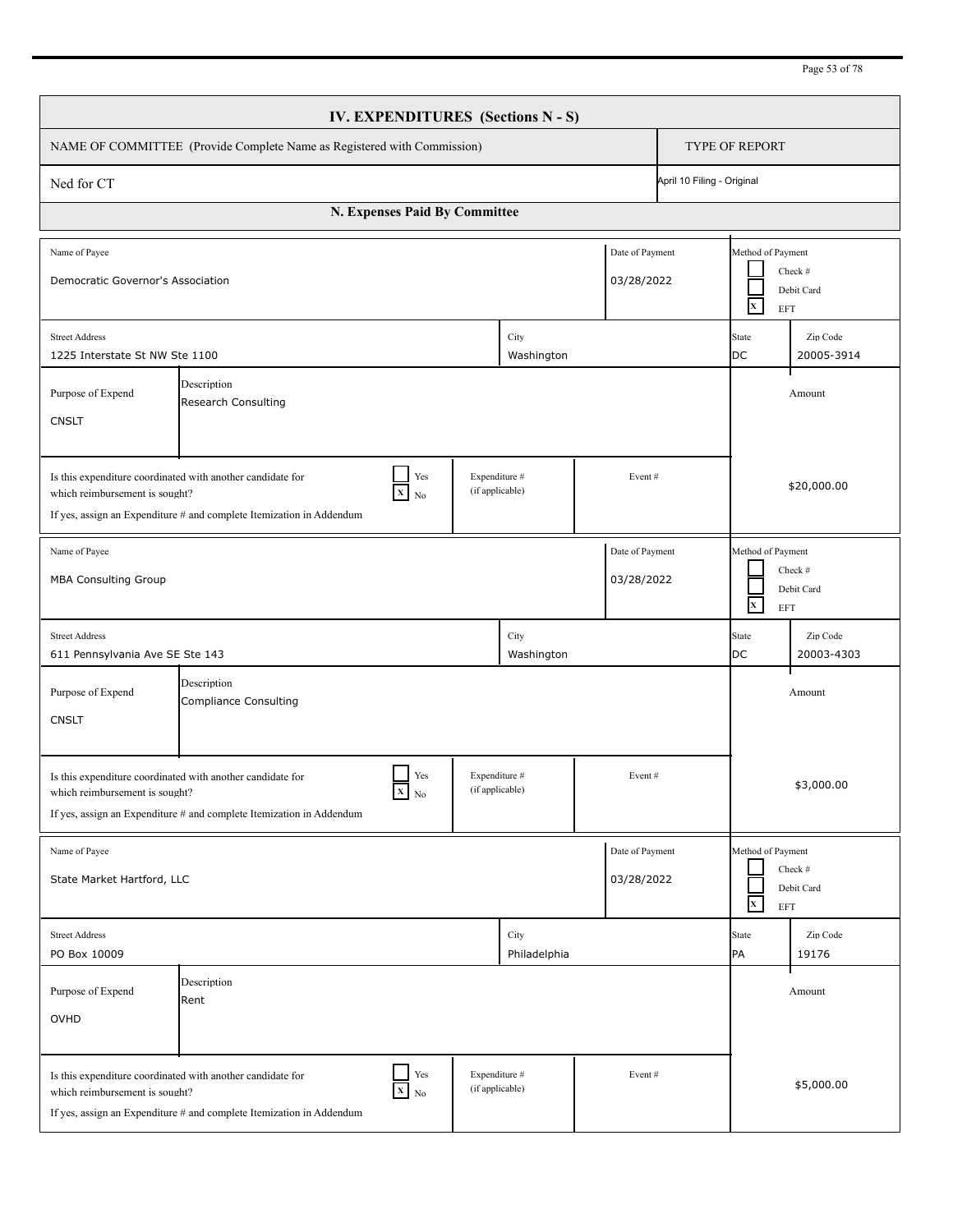## IV. EXPENDITURES (Sections N - S)

| NAME OF COMMITTEE (Provide Complete Name as Registered with Commission) | TYPE OF REPORT |
|---|---|
| Ned for CT | April 10 Filing - Original |

### N. Expenses Paid By Committee

| Name of Payee | Date of Payment | Method of Payment |
|---|---|---|
| Democratic Governor's Association | 03/28/2022 | [ ] Check # [ ] Debit Card [X] EFT |

| Street Address | City | State | Zip Code |
|---|---|---|---|
| 1225 Interstate St NW Ste 1100 | Washington | DC | 20005-3914 |

| Purpose of Expend | Description | Amount |
|---|---|---|
| CNSLT | Research Consulting | |

| Is this expenditure coordinated with another candidate for which reimbursement is sought? If yes, assign an Expenditure # and complete Itemization in Addendum | Expenditure # (if applicable) | Event # | Amount |
|---|---|---|---|
| [ ] Yes [X] No | | | $20,000.00 |

| Name of Payee | Date of Payment | Method of Payment |
|---|---|---|
| MBA Consulting Group | 03/28/2022 | [ ] Check # [ ] Debit Card [X] EFT |

| Street Address | City | State | Zip Code |
|---|---|---|---|
| 611 Pennsylvania Ave SE Ste 143 | Washington | DC | 20003-4303 |

| Purpose of Expend | Description | Amount |
|---|---|---|
| CNSLT | Compliance Consulting | |

| Is this expenditure coordinated with another candidate for which reimbursement is sought? If yes, assign an Expenditure # and complete Itemization in Addendum | Expenditure # (if applicable) | Event # | Amount |
|---|---|---|---|
| [ ] Yes [X] No | | | $3,000.00 |

| Name of Payee | Date of Payment | Method of Payment |
|---|---|---|
| State Market Hartford, LLC | 03/28/2022 | [ ] Check # [ ] Debit Card [X] EFT |

| Street Address | City | State | Zip Code |
|---|---|---|---|
| PO Box 10009 | Philadelphia | PA | 19176 |

| Purpose of Expend | Description | Amount |
|---|---|---|
| OVHD | Rent | |

| Is this expenditure coordinated with another candidate for which reimbursement is sought? If yes, assign an Expenditure # and complete Itemization in Addendum | Expenditure # (if applicable) | Event # | Amount |
|---|---|---|---|
| [ ] Yes [X] No | | | $5,000.00 |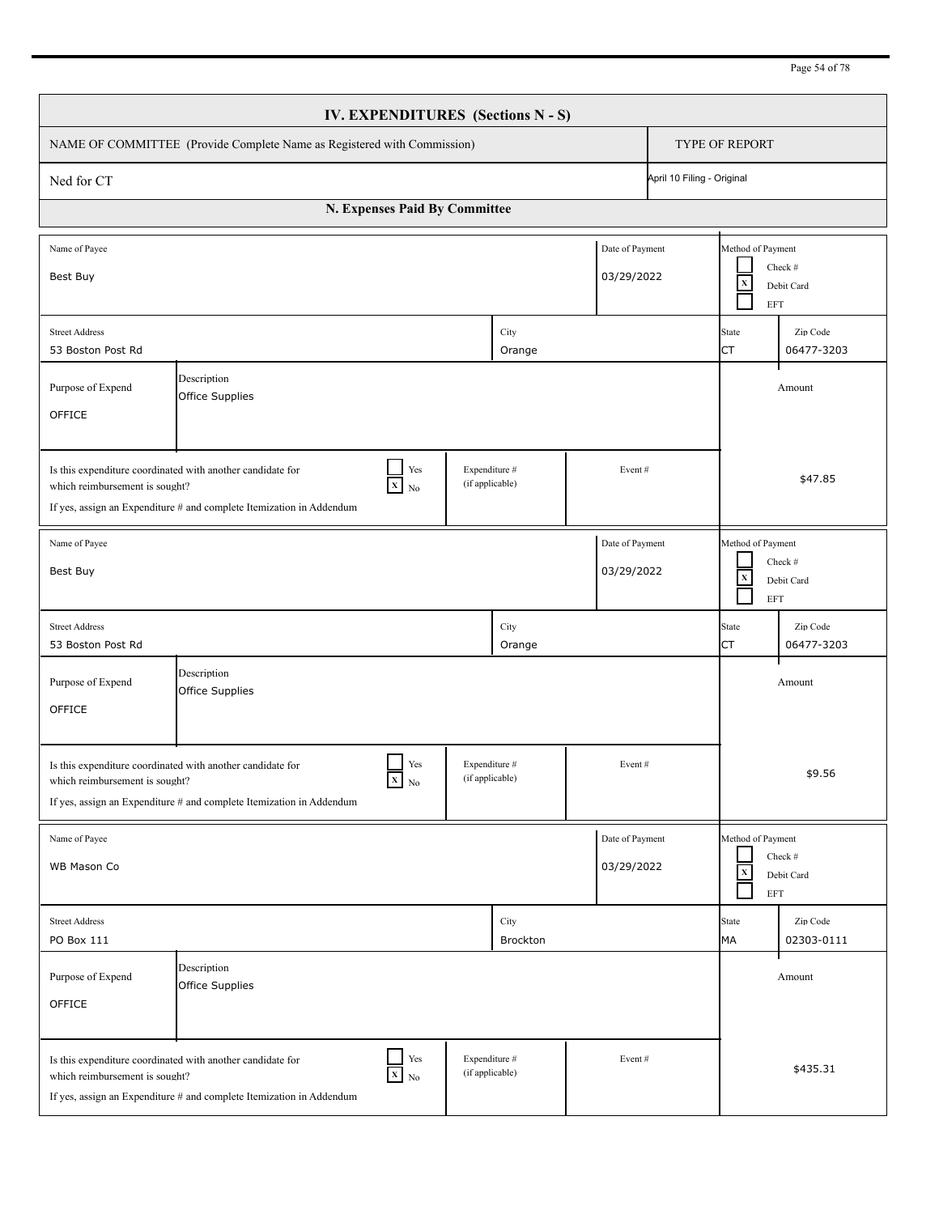## IV. EXPENDITURES (Sections N - S)

| NAME OF COMMITTEE (Provide Complete Name as Registered with Commission) | TYPE OF REPORT |
|---|---|
| Ned for CT | April 10 Filing - Original |

### N. Expenses Paid By Committee

| Name of Payee | Date of Payment | Method of Payment |
|---|---|---|
| Best Buy | 03/29/2022 | [ ] Check # [X] Debit Card [ ] EFT |

| Street Address | City | State | Zip Code |
|---|---|---|---|
| 53 Boston Post Rd | Orange | CT | 06477-3203 |

| Purpose of Expend | Description | Amount |
|---|---|---|
| OFFICE | Office Supplies | $47.85 |

Is this expenditure coordinated with another candidate for which reimbursement is sought? [ ] Yes [X] No
If yes, assign an Expenditure # and complete Itemization in Addendum
Expenditure # (if applicable):
Event #:

---

| Name of Payee | Date of Payment | Method of Payment |
|---|---|---|
| Best Buy | 03/29/2022 | [ ] Check # [X] Debit Card [ ] EFT |

| Street Address | City | State | Zip Code |
|---|---|---|---|
| 53 Boston Post Rd | Orange | CT | 06477-3203 |

| Purpose of Expend | Description | Amount |
|---|---|---|
| OFFICE | Office Supplies | $9.56 |

Is this expenditure coordinated with another candidate for which reimbursement is sought? [ ] Yes [X] No
If yes, assign an Expenditure # and complete Itemization in Addendum
Expenditure # (if applicable):
Event #:

---

| Name of Payee | Date of Payment | Method of Payment |
|---|---|---|
| WB Mason Co | 03/29/2022 | [ ] Check # [X] Debit Card [ ] EFT |

| Street Address | City | State | Zip Code |
|---|---|---|---|
| PO Box 111 | Brockton | MA | 02303-0111 |

| Purpose of Expend | Description | Amount |
|---|---|---|
| OFFICE | Office Supplies | $435.31 |

Is this expenditure coordinated with another candidate for which reimbursement is sought? [ ] Yes [X] No
If yes, assign an Expenditure # and complete Itemization in Addendum
Expenditure # (if applicable):
Event #: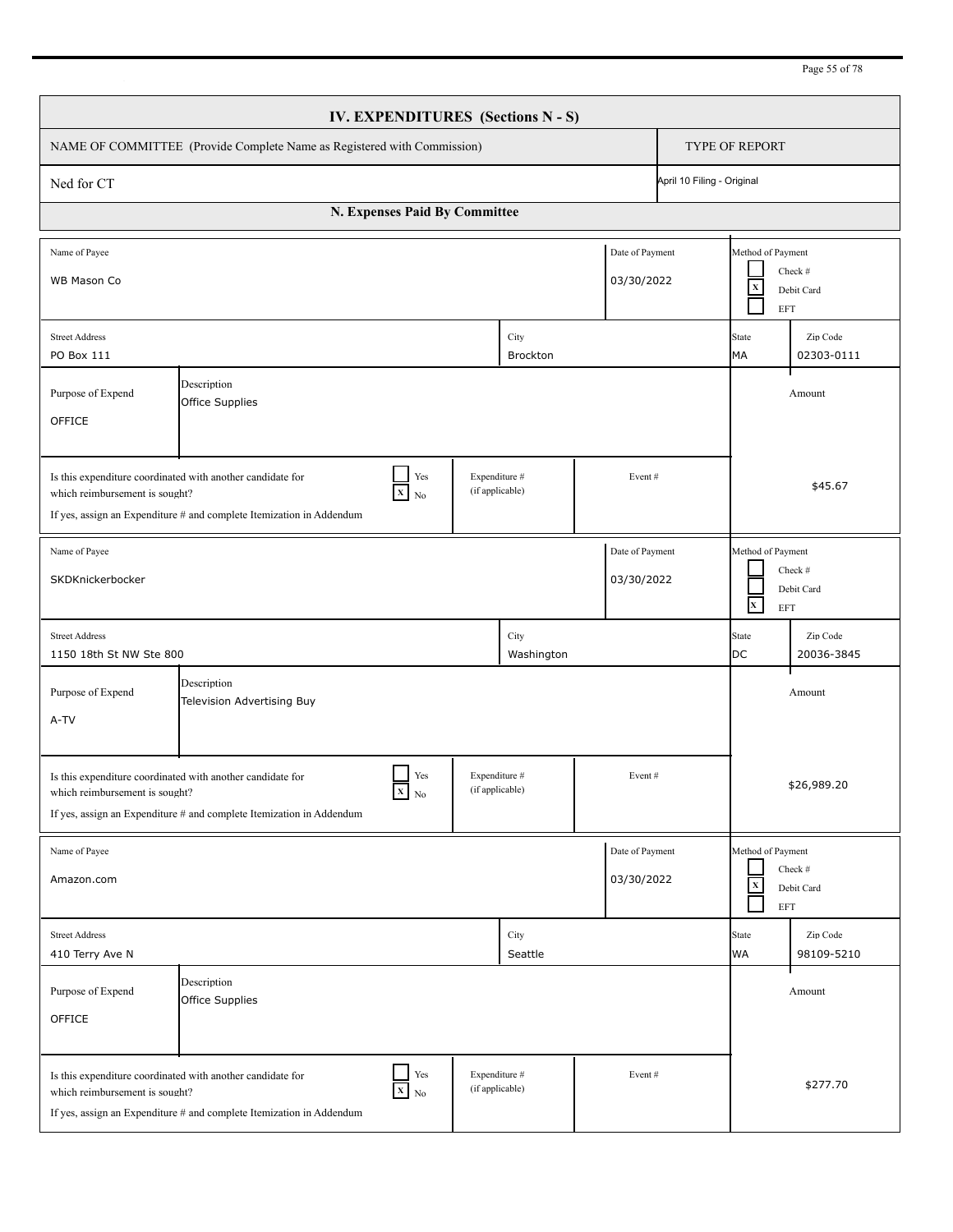# IV. EXPENDITURES (Sections N - S)

| NAME OF COMMITTEE (Provide Complete Name as Registered with Commission) | TYPE OF REPORT |
|---|---|
| Ned for CT | April 10 Filing - Original |

## N. Expenses Paid By Committee

| Name of Payee | Date of Payment | Method of Payment |
|---|---|---|
| WB Mason Co | 03/30/2022 | [ ] Check # [X] Debit Card [ ] EFT |

| Street Address | City | State | Zip Code |
|---|---|---|---|
| PO Box 111 | Brockton | MA | 02303-0111 |

| Purpose of Expend | Description | Amount |
|---|---|---|
| OFFICE | Office Supplies | $45.67 |

Is this expenditure coordinated with another candidate for which reimbursement is sought? [ ] Yes [X] No
If yes, assign an Expenditure # and complete Itemization in Addendum

Expenditure # (if applicable):
Event #:

---

| Name of Payee | Date of Payment | Method of Payment |
|---|---|---|
| SKDKnickerbocker | 03/30/2022 | [ ] Check # [ ] Debit Card [X] EFT |

| Street Address | City | State | Zip Code |
|---|---|---|---|
| 1150 18th St NW Ste 800 | Washington | DC | 20036-3845 |

| Purpose of Expend | Description | Amount |
|---|---|---|
| A-TV | Television Advertising Buy | $26,989.20 |

Is this expenditure coordinated with another candidate for which reimbursement is sought? [ ] Yes [X] No
If yes, assign an Expenditure # and complete Itemization in Addendum

Expenditure # (if applicable):
Event #:

---

| Name of Payee | Date of Payment | Method of Payment |
|---|---|---|
| Amazon.com | 03/30/2022 | [ ] Check # [X] Debit Card [ ] EFT |

| Street Address | City | State | Zip Code |
|---|---|---|---|
| 410 Terry Ave N | Seattle | WA | 98109-5210 |

| Purpose of Expend | Description | Amount |
|---|---|---|
| OFFICE | Office Supplies | $277.70 |

Is this expenditure coordinated with another candidate for which reimbursement is sought? [ ] Yes [X] No
If yes, assign an Expenditure # and complete Itemization in Addendum

Expenditure # (if applicable):
Event #: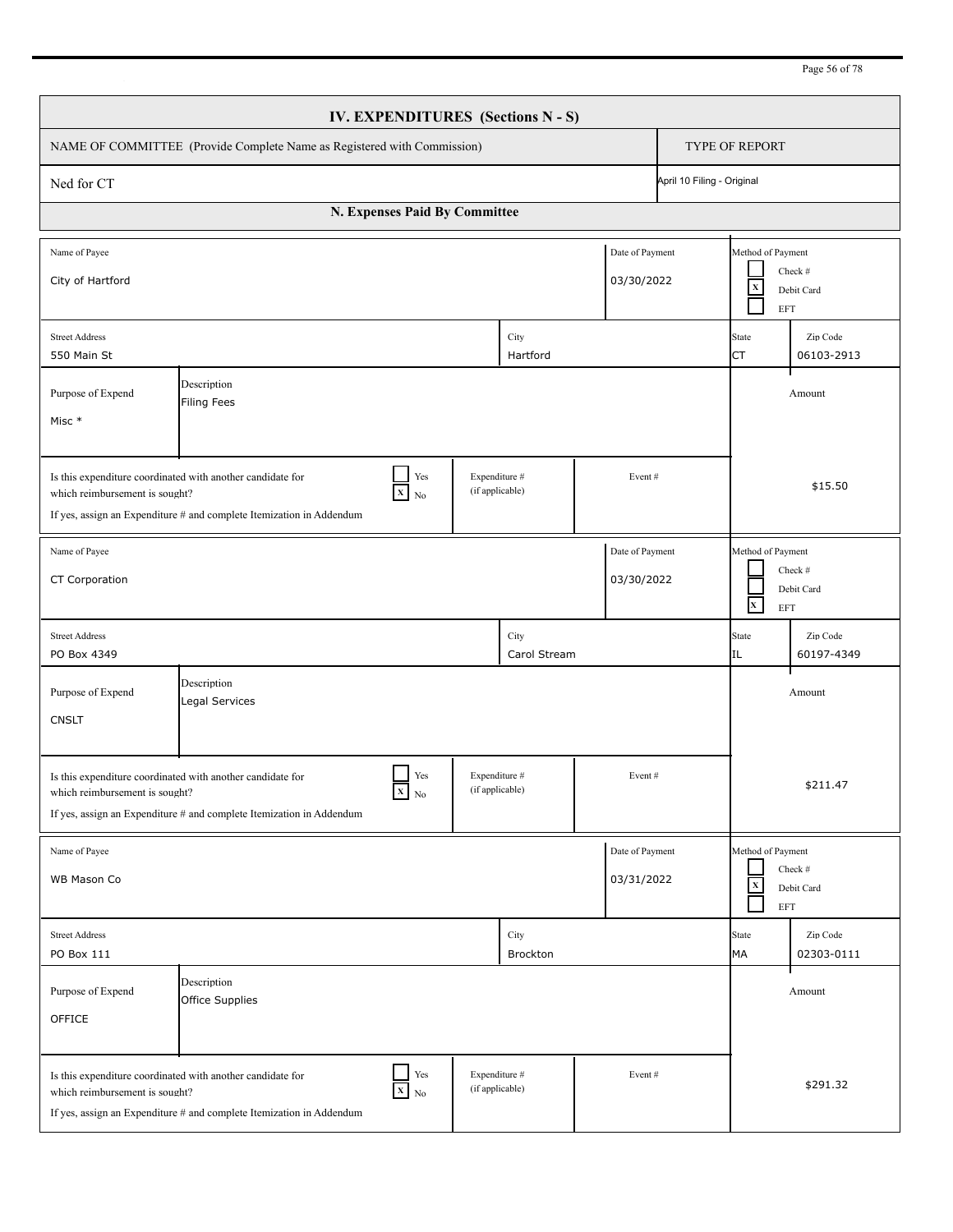## IV. EXPENDITURES (Sections N - S)

| NAME OF COMMITTEE (Provide Complete Name as Registered with Commission) | TYPE OF REPORT |
|---|---|
| Ned for CT | April 10 Filing - Original |

### N. Expenses Paid By Committee

| Name of Payee | Date of Payment | Method of Payment |
|---|---|---|
| City of Hartford | 03/30/2022 | [ ] Check # [X] Debit Card [ ] EFT |

| Street Address | City | State | Zip Code |
|---|---|---|---|
| 550 Main St | Hartford | CT | 06103-2913 |

| Purpose of Expend | Description | Amount |
|---|---|---|
| Misc * | Filing Fees | $15.50 |

Is this expenditure coordinated with another candidate for which reimbursement is sought? [ ] Yes [X] No
If yes, assign an Expenditure # and complete Itemization in Addendum
Expenditure # (if applicable): | Event #:

---

| Name of Payee | Date of Payment | Method of Payment |
|---|---|---|
| CT Corporation | 03/30/2022 | [ ] Check # [ ] Debit Card [X] EFT |

| Street Address | City | State | Zip Code |
|---|---|---|---|
| PO Box 4349 | Carol Stream | IL | 60197-4349 |

| Purpose of Expend | Description | Amount |
|---|---|---|
| CNSLT | Legal Services | $211.47 |

Is this expenditure coordinated with another candidate for which reimbursement is sought? [ ] Yes [X] No
If yes, assign an Expenditure # and complete Itemization in Addendum
Expenditure # (if applicable): | Event #:

---

| Name of Payee | Date of Payment | Method of Payment |
|---|---|---|
| WB Mason Co | 03/31/2022 | [ ] Check # [X] Debit Card [ ] EFT |

| Street Address | City | State | Zip Code |
|---|---|---|---|
| PO Box 111 | Brockton | MA | 02303-0111 |

| Purpose of Expend | Description | Amount |
|---|---|---|
| OFFICE | Office Supplies | $291.32 |

Is this expenditure coordinated with another candidate for which reimbursement is sought? [ ] Yes [X] No
If yes, assign an Expenditure # and complete Itemization in Addendum
Expenditure # (if applicable): | Event #: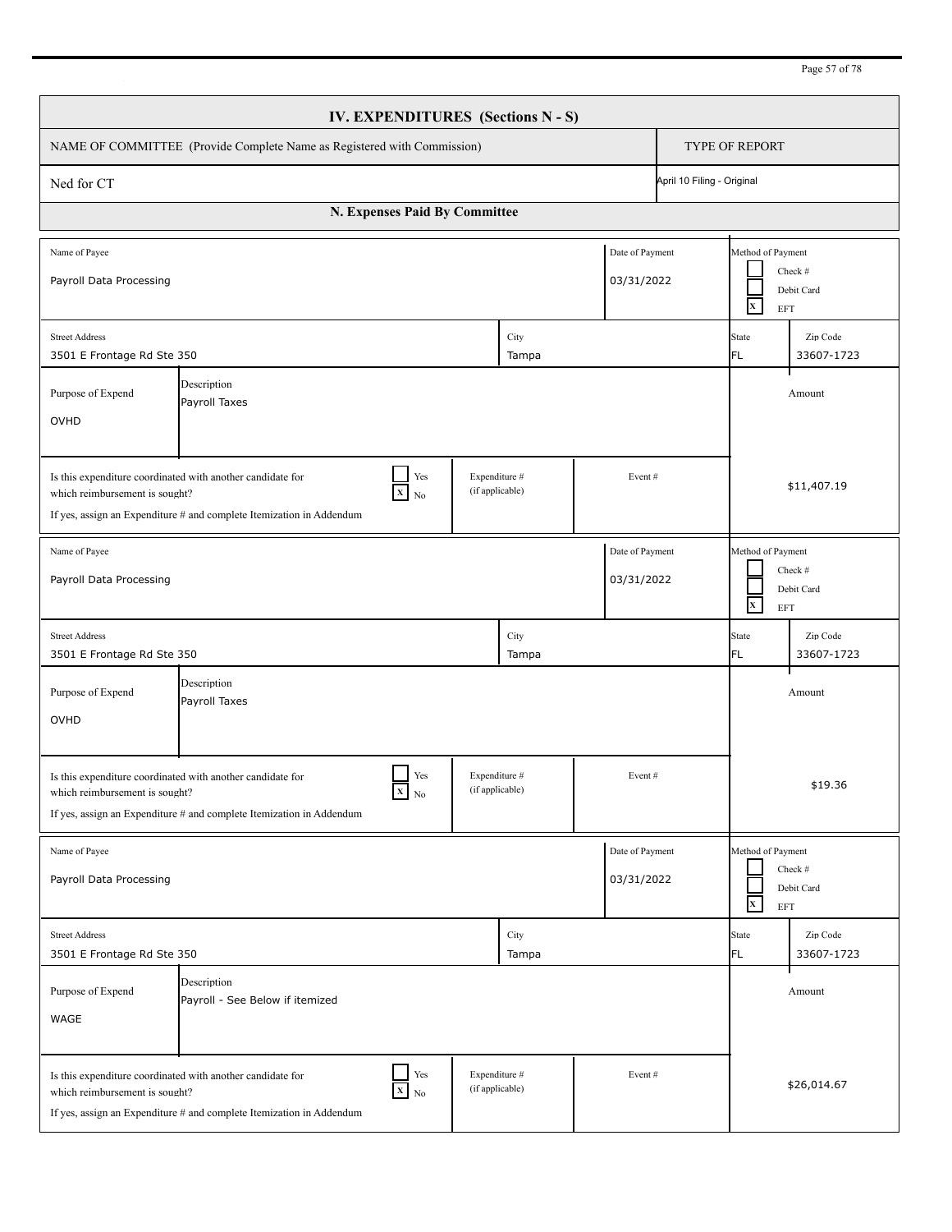# IV. EXPENDITURES (Sections N - S)

| NAME OF COMMITTEE (Provide Complete Name as Registered with Commission) | TYPE OF REPORT |
|---|---|
| Ned for CT | April 10 Filing - Original |

## N. Expenses Paid By Committee

| Field | Value |
|---|---|
| Name of Payee | Payroll Data Processing |
| Date of Payment | 03/31/2022 |
| Method of Payment | [ ] Check # [ ] Debit Card [X] EFT |
| Street Address | 3501 E Frontage Rd Ste 350 |
| City | Tampa |
| State | FL |
| Zip Code | 33607-1723 |
| Purpose of Expend | OVHD |
| Description | Payroll Taxes |
| Is this expenditure coordinated with another candidate for which reimbursement is sought? If yes, assign an Expenditure # and complete Itemization in Addendum | [ ] Yes [X] No |
| Expenditure # (if applicable) | |
| Event # | |
| Amount | $11,407.19 |

| Field | Value |
|---|---|
| Name of Payee | Payroll Data Processing |
| Date of Payment | 03/31/2022 |
| Method of Payment | [ ] Check # [ ] Debit Card [X] EFT |
| Street Address | 3501 E Frontage Rd Ste 350 |
| City | Tampa |
| State | FL |
| Zip Code | 33607-1723 |
| Purpose of Expend | OVHD |
| Description | Payroll Taxes |
| Is this expenditure coordinated with another candidate for which reimbursement is sought? If yes, assign an Expenditure # and complete Itemization in Addendum | [ ] Yes [X] No |
| Expenditure # (if applicable) | |
| Event # | |
| Amount | $19.36 |

| Field | Value |
|---|---|
| Name of Payee | Payroll Data Processing |
| Date of Payment | 03/31/2022 |
| Method of Payment | [ ] Check # [ ] Debit Card [X] EFT |
| Street Address | 3501 E Frontage Rd Ste 350 |
| City | Tampa |
| State | FL |
| Zip Code | 33607-1723 |
| Purpose of Expend | WAGE |
| Description | Payroll - See Below if itemized |
| Is this expenditure coordinated with another candidate for which reimbursement is sought? If yes, assign an Expenditure # and complete Itemization in Addendum | [ ] Yes [X] No |
| Expenditure # (if applicable) | |
| Event # | |
| Amount | $26,014.67 |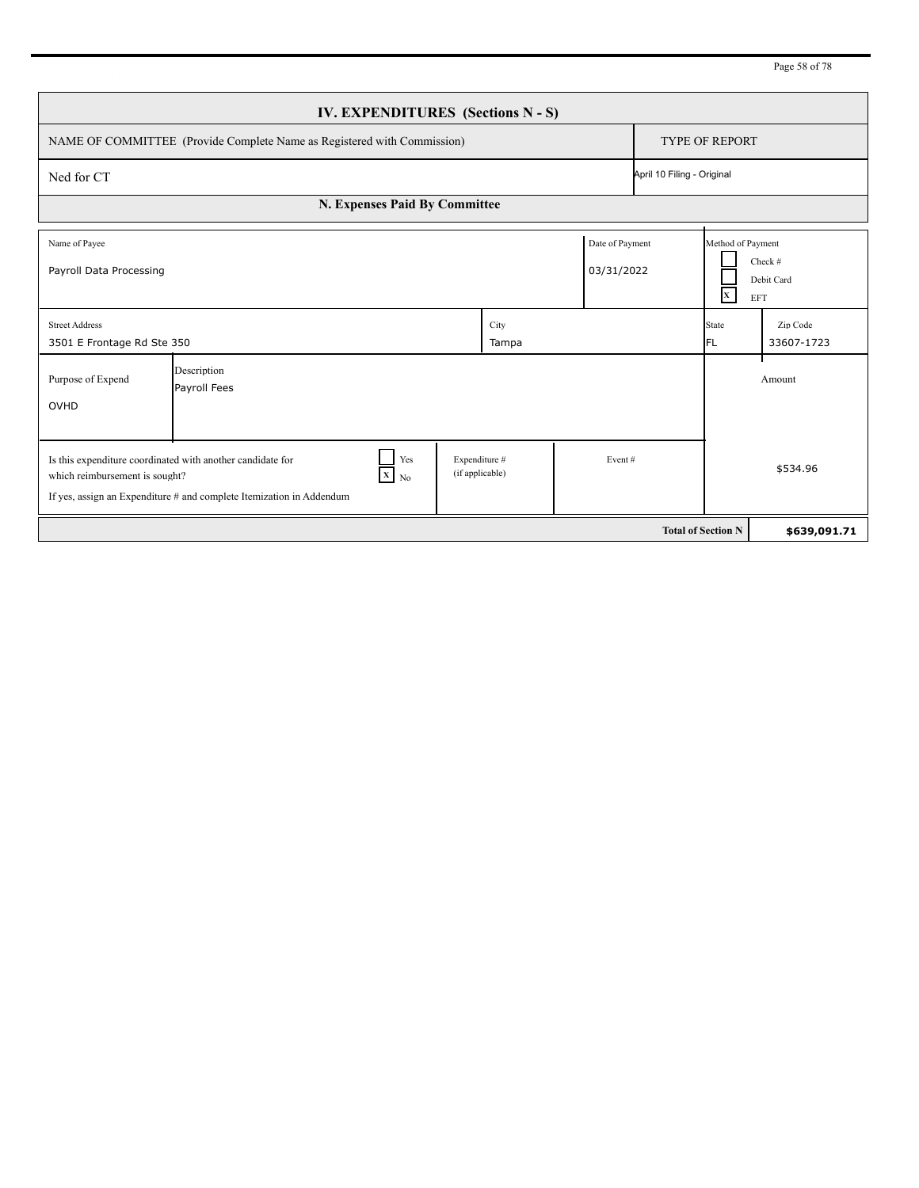## IV. EXPENDITURES (Sections N - S)

| NAME OF COMMITTEE (Provide Complete Name as Registered with Commission) | TYPE OF REPORT |
|---|---|
| Ned for CT | April 10 Filing - Original |

### N. Expenses Paid By Committee

| Name of Payee | Date of Payment | Method of Payment |
|---|---|---|
| Payroll Data Processing | 03/31/2022 | [ ] Check # [ ] Debit Card [X] EFT |

| Street Address | City | State | Zip Code |
|---|---|---|---|
| 3501 E Frontage Rd Ste 350 | Tampa | FL | 33607-1723 |

| Purpose of Expend | Description | Amount |
|---|---|---|
| OVHD | Payroll Fees | |

| Is this expenditure coordinated with another candidate for which reimbursement is sought? If yes, assign an Expenditure # and complete Itemization in Addendum | Expenditure # (if applicable) | Event # | Amount |
|---|---|---|---|
| [ ] Yes [X] No | | | $534.96 |

| | |
|---|---|
| **Total of Section N** | **$639,091.71** |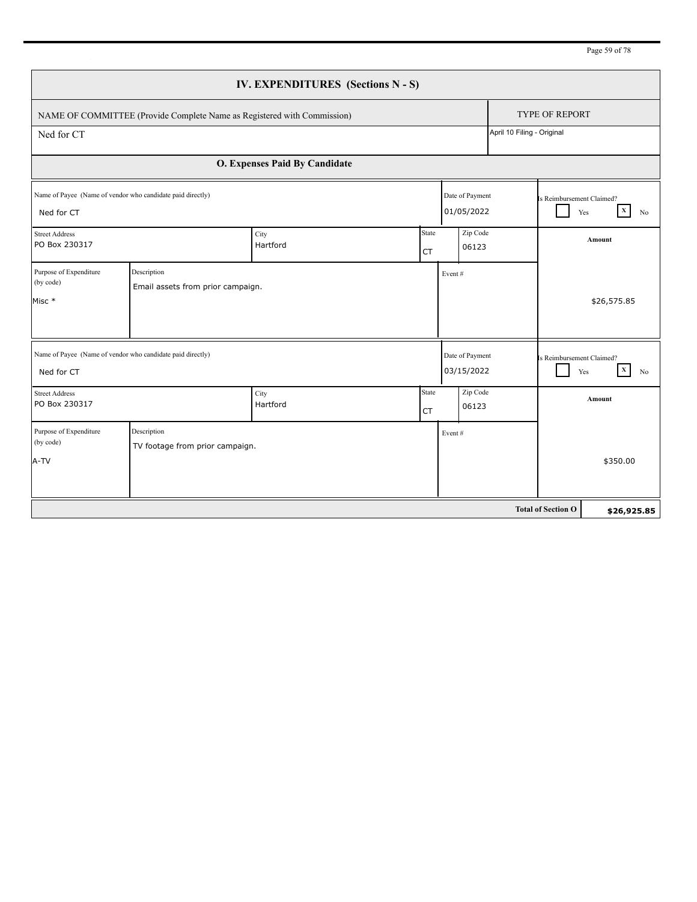# IV. EXPENDITURES (Sections N - S)

| NAME OF COMMITTEE (Provide Complete Name as Registered with Commission) | TYPE OF REPORT |
|---|---|
| Ned for CT | April 10 Filing - Original |

## O. Expenses Paid By Candidate

| Name of Payee (Name of vendor who candidate paid directly) | Street Address | City | State | Zip Code | Date of Payment | Is Reimbursement Claimed? | Purpose of Expenditure (by code) | Description | Event # | Amount |
|---|---|---|---|---|---|---|---|---|---|---|
| Ned for CT | PO Box 230317 | Hartford | CT | 06123 | 01/05/2022 | No | Misc * | Email assets from prior campaign. | | $26,575.85 |
| Ned for CT | PO Box 230317 | Hartford | CT | 06123 | 03/15/2022 | No | A-TV | TV footage from prior campaign. | | $350.00 |

**Total of Section O** **$26,925.85**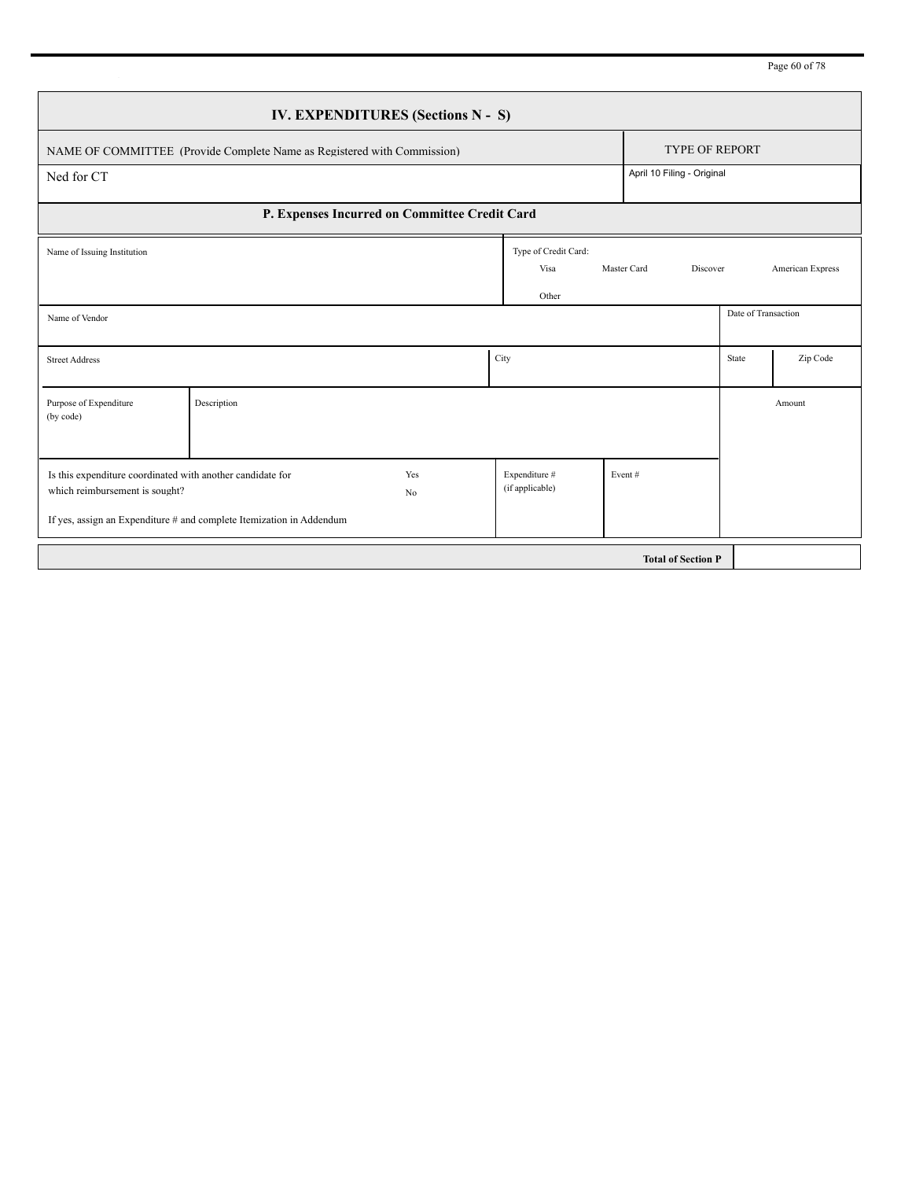# IV. EXPENDITURES (Sections N - S)

| NAME OF COMMITTEE (Provide Complete Name as Registered with Commission) | TYPE OF REPORT |
| --- | --- |
| Ned for CT | April 10 Filing - Original |

## P. Expenses Incurred on Committee Credit Card

| Name of Issuing Institution | | | Type of Credit Card: Visa Master Card Discover American Express Other | |
| --- | --- | --- | --- | --- |
| Name of Vendor | | | | Date of Transaction |
| Street Address | | City | State | Zip Code |
| Purpose of Expenditure (by code) | Description | | | Amount |
| Is this expenditure coordinated with another candidate for which reimbursement is sought? Yes No<br>If yes, assign an Expenditure # and complete Itemization in Addendum | | Expenditure # (if applicable) | Event # | |

| **Total of Section P** | |
| --- | --- |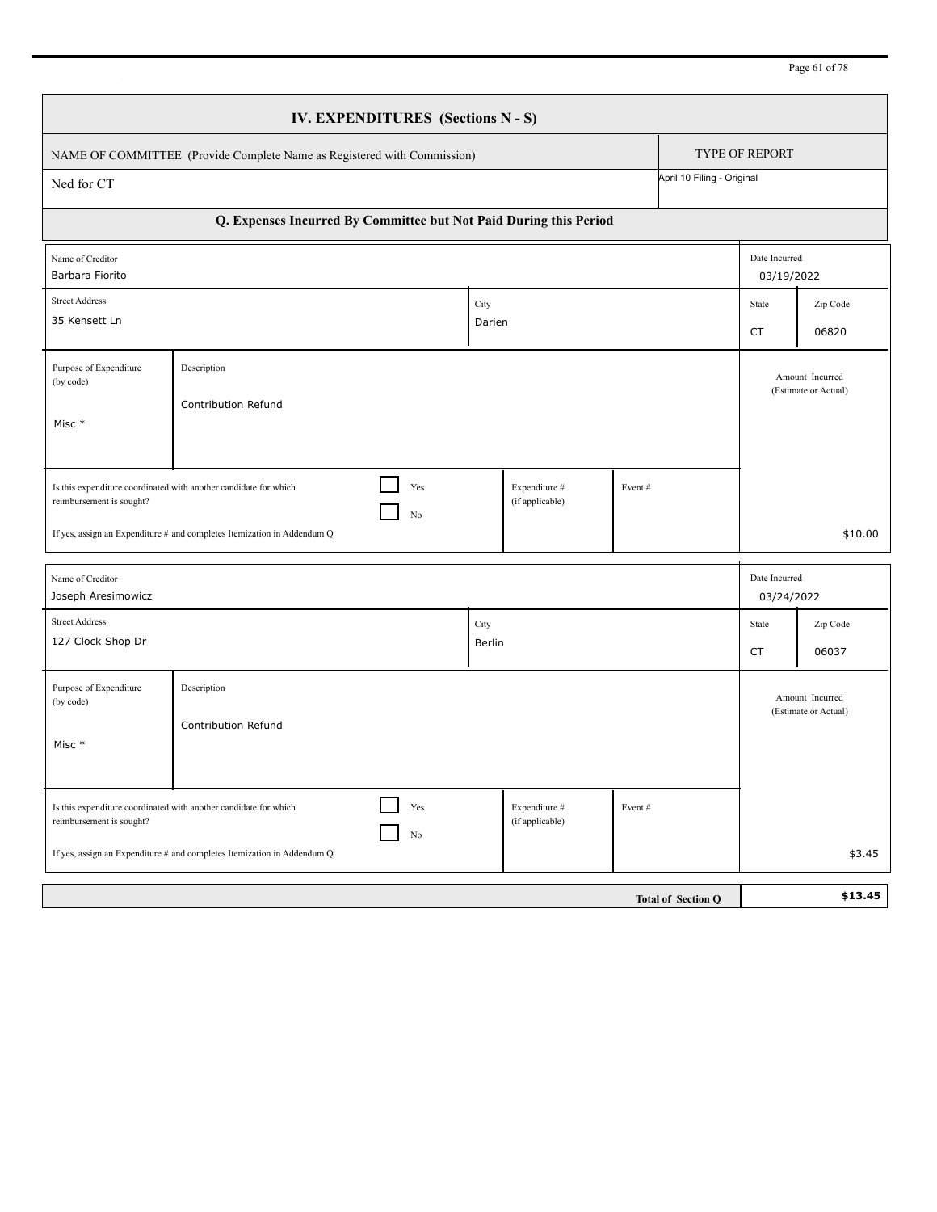## IV. EXPENDITURES (Sections N - S)

| NAME OF COMMITTEE (Provide Complete Name as Registered with Commission) | TYPE OF REPORT |
|---|---|
| Ned for CT | April 10 Filing - Original |

### Q. Expenses Incurred By Committee but Not Paid During this Period

| Name of Creditor | Street Address | City | State | Zip Code | Date Incurred | Purpose of Expenditure (by code) | Description | Is this expenditure coordinated with another candidate for which reimbursement is sought? | Expenditure # (if applicable) | Event # | Amount Incurred (Estimate or Actual) |
|---|---|---|---|---|---|---|---|---|---|---|---|
| Barbara Fiorito | 35 Kensett Ln | Darien | CT | 06820 | 03/19/2022 | Misc * | Contribution Refund | ☐ Yes ☐ No | | | $10.00 |
| Joseph Aresimowicz | 127 Clock Shop Dr | Berlin | CT | 06037 | 03/24/2022 | Misc * | Contribution Refund | ☐ Yes ☐ No | | | $3.45 |

If yes, assign an Expenditure # and completes Itemization in Addendum Q

| | |
|---|---|
| **Total of Section Q** | **$13.45** |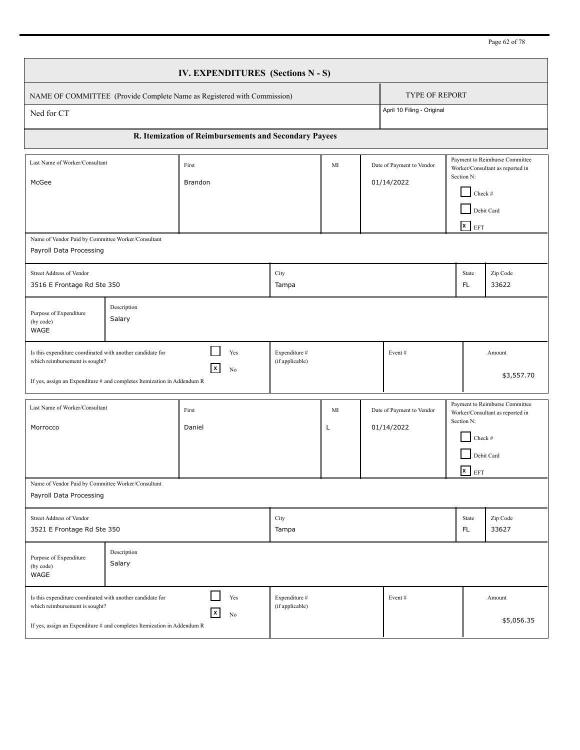# IV. EXPENDITURES (Sections N - S)

| NAME OF COMMITTEE (Provide Complete Name as Registered with Commission) | TYPE OF REPORT |
|---|---|
| Ned for CT | April 10 Filing - Original |

## R. Itemization of Reimbursements and Secondary Payees

| Last Name of Worker/Consultant | First | MI | Date of Payment to Vendor | Payment to Reimburse Committee Worker/Consultant as reported in Section N: |
|---|---|---|---|---|
| McGee | Brandon | | 01/14/2022 | [ ] Check # [ ] Debit Card [x] EFT |

| Name of Vendor Paid by Committee Worker/Consultant | | |
|---|---|---|
| Payroll Data Processing | | |

| Street Address of Vendor | City | State | Zip Code |
|---|---|---|---|
| 3516 E Frontage Rd Ste 350 | Tampa | FL | 33622 |

| Purpose of Expenditure (by code) | Description |
|---|---|
| WAGE | Salary |

| Is this expenditure coordinated with another candidate for which reimbursement is sought? If yes, assign an Expenditure # and completes Itemization in Addendum R | Expenditure # (if applicable) | Event # | Amount |
|---|---|---|---|
| [ ] Yes [x] No | | | $3,557.70 |

| Last Name of Worker/Consultant | First | MI | Date of Payment to Vendor | Payment to Reimburse Committee Worker/Consultant as reported in Section N: |
|---|---|---|---|---|
| Morrocco | Daniel | L | 01/14/2022 | [ ] Check # [ ] Debit Card [x] EFT |

| Name of Vendor Paid by Committee Worker/Consultant | | |
|---|---|---|
| Payroll Data Processing | | |

| Street Address of Vendor | City | State | Zip Code |
|---|---|---|---|
| 3521 E Frontage Rd Ste 350 | Tampa | FL | 33627 |

| Purpose of Expenditure (by code) | Description |
|---|---|
| WAGE | Salary |

| Is this expenditure coordinated with another candidate for which reimbursement is sought? If yes, assign an Expenditure # and completes Itemization in Addendum R | Expenditure # (if applicable) | Event # | Amount |
|---|---|---|---|
| [ ] Yes [x] No | | | $5,056.35 |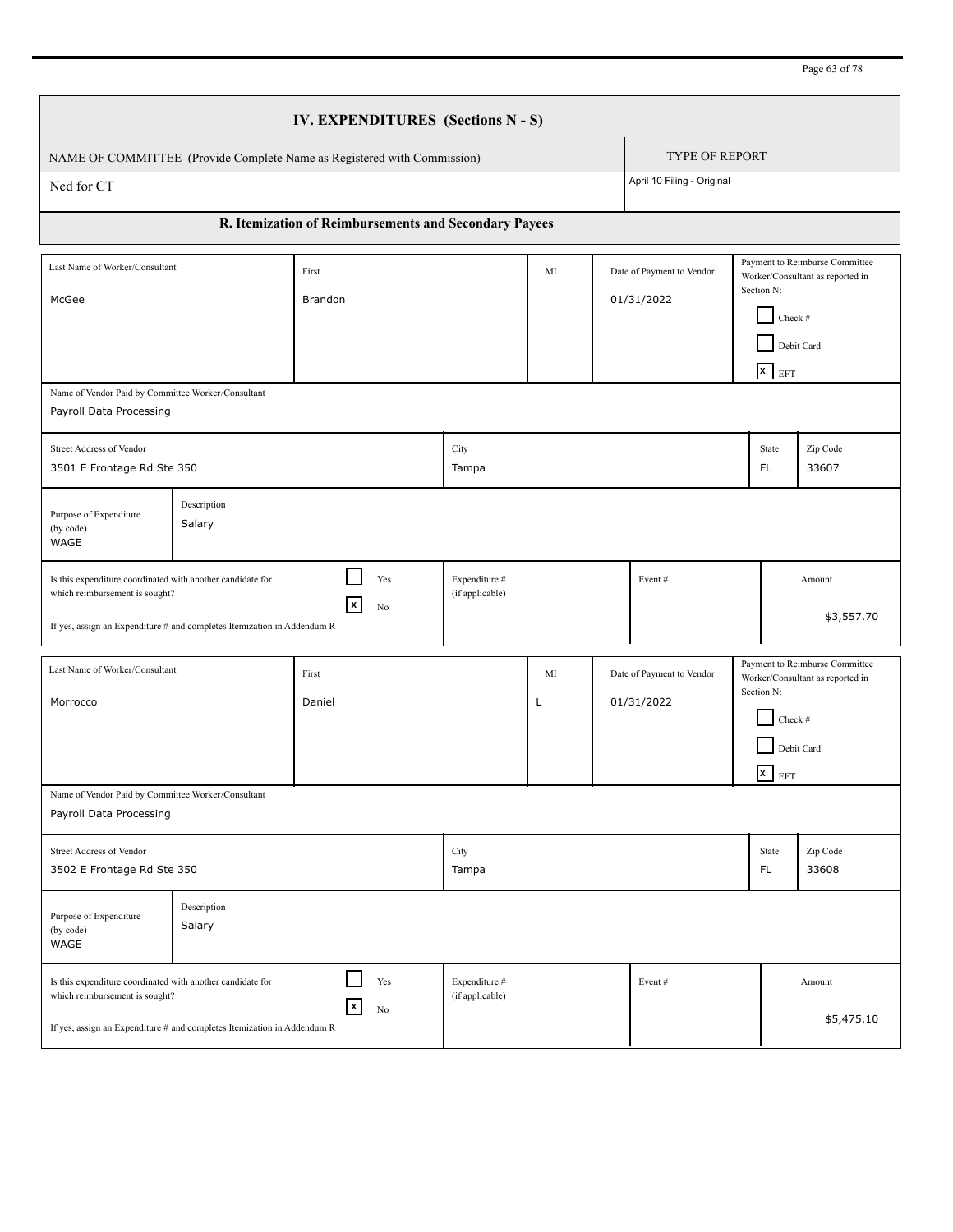# IV. EXPENDITURES (Sections N - S)

| NAME OF COMMITTEE (Provide Complete Name as Registered with Commission) | TYPE OF REPORT |
|---|---|
| Ned for CT | April 10 Filing - Original |

## R. Itemization of Reimbursements and Secondary Payees

| Last Name of Worker/Consultant | First | MI | Date of Payment to Vendor | Payment to Reimburse Committee Worker/Consultant as reported in Section N: |
|---|---|---|---|---|
| McGee | Brandon | | 01/31/2022 | [ ] Check # [ ] Debit Card [x] EFT |

| Name of Vendor Paid by Committee Worker/Consultant | | | |
|---|---|---|---|
| Payroll Data Processing | | | |
| **Street Address of Vendor** | **City** | **State** | **Zip Code** |
| 3501 E Frontage Rd Ste 350 | Tampa | FL | 33607 |

| Purpose of Expenditure (by code) | Description |
|---|---|
| WAGE | Salary |

| Is this expenditure coordinated with another candidate for which reimbursement is sought? If yes, assign an Expenditure # and completes Itemization in Addendum R | Expenditure # (if applicable) | Event # | Amount |
|---|---|---|---|
| [ ] Yes [x] No | | | $3,557.70 |

| Last Name of Worker/Consultant | First | MI | Date of Payment to Vendor | Payment to Reimburse Committee Worker/Consultant as reported in Section N: |
|---|---|---|---|---|
| Morrocco | Daniel | L | 01/31/2022 | [ ] Check # [ ] Debit Card [x] EFT |

| Name of Vendor Paid by Committee Worker/Consultant | | | |
|---|---|---|---|
| Payroll Data Processing | | | |
| **Street Address of Vendor** | **City** | **State** | **Zip Code** |
| 3502 E Frontage Rd Ste 350 | Tampa | FL | 33608 |

| Purpose of Expenditure (by code) | Description |
|---|---|
| WAGE | Salary |

| Is this expenditure coordinated with another candidate for which reimbursement is sought? If yes, assign an Expenditure # and completes Itemization in Addendum R | Expenditure # (if applicable) | Event # | Amount |
|---|---|---|---|
| [ ] Yes [x] No | | | $5,475.10 |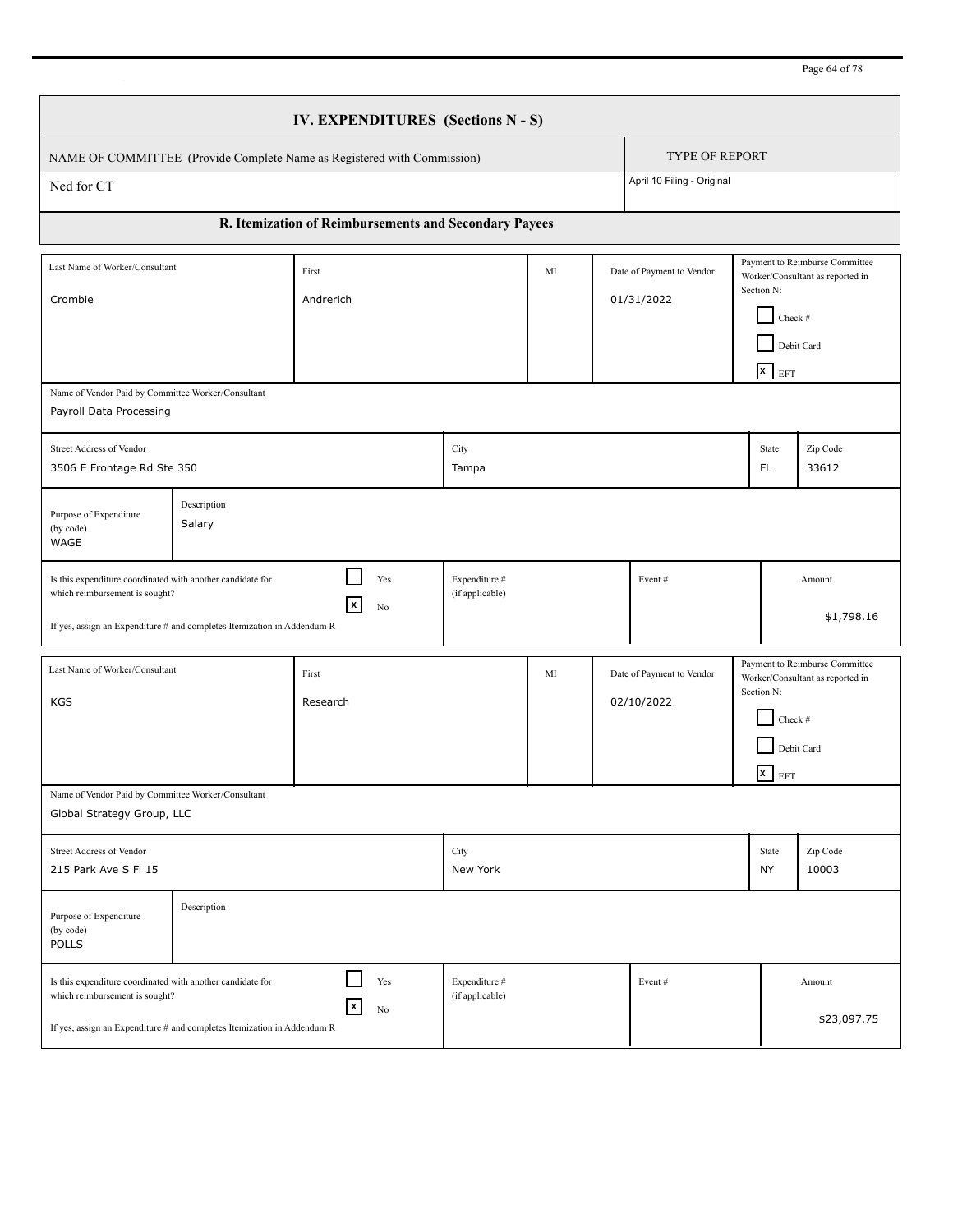## IV. EXPENDITURES (Sections N - S)

| NAME OF COMMITTEE (Provide Complete Name as Registered with Commission) | TYPE OF REPORT |
|---|---|
| Ned for CT | April 10 Filing - Original |

### R. Itemization of Reimbursements and Secondary Payees

| Last Name of Worker/Consultant | First | MI | Date of Payment to Vendor | Payment to Reimburse Committee Worker/Consultant as reported in Section N: |
|---|---|---|---|---|
| Crombie | Andrerich | | 01/31/2022 | ☐ Check # ☐ Debit Card ☒ EFT |

| Name of Vendor Paid by Committee Worker/Consultant | | | |
|---|---|---|---|
| Payroll Data Processing | | | |
| **Street Address of Vendor** | **City** | **State** | **Zip Code** |
| 3506 E Frontage Rd Ste 350 | Tampa | FL | 33612 |

| Purpose of Expenditure (by code) | Description |
|---|---|
| WAGE | Salary |

| Is this expenditure coordinated with another candidate for which reimbursement is sought? If yes, assign an Expenditure # and completes Itemization in Addendum R | Expenditure # (if applicable) | Event # | Amount |
|---|---|---|---|
| ☐ Yes ☒ No | | | $1,798.16 |

| Last Name of Worker/Consultant | First | MI | Date of Payment to Vendor | Payment to Reimburse Committee Worker/Consultant as reported in Section N: |
|---|---|---|---|---|
| KGS | Research | | 02/10/2022 | ☐ Check # ☐ Debit Card ☒ EFT |

| Name of Vendor Paid by Committee Worker/Consultant | | | |
|---|---|---|---|
| Global Strategy Group, LLC | | | |
| **Street Address of Vendor** | **City** | **State** | **Zip Code** |
| 215 Park Ave S Fl 15 | New York | NY | 10003 |

| Purpose of Expenditure (by code) | Description |
|---|---|
| POLLS | |

| Is this expenditure coordinated with another candidate for which reimbursement is sought? If yes, assign an Expenditure # and completes Itemization in Addendum R | Expenditure # (if applicable) | Event # | Amount |
|---|---|---|---|
| ☐ Yes ☒ No | | | $23,097.75 |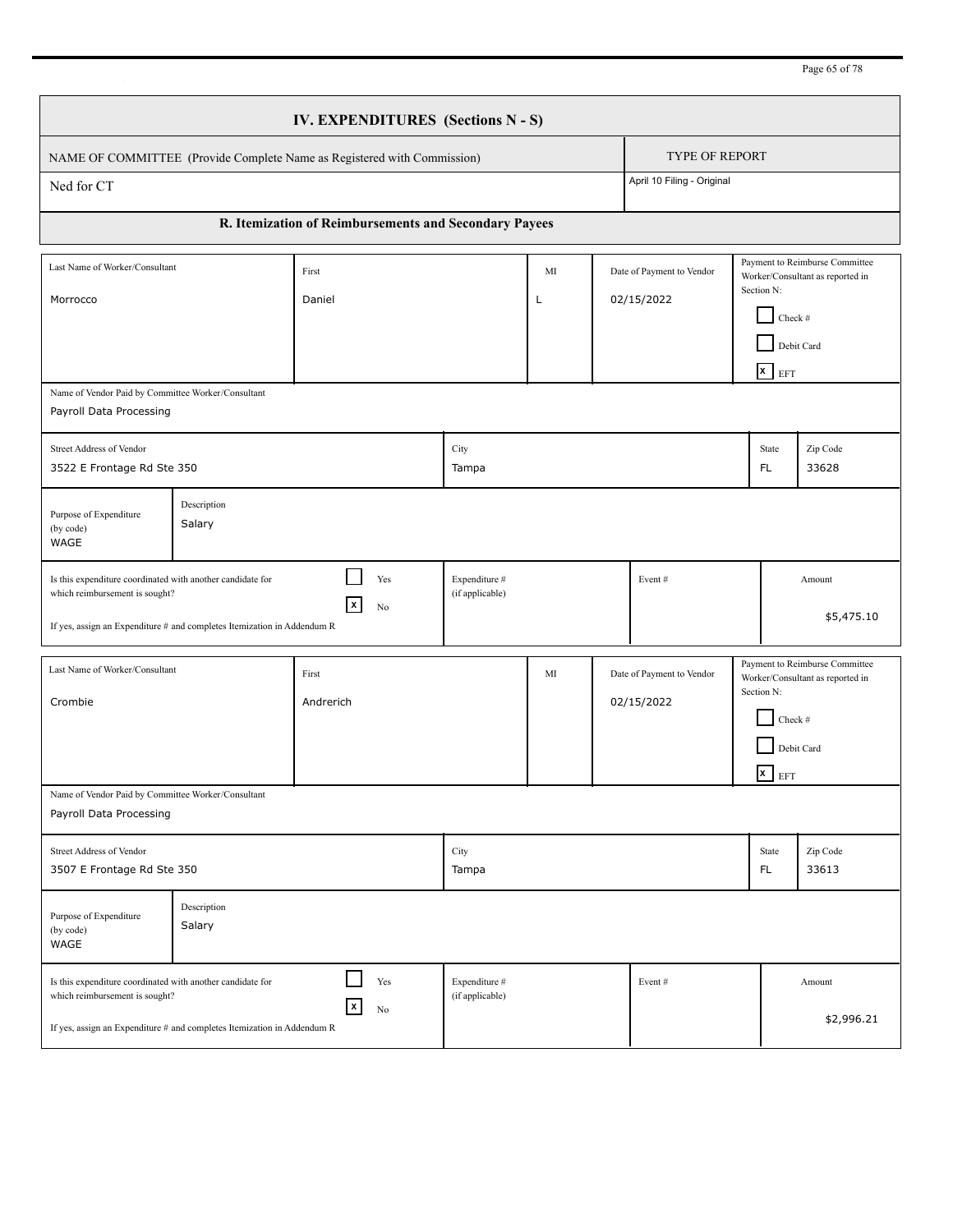## IV. EXPENDITURES (Sections N - S)

| NAME OF COMMITTEE (Provide Complete Name as Registered with Commission) | TYPE OF REPORT |
|---|---|
| Ned for CT | April 10 Filing - Original |

### R. Itemization of Reimbursements and Secondary Payees

| Last Name of Worker/Consultant | First | MI | Date of Payment to Vendor | Payment to Reimburse Committee Worker/Consultant as reported in Section N: |
|---|---|---|---|---|
| Morrocco | Daniel | L | 02/15/2022 | ☐ Check # ☐ Debit Card ☒ EFT |

| Name of Vendor Paid by Committee Worker/Consultant | | | |
|---|---|---|---|
| Payroll Data Processing | | | |
| **Street Address of Vendor** | **City** | **State** | **Zip Code** |
| 3522 E Frontage Rd Ste 350 | Tampa | FL | 33628 |

| Purpose of Expenditure (by code) | Description |
|---|---|
| WAGE | Salary |

| Is this expenditure coordinated with another candidate for which reimbursement is sought? If yes, assign an Expenditure # and completes Itemization in Addendum R | Expenditure # (if applicable) | Event # | Amount |
|---|---|---|---|
| ☐ Yes ☒ No | | | $5,475.10 |

| Last Name of Worker/Consultant | First | MI | Date of Payment to Vendor | Payment to Reimburse Committee Worker/Consultant as reported in Section N: |
|---|---|---|---|---|
| Crombie | Andrerich | | 02/15/2022 | ☐ Check # ☐ Debit Card ☒ EFT |

| Name of Vendor Paid by Committee Worker/Consultant | | | |
|---|---|---|---|
| Payroll Data Processing | | | |
| **Street Address of Vendor** | **City** | **State** | **Zip Code** |
| 3507 E Frontage Rd Ste 350 | Tampa | FL | 33613 |

| Purpose of Expenditure (by code) | Description |
|---|---|
| WAGE | Salary |

| Is this expenditure coordinated with another candidate for which reimbursement is sought? If yes, assign an Expenditure # and completes Itemization in Addendum R | Expenditure # (if applicable) | Event # | Amount |
|---|---|---|---|
| ☐ Yes ☒ No | | | $2,996.21 |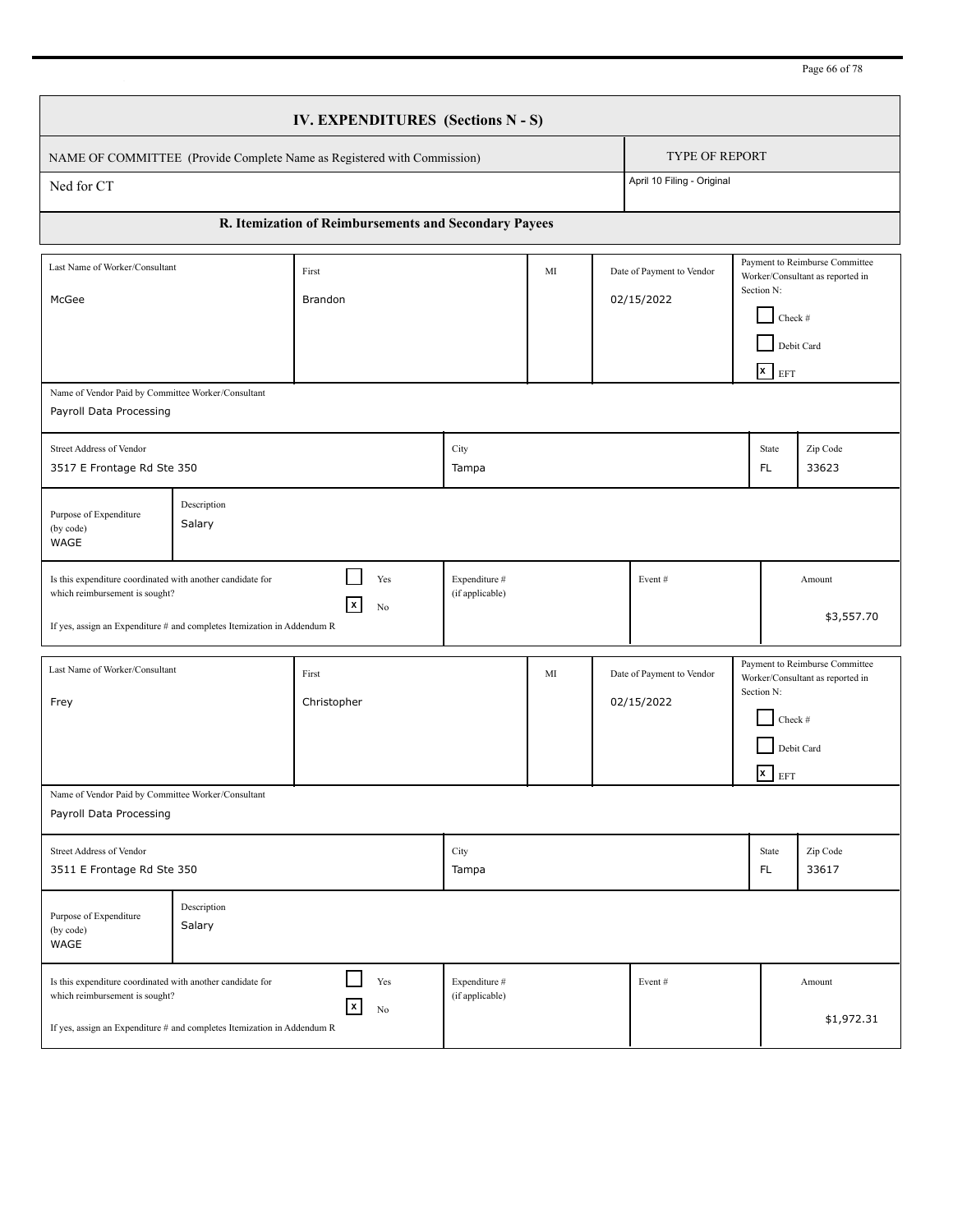## IV. EXPENDITURES (Sections N - S)

| NAME OF COMMITTEE (Provide Complete Name as Registered with Commission) | TYPE OF REPORT |
|---|---|
| Ned for CT | April 10 Filing - Original |

### R. Itemization of Reimbursements and Secondary Payees

| Last Name of Worker/Consultant | First | MI | Date of Payment to Vendor | Payment to Reimburse Committee Worker/Consultant as reported in Section N: |
|---|---|---|---|---|
| McGee | Brandon | | 02/15/2022 | ☐ Check # ☐ Debit Card ☒ EFT |

| Name of Vendor Paid by Committee Worker/Consultant | | |
|---|---|---|
| Payroll Data Processing | | |

| Street Address of Vendor | City | State | Zip Code |
|---|---|---|---|
| 3517 E Frontage Rd Ste 350 | Tampa | FL | 33623 |

| Purpose of Expenditure (by code) | Description |
|---|---|
| WAGE | Salary |

| Is this expenditure coordinated with another candidate for which reimbursement is sought? If yes, assign an Expenditure # and completes Itemization in Addendum R | Expenditure # (if applicable) | Event # | Amount |
|---|---|---|---|
| ☐ Yes ☒ No | | | $3,557.70 |

| Last Name of Worker/Consultant | First | MI | Date of Payment to Vendor | Payment to Reimburse Committee Worker/Consultant as reported in Section N: |
|---|---|---|---|---|
| Frey | Christopher | | 02/15/2022 | ☐ Check # ☐ Debit Card ☒ EFT |

| Name of Vendor Paid by Committee Worker/Consultant | | |
|---|---|---|
| Payroll Data Processing | | |

| Street Address of Vendor | City | State | Zip Code |
|---|---|---|---|
| 3511 E Frontage Rd Ste 350 | Tampa | FL | 33617 |

| Purpose of Expenditure (by code) | Description |
|---|---|
| WAGE | Salary |

| Is this expenditure coordinated with another candidate for which reimbursement is sought? If yes, assign an Expenditure # and completes Itemization in Addendum R | Expenditure # (if applicable) | Event # | Amount |
|---|---|---|---|
| ☐ Yes ☒ No | | | $1,972.31 |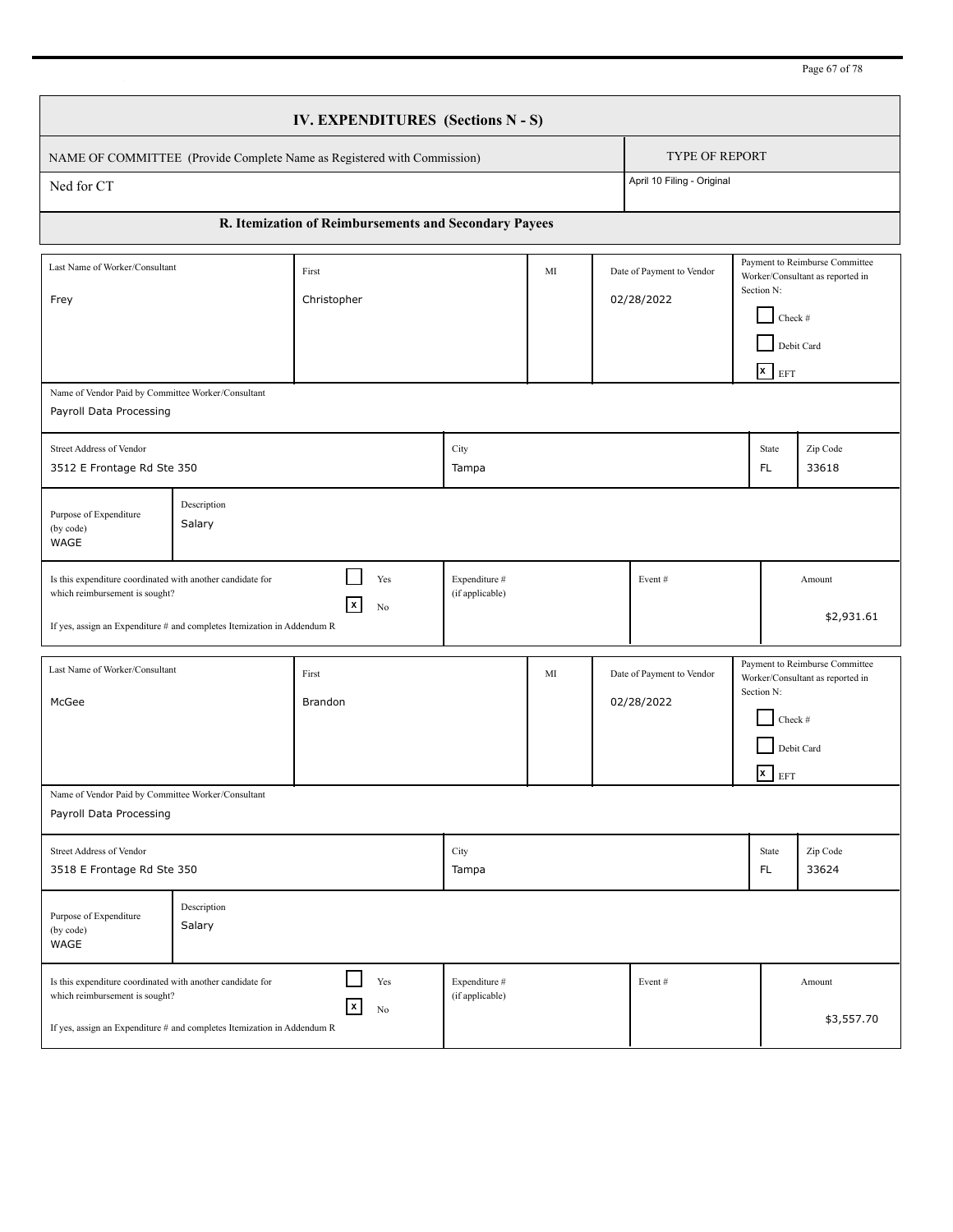# IV. EXPENDITURES (Sections N - S)

| NAME OF COMMITTEE (Provide Complete Name as Registered with Commission) | TYPE OF REPORT |
|---|---|
| Ned for CT | April 10 Filing - Original |

## R. Itemization of Reimbursements and Secondary Payees

| Field | Value |
|---|---|
| Last Name of Worker/Consultant | Frey |
| First | Christopher |
| MI | |
| Date of Payment to Vendor | 02/28/2022 |
| Payment to Reimburse Committee Worker/Consultant as reported in Section N: | [ ] Check # [ ] Debit Card [x] EFT |
| Name of Vendor Paid by Committee Worker/Consultant | Payroll Data Processing |
| Street Address of Vendor | 3512 E Frontage Rd Ste 350 |
| City | Tampa |
| State | FL |
| Zip Code | 33618 |
| Purpose of Expenditure (by code) | WAGE |
| Description | Salary |
| Is this expenditure coordinated with another candidate for which reimbursement is sought? If yes, assign an Expenditure # and completes Itemization in Addendum R | [ ] Yes [x] No |
| Expenditure # (if applicable) | |
| Event # | |
| Amount | $2,931.61 |

| Field | Value |
|---|---|
| Last Name of Worker/Consultant | McGee |
| First | Brandon |
| MI | |
| Date of Payment to Vendor | 02/28/2022 |
| Payment to Reimburse Committee Worker/Consultant as reported in Section N: | [ ] Check # [ ] Debit Card [x] EFT |
| Name of Vendor Paid by Committee Worker/Consultant | Payroll Data Processing |
| Street Address of Vendor | 3518 E Frontage Rd Ste 350 |
| City | Tampa |
| State | FL |
| Zip Code | 33624 |
| Purpose of Expenditure (by code) | WAGE |
| Description | Salary |
| Is this expenditure coordinated with another candidate for which reimbursement is sought? If yes, assign an Expenditure # and completes Itemization in Addendum R | [ ] Yes [x] No |
| Expenditure # (if applicable) | |
| Event # | |
| Amount | $3,557.70 |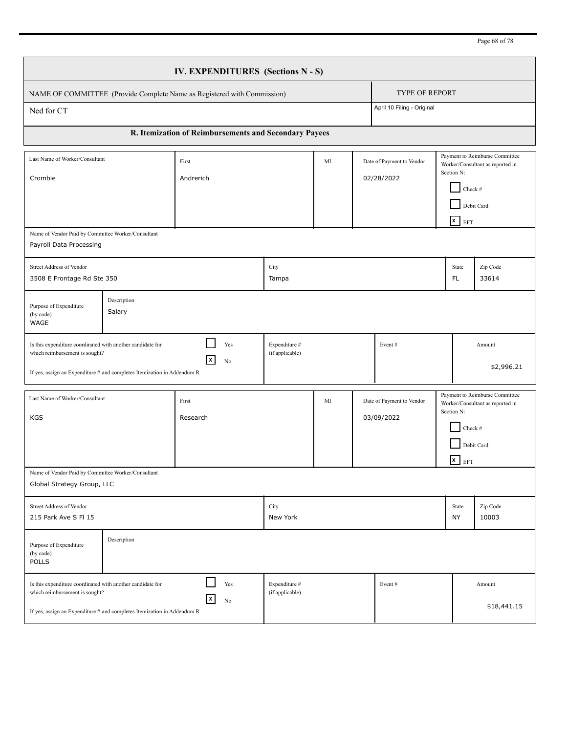# IV. EXPENDITURES (Sections N - S)

| NAME OF COMMITTEE (Provide Complete Name as Registered with Commission) | TYPE OF REPORT |
|---|---|
| Ned for CT | April 10 Filing - Original |

## R. Itemization of Reimbursements and Secondary Payees

| Last Name of Worker/Consultant | First | MI | Date of Payment to Vendor | Payment to Reimburse Committee Worker/Consultant as reported in Section N: |
|---|---|---|---|---|
| Crombie | Andrerich | | 02/28/2022 | ☐ Check # ☐ Debit Card ☒ EFT |

| Name of Vendor Paid by Committee Worker/Consultant | | | |
|---|---|---|---|
| Payroll Data Processing | | | |
| **Street Address of Vendor** | **City** | **State** | **Zip Code** |
| 3508 E Frontage Rd Ste 350 | Tampa | FL | 33614 |

| Purpose of Expenditure (by code) | Description |
|---|---|
| WAGE | Salary |

| Is this expenditure coordinated with another candidate for which reimbursement is sought? If yes, assign an Expenditure # and completes Itemization in Addendum R | Expenditure # (if applicable) | Event # | Amount |
|---|---|---|---|
| ☐ Yes ☒ No | | | $2,996.21 |

| Last Name of Worker/Consultant | First | MI | Date of Payment to Vendor | Payment to Reimburse Committee Worker/Consultant as reported in Section N: |
|---|---|---|---|---|
| KGS | Research | | 03/09/2022 | ☐ Check # ☐ Debit Card ☒ EFT |

| Name of Vendor Paid by Committee Worker/Consultant | | | |
|---|---|---|---|
| Global Strategy Group, LLC | | | |
| **Street Address of Vendor** | **City** | **State** | **Zip Code** |
| 215 Park Ave S Fl 15 | New York | NY | 10003 |

| Purpose of Expenditure (by code) | Description |
|---|---|
| POLLS | |

| Is this expenditure coordinated with another candidate for which reimbursement is sought? If yes, assign an Expenditure # and completes Itemization in Addendum R | Expenditure # (if applicable) | Event # | Amount |
|---|---|---|---|
| ☐ Yes ☒ No | | | $18,441.15 |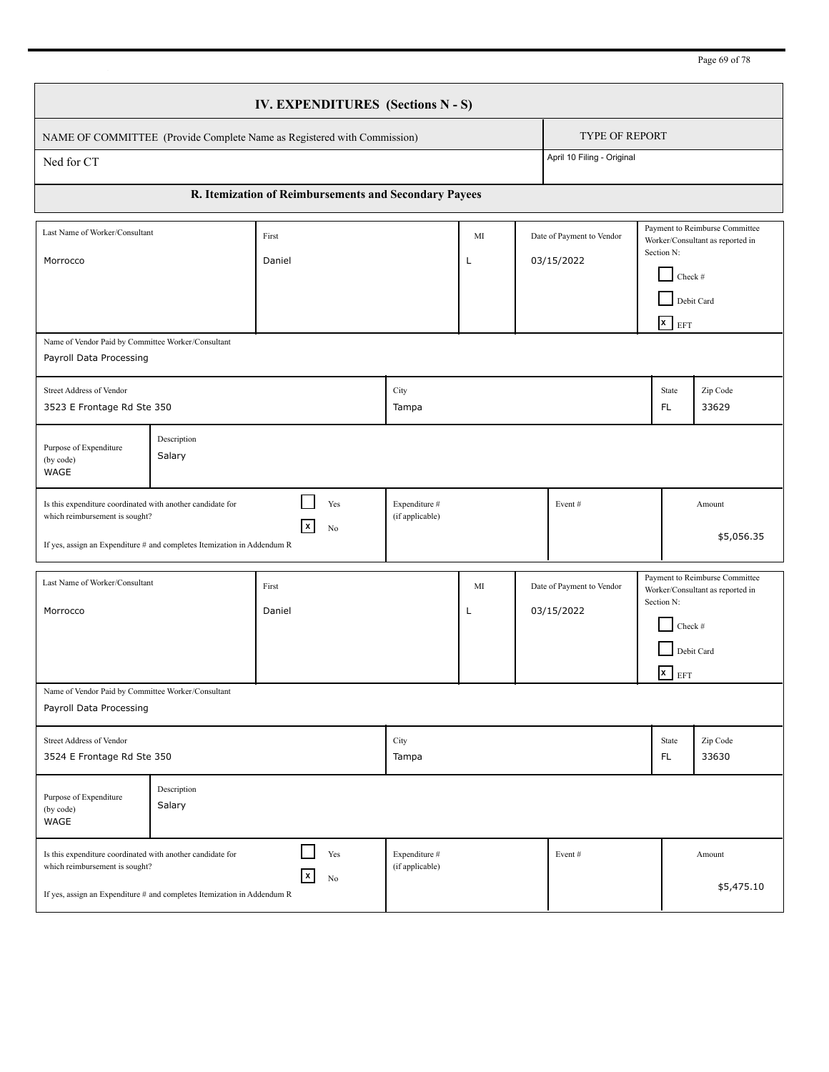## IV. EXPENDITURES (Sections N - S)

| NAME OF COMMITTEE (Provide Complete Name as Registered with Commission) | TYPE OF REPORT |
|---|---|
| Ned for CT | April 10 Filing - Original |

### R. Itemization of Reimbursements and Secondary Payees

| Last Name of Worker/Consultant | First | MI | Date of Payment to Vendor | Payment to Reimburse Committee Worker/Consultant as reported in Section N: |
|---|---|---|---|---|
| Morrocco | Daniel | L | 03/15/2022 | ☐ Check # ☐ Debit Card ☒ EFT |

| Name of Vendor Paid by Committee Worker/Consultant |
|---|
| Payroll Data Processing |

| Street Address of Vendor | City | State | Zip Code |
|---|---|---|---|
| 3523 E Frontage Rd Ste 350 | Tampa | FL | 33629 |

| Purpose of Expenditure (by code) | Description |
|---|---|
| WAGE | Salary |

| Is this expenditure coordinated with another candidate for which reimbursement is sought? If yes, assign an Expenditure # and completes Itemization in Addendum R | Expenditure # (if applicable) | Event # | Amount |
|---|---|---|---|
| ☐ Yes ☒ No | | | $5,056.35 |

| Last Name of Worker/Consultant | First | MI | Date of Payment to Vendor | Payment to Reimburse Committee Worker/Consultant as reported in Section N: |
|---|---|---|---|---|
| Morrocco | Daniel | L | 03/15/2022 | ☐ Check # ☐ Debit Card ☒ EFT |

| Name of Vendor Paid by Committee Worker/Consultant |
|---|
| Payroll Data Processing |

| Street Address of Vendor | City | State | Zip Code |
|---|---|---|---|
| 3524 E Frontage Rd Ste 350 | Tampa | FL | 33630 |

| Purpose of Expenditure (by code) | Description |
|---|---|
| WAGE | Salary |

| Is this expenditure coordinated with another candidate for which reimbursement is sought? If yes, assign an Expenditure # and completes Itemization in Addendum R | Expenditure # (if applicable) | Event # | Amount |
|---|---|---|---|
| ☐ Yes ☒ No | | | $5,475.10 |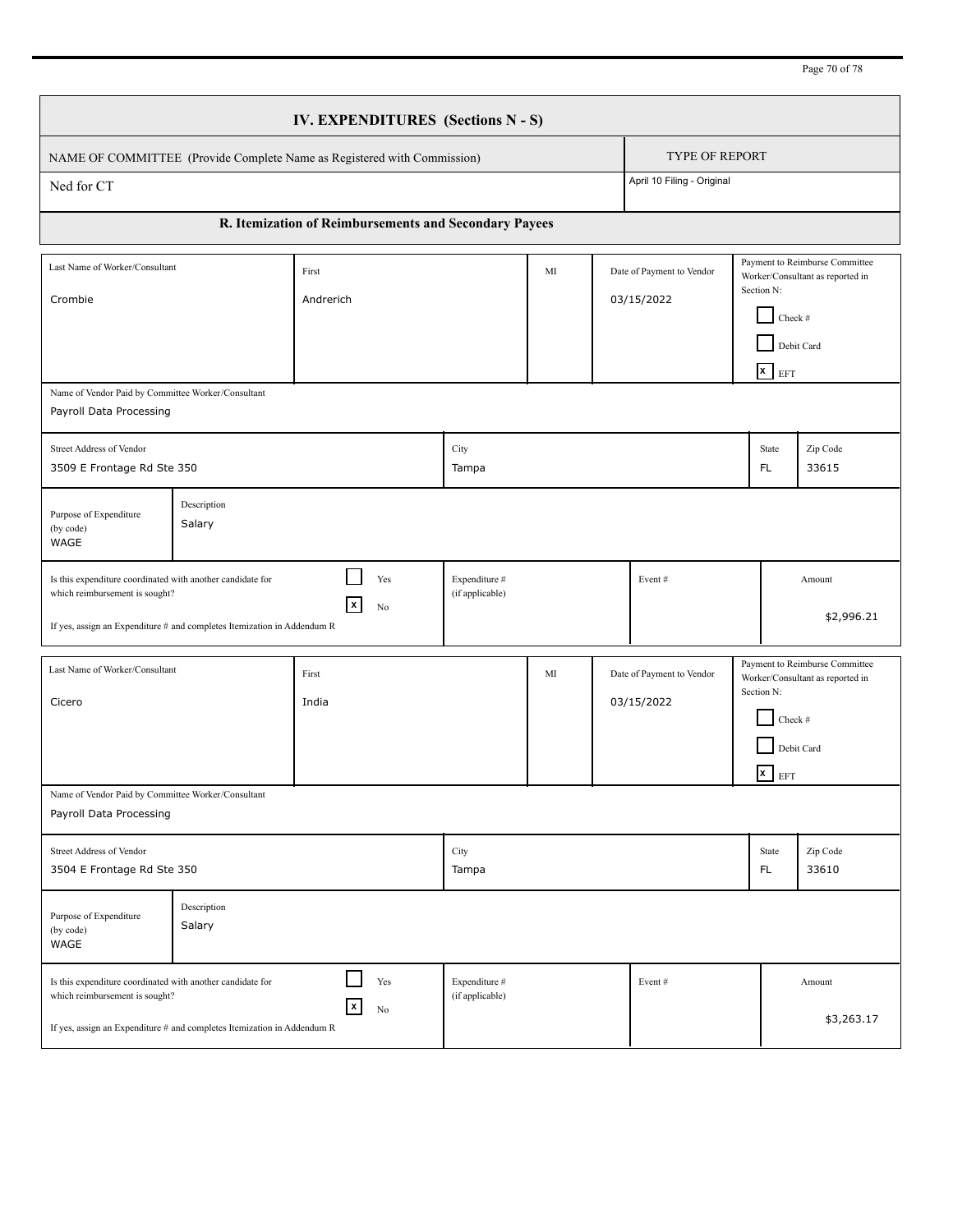## IV. EXPENDITURES (Sections N - S)

| NAME OF COMMITTEE (Provide Complete Name as Registered with Commission) | TYPE OF REPORT |
|---|---|
| Ned for CT | April 10 Filing - Original |

### R. Itemization of Reimbursements and Secondary Payees

| Last Name of Worker/Consultant | First | MI | Date of Payment to Vendor | Payment to Reimburse Committee Worker/Consultant as reported in Section N: |
|---|---|---|---|---|
| Crombie | Andrerich | | 03/15/2022 | [ ] Check # [ ] Debit Card [x] EFT |

| Name of Vendor Paid by Committee Worker/Consultant |
|---|
| Payroll Data Processing |

| Street Address of Vendor | City | State | Zip Code |
|---|---|---|---|
| 3509 E Frontage Rd Ste 350 | Tampa | FL | 33615 |

| Purpose of Expenditure (by code) | Description |
|---|---|
| WAGE | Salary |

| Is this expenditure coordinated with another candidate for which reimbursement is sought? If yes, assign an Expenditure # and completes Itemization in Addendum R | Expenditure # (if applicable) | Event # | Amount |
|---|---|---|---|
| [ ] Yes [x] No | | | $2,996.21 |

| Last Name of Worker/Consultant | First | MI | Date of Payment to Vendor | Payment to Reimburse Committee Worker/Consultant as reported in Section N: |
|---|---|---|---|---|
| Cicero | India | | 03/15/2022 | [ ] Check # [ ] Debit Card [x] EFT |

| Name of Vendor Paid by Committee Worker/Consultant |
|---|
| Payroll Data Processing |

| Street Address of Vendor | City | State | Zip Code |
|---|---|---|---|
| 3504 E Frontage Rd Ste 350 | Tampa | FL | 33610 |

| Purpose of Expenditure (by code) | Description |
|---|---|
| WAGE | Salary |

| Is this expenditure coordinated with another candidate for which reimbursement is sought? If yes, assign an Expenditure # and completes Itemization in Addendum R | Expenditure # (if applicable) | Event # | Amount |
|---|---|---|---|
| [ ] Yes [x] No | | | $3,263.17 |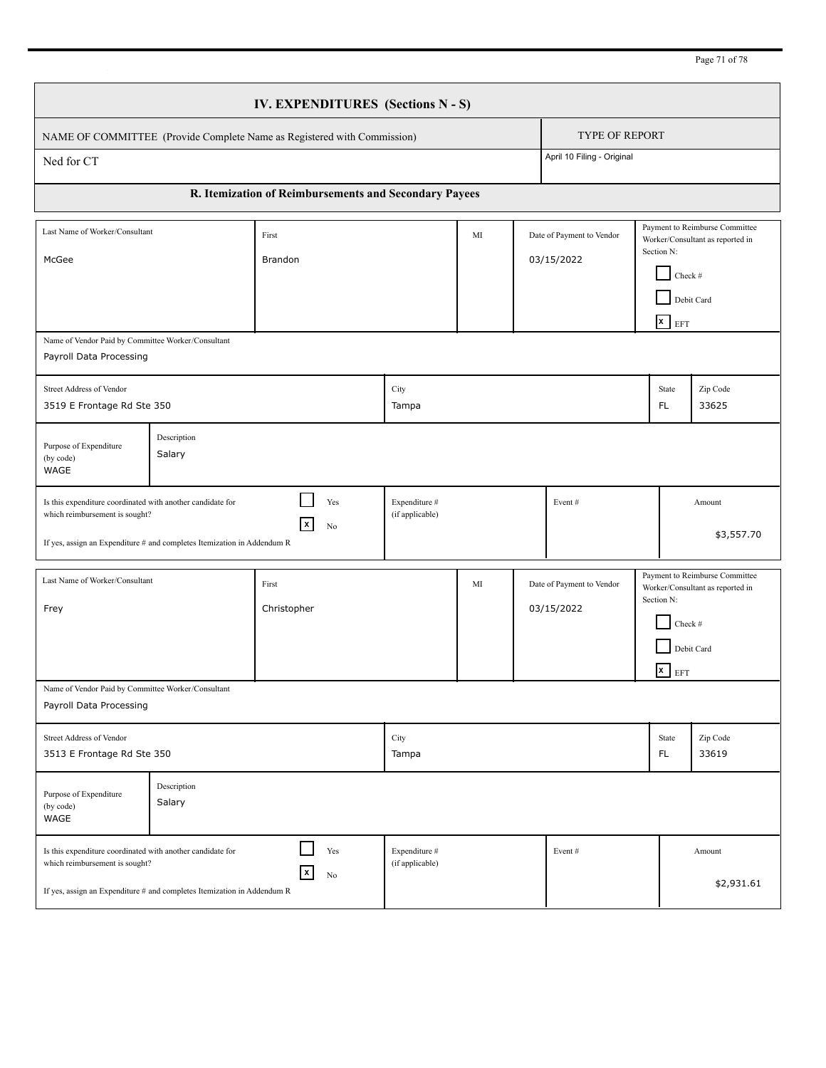## IV. EXPENDITURES (Sections N - S)

| NAME OF COMMITTEE (Provide Complete Name as Registered with Commission) | TYPE OF REPORT |
|---|---|
| Ned for CT | April 10 Filing - Original |

### R. Itemization of Reimbursements and Secondary Payees

| Last Name of Worker/Consultant | First | MI | Date of Payment to Vendor | Payment to Reimburse Committee Worker/Consultant as reported in Section N: |
|---|---|---|---|---|
| McGee | Brandon | | 03/15/2022 | [ ] Check # [ ] Debit Card [x] EFT |

| Name of Vendor Paid by Committee Worker/Consultant | | | |
|---|---|---|---|
| Payroll Data Processing | | | |
| **Street Address of Vendor** | **City** | **State** | **Zip Code** |
| 3519 E Frontage Rd Ste 350 | Tampa | FL | 33625 |

| Purpose of Expenditure (by code) | Description |
|---|---|
| WAGE | Salary |

| Is this expenditure coordinated with another candidate for which reimbursement is sought? If yes, assign an Expenditure # and completes Itemization in Addendum R | Expenditure # (if applicable) | Event # | Amount |
|---|---|---|---|
| [ ] Yes [x] No | | | $3,557.70 |

| Last Name of Worker/Consultant | First | MI | Date of Payment to Vendor | Payment to Reimburse Committee Worker/Consultant as reported in Section N: |
|---|---|---|---|---|
| Frey | Christopher | | 03/15/2022 | [ ] Check # [ ] Debit Card [x] EFT |

| Name of Vendor Paid by Committee Worker/Consultant | | | |
|---|---|---|---|
| Payroll Data Processing | | | |
| **Street Address of Vendor** | **City** | **State** | **Zip Code** |
| 3513 E Frontage Rd Ste 350 | Tampa | FL | 33619 |

| Purpose of Expenditure (by code) | Description |
|---|---|
| WAGE | Salary |

| Is this expenditure coordinated with another candidate for which reimbursement is sought? If yes, assign an Expenditure # and completes Itemization in Addendum R | Expenditure # (if applicable) | Event # | Amount |
|---|---|---|---|
| [ ] Yes [x] No | | | $2,931.61 |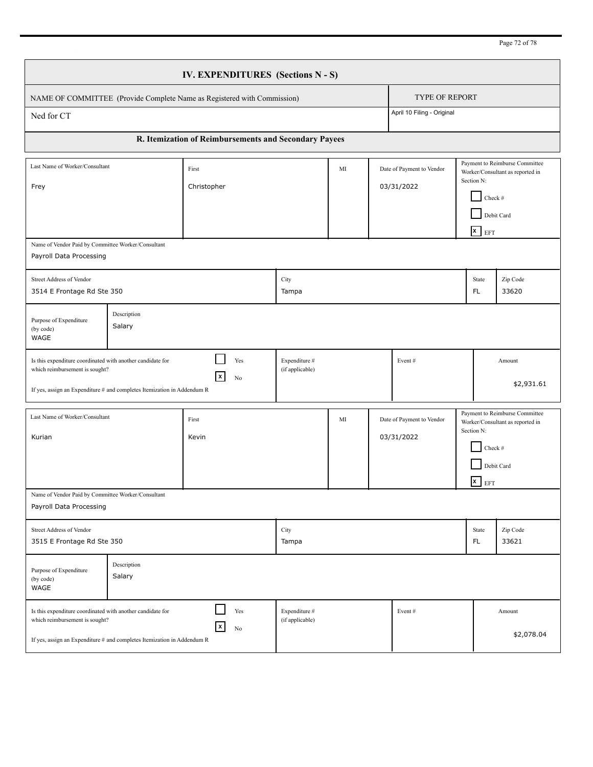## IV. EXPENDITURES (Sections N - S)

| NAME OF COMMITTEE (Provide Complete Name as Registered with Commission) | TYPE OF REPORT |
| --- | --- |
| Ned for CT | April 10 Filing - Original |

### R. Itemization of Reimbursements and Secondary Payees

| Last Name of Worker/Consultant | First | MI | Date of Payment to Vendor | Payment to Reimburse Committee Worker/Consultant as reported in Section N: |
| --- | --- | --- | --- | --- |
| Frey | Christopher | | 03/31/2022 | [ ] Check # [ ] Debit Card [x] EFT |

| Name of Vendor Paid by Committee Worker/Consultant | | |
| --- | --- | --- |
| Payroll Data Processing | | |
| **Street Address of Vendor** | **City** | **State** | **Zip Code** |
| 3514 E Frontage Rd Ste 350 | Tampa | FL | 33620 |

| Purpose of Expenditure (by code) | Description |
| --- | --- |
| WAGE | Salary |

| Is this expenditure coordinated with another candidate for which reimbursement is sought? If yes, assign an Expenditure # and completes Itemization in Addendum R | Expenditure # (if applicable) | Event # | Amount |
| --- | --- | --- | --- |
| [ ] Yes [x] No | | | $2,931.61 |

| Last Name of Worker/Consultant | First | MI | Date of Payment to Vendor | Payment to Reimburse Committee Worker/Consultant as reported in Section N: |
| --- | --- | --- | --- | --- |
| Kurian | Kevin | | 03/31/2022 | [ ] Check # [ ] Debit Card [x] EFT |

| Name of Vendor Paid by Committee Worker/Consultant | | |
| --- | --- | --- |
| Payroll Data Processing | | |
| **Street Address of Vendor** | **City** | **State** | **Zip Code** |
| 3515 E Frontage Rd Ste 350 | Tampa | FL | 33621 |

| Purpose of Expenditure (by code) | Description |
| --- | --- |
| WAGE | Salary |

| Is this expenditure coordinated with another candidate for which reimbursement is sought? If yes, assign an Expenditure # and completes Itemization in Addendum R | Expenditure # (if applicable) | Event # | Amount |
| --- | --- | --- | --- |
| [ ] Yes [x] No | | | $2,078.04 |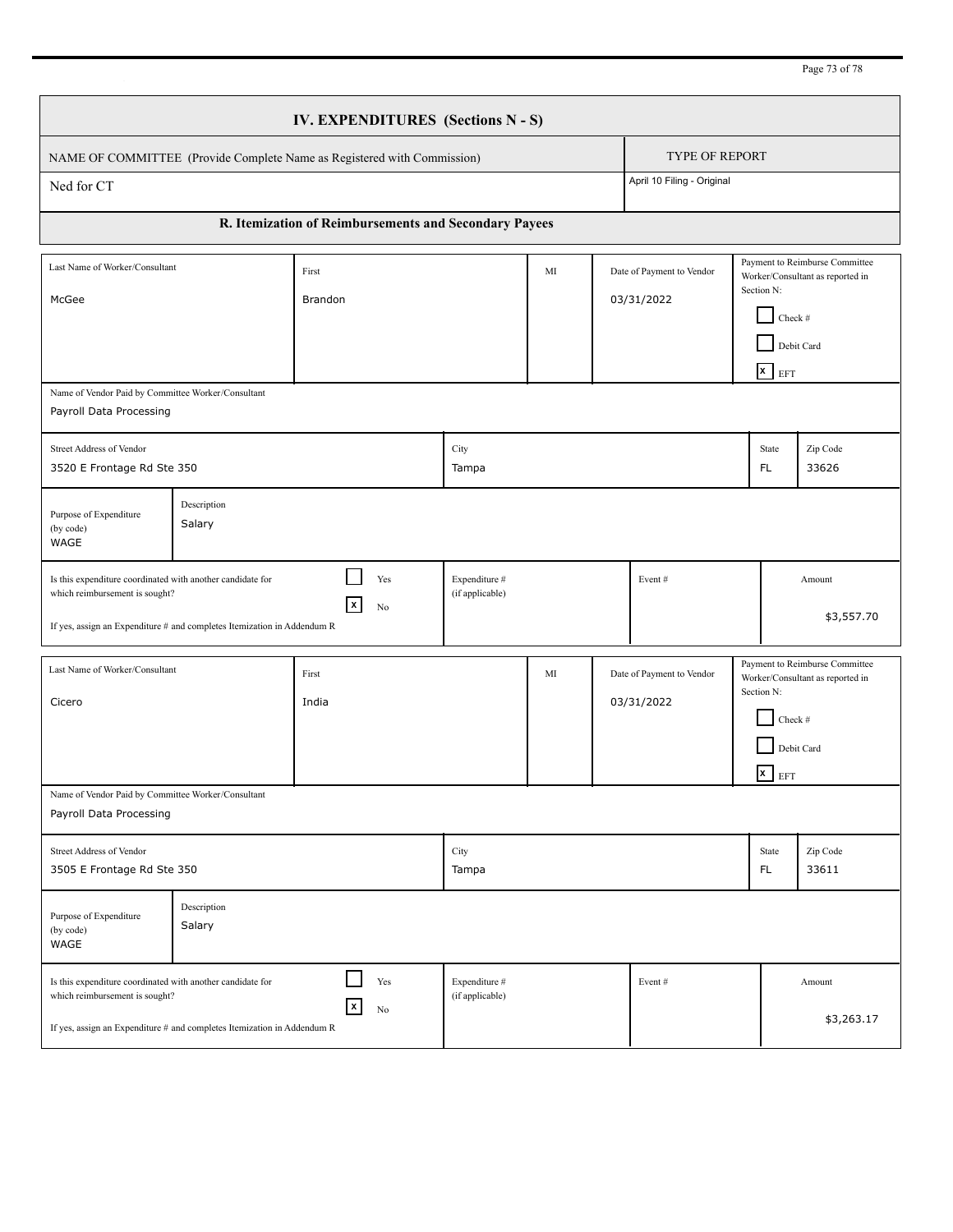## IV. EXPENDITURES (Sections N - S)

| NAME OF COMMITTEE (Provide Complete Name as Registered with Commission) | TYPE OF REPORT |
|---|---|
| Ned for CT | April 10 Filing - Original |

### R. Itemization of Reimbursements and Secondary Payees

| Last Name of Worker/Consultant | First | MI | Date of Payment to Vendor | Payment to Reimburse Committee Worker/Consultant as reported in Section N: |
|---|---|---|---|---|
| McGee | Brandon | | 03/31/2022 | ☐ Check # ☐ Debit Card ☒ EFT |

| Name of Vendor Paid by Committee Worker/Consultant |
|---|
| Payroll Data Processing |

| Street Address of Vendor | City | State | Zip Code |
|---|---|---|---|
| 3520 E Frontage Rd Ste 350 | Tampa | FL | 33626 |

| Purpose of Expenditure (by code) | Description |
|---|---|
| WAGE | Salary |

| Is this expenditure coordinated with another candidate for which reimbursement is sought? If yes, assign an Expenditure # and completes Itemization in Addendum R | | Expenditure # (if applicable) | Event # | Amount |
|---|---|---|---|---|
| | ☐ Yes ☒ No | | | $3,557.70 |

| Last Name of Worker/Consultant | First | MI | Date of Payment to Vendor | Payment to Reimburse Committee Worker/Consultant as reported in Section N: |
|---|---|---|---|---|
| Cicero | India | | 03/31/2022 | ☐ Check # ☐ Debit Card ☒ EFT |

| Name of Vendor Paid by Committee Worker/Consultant |
|---|
| Payroll Data Processing |

| Street Address of Vendor | City | State | Zip Code |
|---|---|---|---|
| 3505 E Frontage Rd Ste 350 | Tampa | FL | 33611 |

| Purpose of Expenditure (by code) | Description |
|---|---|
| WAGE | Salary |

| Is this expenditure coordinated with another candidate for which reimbursement is sought? If yes, assign an Expenditure # and completes Itemization in Addendum R | | Expenditure # (if applicable) | Event # | Amount |
|---|---|---|---|---|
| | ☐ Yes ☒ No | | | $3,263.17 |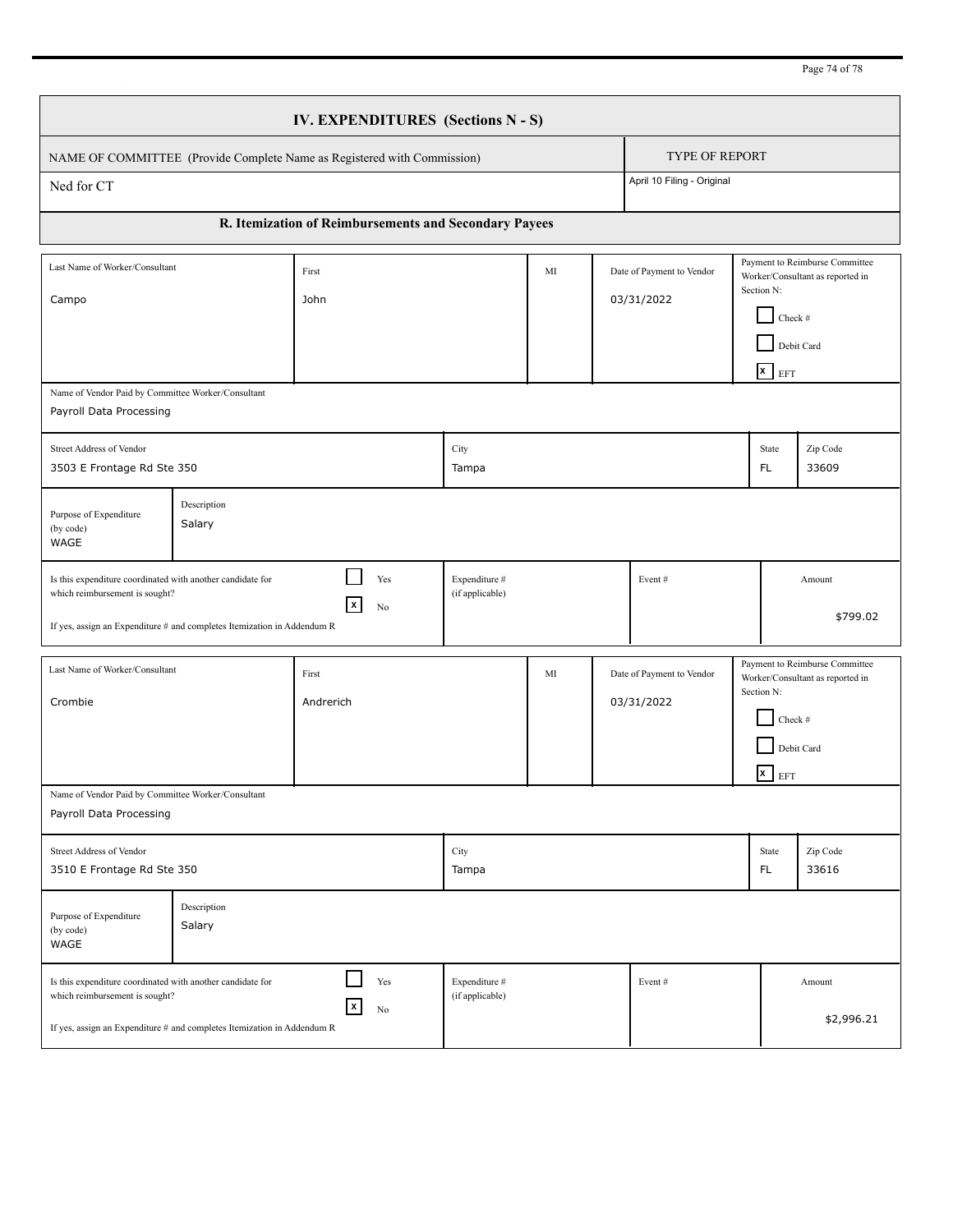## IV. EXPENDITURES (Sections N - S)

| NAME OF COMMITTEE (Provide Complete Name as Registered with Commission) | TYPE OF REPORT |
|---|---|
| Ned for CT | April 10 Filing - Original |

### R. Itemization of Reimbursements and Secondary Payees

| Last Name of Worker/Consultant | First | MI | Date of Payment to Vendor | Payment to Reimburse Committee Worker/Consultant as reported in Section N: |
|---|---|---|---|---|
| Campo | John | | 03/31/2022 | ☐ Check # ☐ Debit Card ☒ EFT |

| Name of Vendor Paid by Committee Worker/Consultant |
|---|
| Payroll Data Processing |

| Street Address of Vendor | City | State | Zip Code |
|---|---|---|---|
| 3503 E Frontage Rd Ste 350 | Tampa | FL | 33609 |

| Purpose of Expenditure (by code) | Description |
|---|---|
| WAGE | Salary |

| Is this expenditure coordinated with another candidate for which reimbursement is sought? If yes, assign an Expenditure # and completes Itemization in Addendum R | Expenditure # (if applicable) | Event # | Amount |
|---|---|---|---|
| ☐ Yes ☒ No | | | $799.02 |

| Last Name of Worker/Consultant | First | MI | Date of Payment to Vendor | Payment to Reimburse Committee Worker/Consultant as reported in Section N: |
|---|---|---|---|---|
| Crombie | Andrerich | | 03/31/2022 | ☐ Check # ☐ Debit Card ☒ EFT |

| Name of Vendor Paid by Committee Worker/Consultant |
|---|
| Payroll Data Processing |

| Street Address of Vendor | City | State | Zip Code |
|---|---|---|---|
| 3510 E Frontage Rd Ste 350 | Tampa | FL | 33616 |

| Purpose of Expenditure (by code) | Description |
|---|---|
| WAGE | Salary |

| Is this expenditure coordinated with another candidate for which reimbursement is sought? If yes, assign an Expenditure # and completes Itemization in Addendum R | Expenditure # (if applicable) | Event # | Amount |
|---|---|---|---|
| ☐ Yes ☒ No | | | $2,996.21 |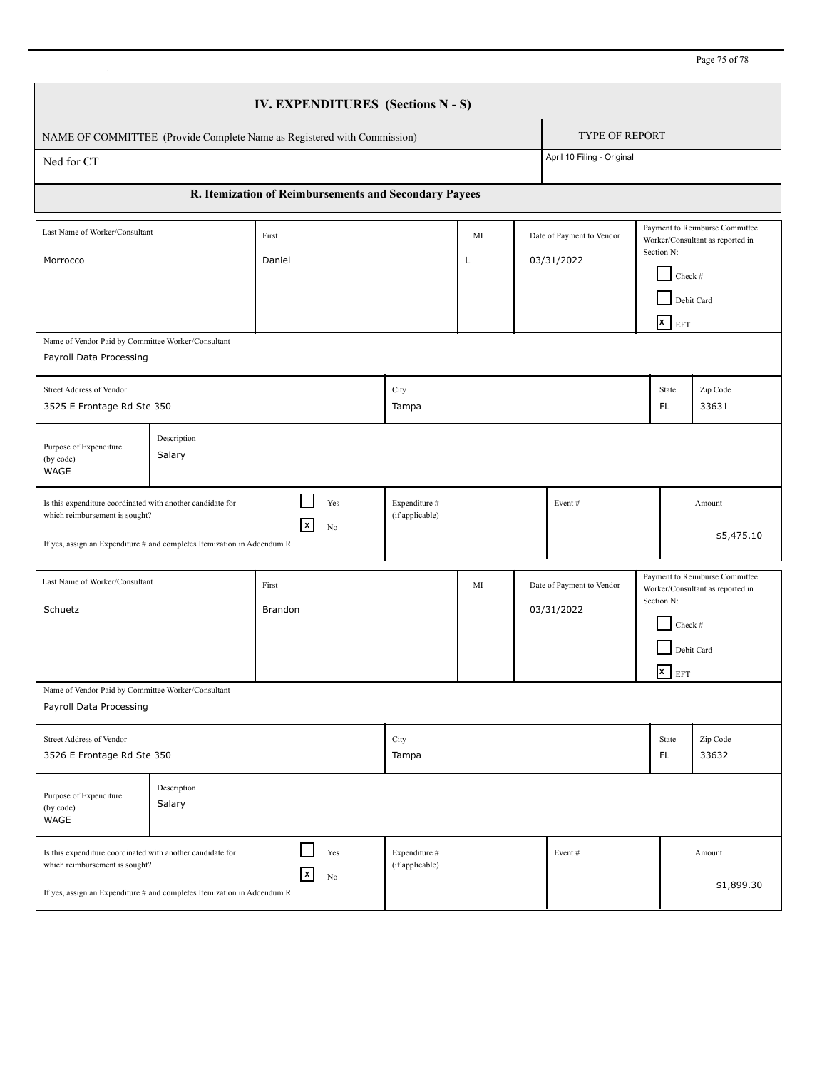# IV. EXPENDITURES (Sections N - S)

| NAME OF COMMITTEE (Provide Complete Name as Registered with Commission) | TYPE OF REPORT |
|---|---|
| Ned for CT | April 10 Filing - Original |

## R. Itemization of Reimbursements and Secondary Payees

| Last Name of Worker/Consultant | First | MI | Date of Payment to Vendor | Payment to Reimburse Committee Worker/Consultant as reported in Section N: |
|---|---|---|---|---|
| Morrocco | Daniel | L | 03/31/2022 | [ ] Check # [ ] Debit Card [x] EFT |

| Name of Vendor Paid by Committee Worker/Consultant |
|---|
| Payroll Data Processing |

| Street Address of Vendor | City | State | Zip Code |
|---|---|---|---|
| 3525 E Frontage Rd Ste 350 | Tampa | FL | 33631 |

| Purpose of Expenditure (by code) | Description |
|---|---|
| WAGE | Salary |

| Is this expenditure coordinated with another candidate for which reimbursement is sought? If yes, assign an Expenditure # and completes Itemization in Addendum R | Expenditure # (if applicable) | Event # | Amount |
|---|---|---|---|
| [ ] Yes [x] No | | | $5,475.10 |

| Last Name of Worker/Consultant | First | MI | Date of Payment to Vendor | Payment to Reimburse Committee Worker/Consultant as reported in Section N: |
|---|---|---|---|---|
| Schuetz | Brandon | | 03/31/2022 | [ ] Check # [ ] Debit Card [x] EFT |

| Name of Vendor Paid by Committee Worker/Consultant |
|---|
| Payroll Data Processing |

| Street Address of Vendor | City | State | Zip Code |
|---|---|---|---|
| 3526 E Frontage Rd Ste 350 | Tampa | FL | 33632 |

| Purpose of Expenditure (by code) | Description |
|---|---|
| WAGE | Salary |

| Is this expenditure coordinated with another candidate for which reimbursement is sought? If yes, assign an Expenditure # and completes Itemization in Addendum R | Expenditure # (if applicable) | Event # | Amount |
|---|---|---|---|
| [ ] Yes [x] No | | | $1,899.30 |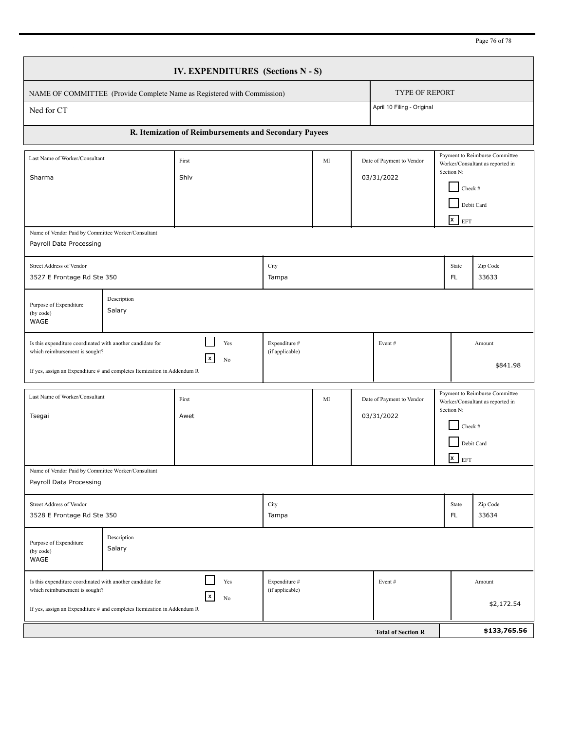## IV. EXPENDITURES (Sections N - S)

| NAME OF COMMITTEE (Provide Complete Name as Registered with Commission) | TYPE OF REPORT |
|---|---|
| Ned for CT | April 10 Filing - Original |

### R. Itemization of Reimbursements and Secondary Payees

| Last Name of Worker/Consultant | First | MI | Date of Payment to Vendor | Payment to Reimburse Committee Worker/Consultant as reported in Section N: |
|---|---|---|---|---|
| Sharma | Shiv | | 03/31/2022 | ☐ Check # ☐ Debit Card ☒ EFT |

| Name of Vendor Paid by Committee Worker/Consultant | | | |
|---|---|---|---|
| Payroll Data Processing | | | |
| **Street Address of Vendor** | **City** | **State** | **Zip Code** |
| 3527 E Frontage Rd Ste 350 | Tampa | FL | 33633 |

| Purpose of Expenditure (by code) | Description |
|---|---|
| WAGE | Salary |

| Is this expenditure coordinated with another candidate for which reimbursement is sought? If yes, assign an Expenditure # and completes Itemization in Addendum R | Expenditure # (if applicable) | Event # | Amount |
|---|---|---|---|
| ☐ Yes ☒ No | | | $841.98 |

| Last Name of Worker/Consultant | First | MI | Date of Payment to Vendor | Payment to Reimburse Committee Worker/Consultant as reported in Section N: |
|---|---|---|---|---|
| Tsegai | Awet | | 03/31/2022 | ☐ Check # ☐ Debit Card ☒ EFT |

| Name of Vendor Paid by Committee Worker/Consultant | | | |
|---|---|---|---|
| Payroll Data Processing | | | |
| **Street Address of Vendor** | **City** | **State** | **Zip Code** |
| 3528 E Frontage Rd Ste 350 | Tampa | FL | 33634 |

| Purpose of Expenditure (by code) | Description |
|---|---|
| WAGE | Salary |

| Is this expenditure coordinated with another candidate for which reimbursement is sought? If yes, assign an Expenditure # and completes Itemization in Addendum R | Expenditure # (if applicable) | Event # | Amount |
|---|---|---|---|
| ☐ Yes ☒ No | | | $2,172.54 |

| Total of Section R | **$133,765.56** |
|---|---|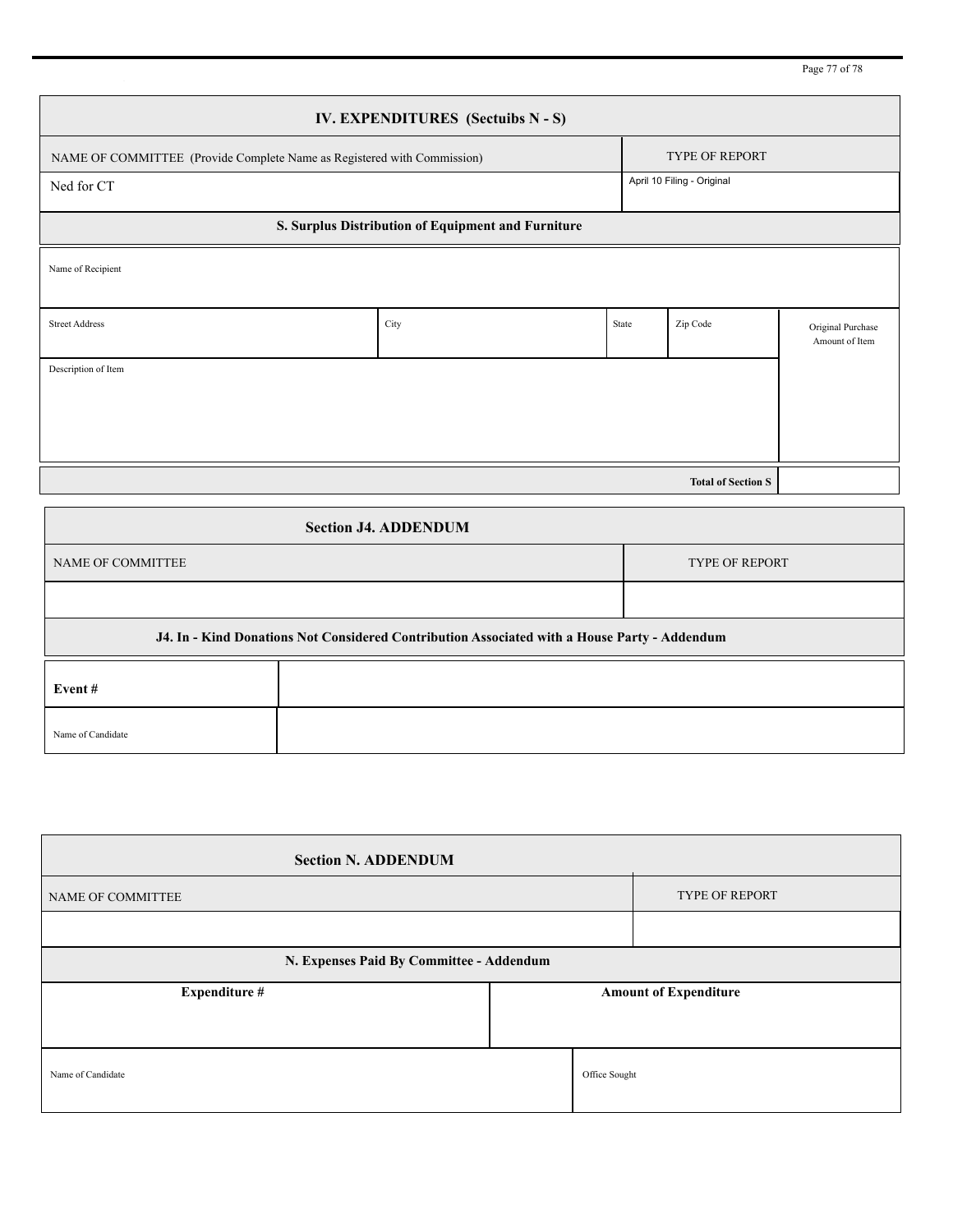## IV. EXPENDITURES (Sectuibs N - S)

| NAME OF COMMITTEE (Provide Complete Name as Registered with Commission) | TYPE OF REPORT |
|---|---|
| Ned for CT | April 10 Filing - Original |

### S. Surplus Distribution of Equipment and Furniture

| Name of Recipient | | | | |
|---|---|---|---|---|
| | | | | |
| **Street Address** | **City** | **State** | **Zip Code** | **Original Purchase Amount of Item** |
| | | | | |
| **Description of Item** | | | | |
| | | | | |
| | | | **Total of Section S** | |

### Section J4. ADDENDUM

| NAME OF COMMITTEE | TYPE OF REPORT |
|---|---|
| | |

#### J4. In - Kind Donations Not Considered Contribution Associated with a House Party - Addendum

| | |
|---|---|
| **Event #** | |
| Name of Candidate | |

### Section N. ADDENDUM

| NAME OF COMMITTEE | TYPE OF REPORT |
|---|---|
| | |

#### N. Expenses Paid By Committee - Addendum

| Expenditure # | Amount of Expenditure |
|---|---|
| | |
| **Name of Candidate** | **Office Sought** |
| | |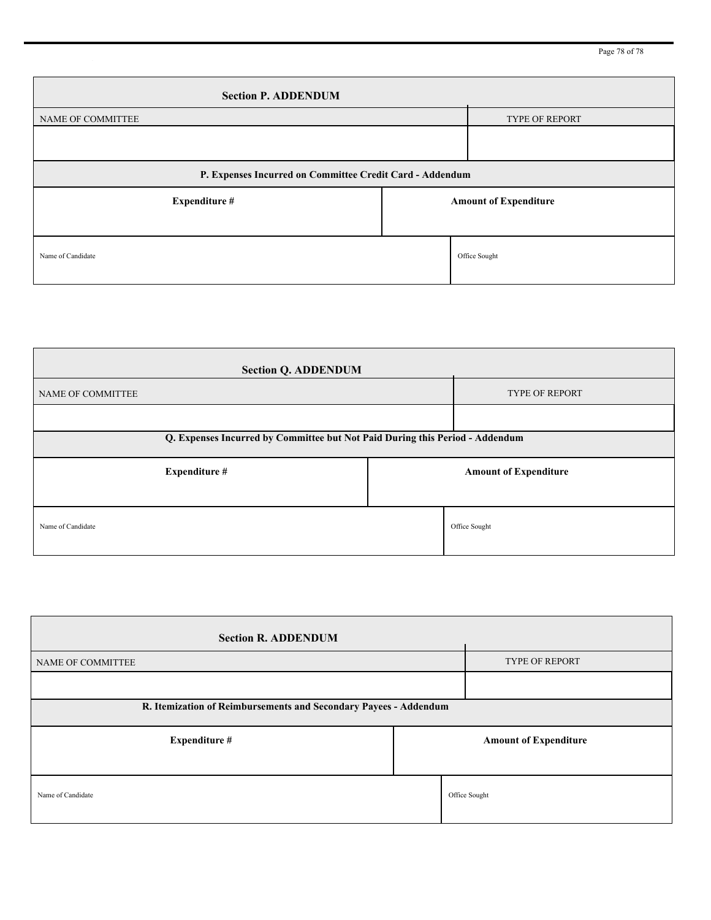## Section P. ADDENDUM

| NAME OF COMMITTEE | TYPE OF REPORT |
| --- | --- |
| | |

### P. Expenses Incurred on Committee Credit Card - Addendum

| Expenditure # | Amount of Expenditure |
| --- | --- |
| | |

| Name of Candidate | Office Sought |
| --- | --- |
| | |

## Section Q. ADDENDUM

| NAME OF COMMITTEE | TYPE OF REPORT |
| --- | --- |
| | |

### Q. Expenses Incurred by Committee but Not Paid During this Period - Addendum

| Expenditure # | Amount of Expenditure |
| --- | --- |
| | |

| Name of Candidate | Office Sought |
| --- | --- |
| | |

## Section R. ADDENDUM

| NAME OF COMMITTEE | TYPE OF REPORT |
| --- | --- |
| | |

### R. Itemization of Reimbursements and Secondary Payees - Addendum

| Expenditure # | Amount of Expenditure |
| --- | --- |
| | |

| Name of Candidate | Office Sought |
| --- | --- |
| | |